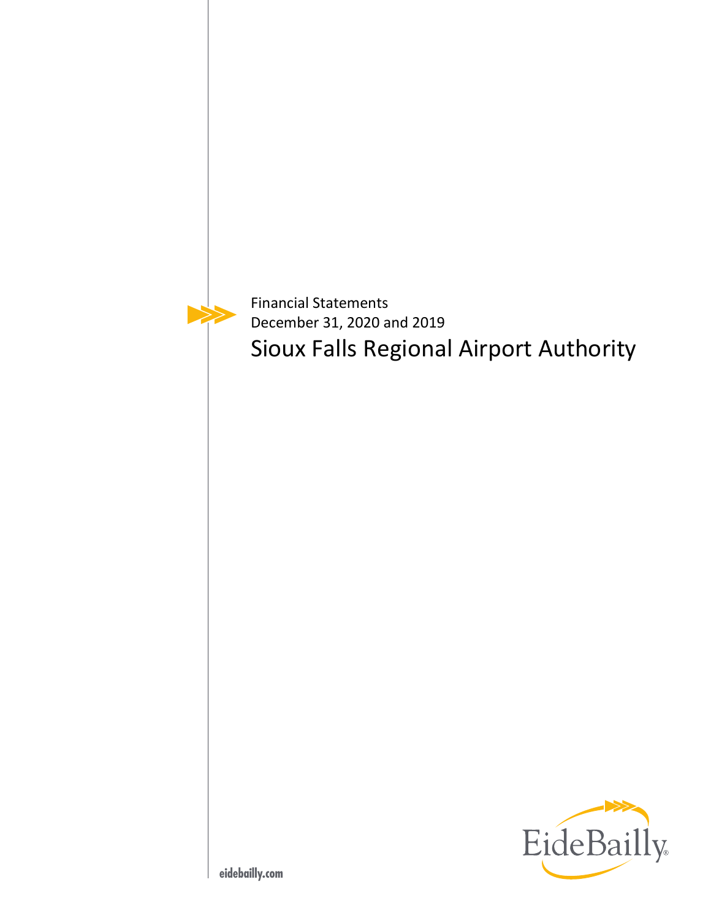Financial Statements

December 31, 2020 and 2019

# Sioux Falls Regional Airport Authority

EideBailly

eidebailly.com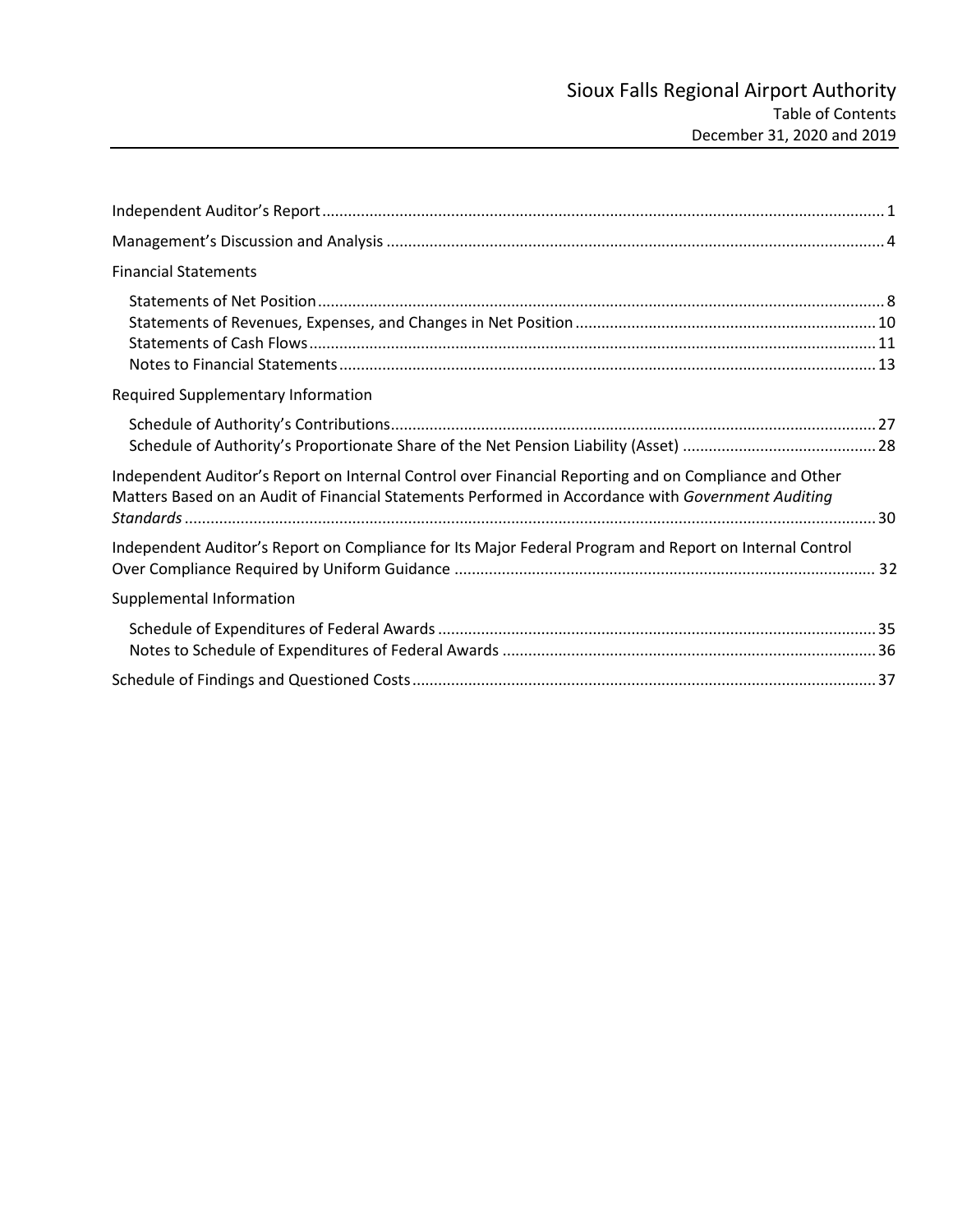# Sioux Falls Regional Airport Authority
## Table of Contents
## December 31, 2020 and 2019

| | |
|---|---|
| Independent Auditor's Report | 1 |
| Management's Discussion and Analysis | 4 |
| **Financial Statements** | |
| Statements of Net Position | 8 |
| Statements of Revenues, Expenses, and Changes in Net Position | 10 |
| Statements of Cash Flows | 11 |
| Notes to Financial Statements | 13 |
| **Required Supplementary Information** | |
| Schedule of Authority's Contributions | 27 |
| Schedule of Authority's Proportionate Share of the Net Pension Liability (Asset) | 28 |
| Independent Auditor's Report on Internal Control over Financial Reporting and on Compliance and Other Matters Based on an Audit of Financial Statements Performed in Accordance with *Government Auditing Standards* | 30 |
| Independent Auditor's Report on Compliance for Its Major Federal Program and Report on Internal Control Over Compliance Required by Uniform Guidance | 32 |
| **Supplemental Information** | |
| Schedule of Expenditures of Federal Awards | 35 |
| Notes to Schedule of Expenditures of Federal Awards | 36 |
| Schedule of Findings and Questioned Costs | 37 |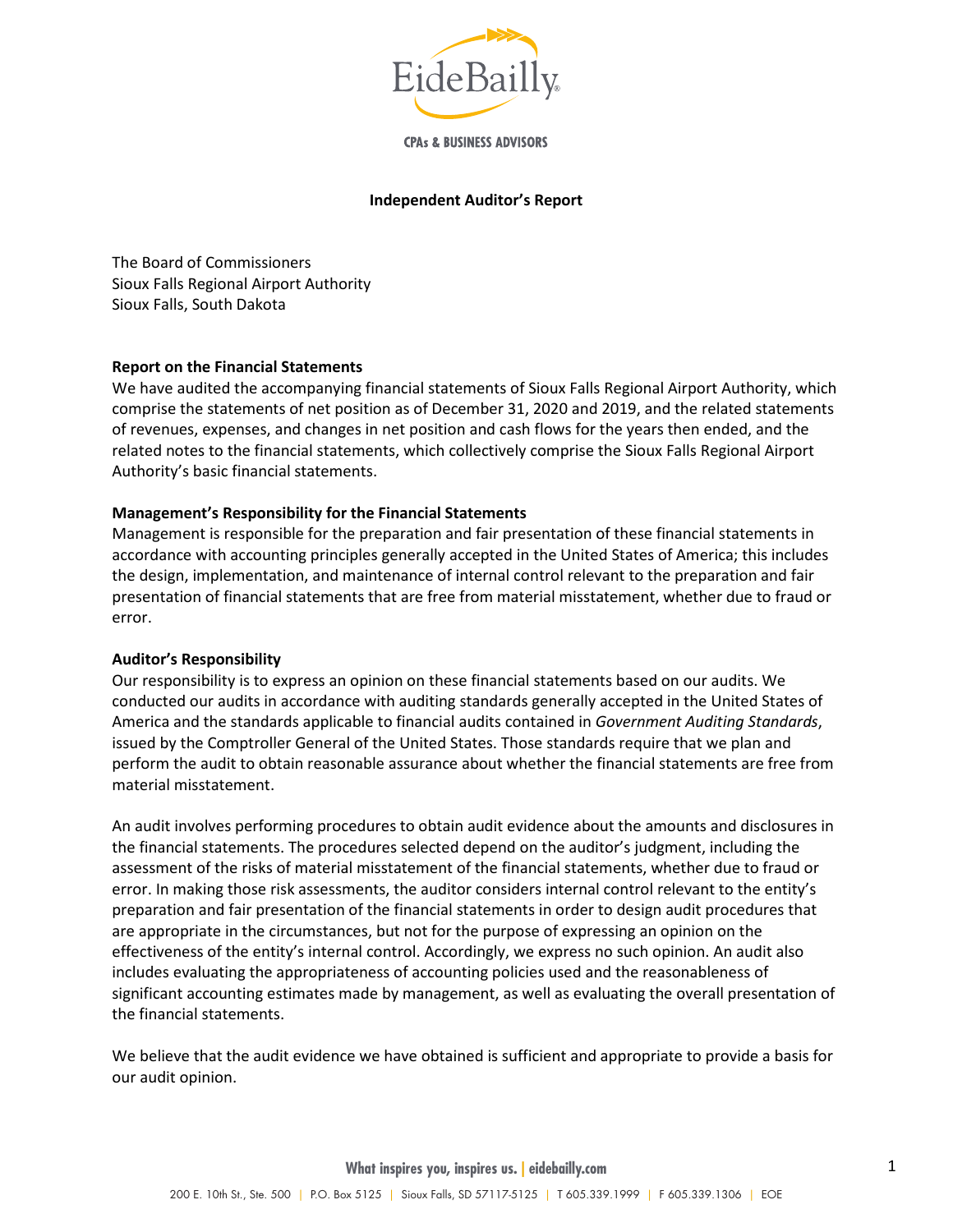CPAs & BUSINESS ADVISORS

## Independent Auditor's Report

The Board of Commissioners
Sioux Falls Regional Airport Authority
Sioux Falls, South Dakota

### Report on the Financial Statements

We have audited the accompanying financial statements of Sioux Falls Regional Airport Authority, which comprise the statements of net position as of December 31, 2020 and 2019, and the related statements of revenues, expenses, and changes in net position and cash flows for the years then ended, and the related notes to the financial statements, which collectively comprise the Sioux Falls Regional Airport Authority's basic financial statements.

### Management's Responsibility for the Financial Statements

Management is responsible for the preparation and fair presentation of these financial statements in accordance with accounting principles generally accepted in the United States of America; this includes the design, implementation, and maintenance of internal control relevant to the preparation and fair presentation of financial statements that are free from material misstatement, whether due to fraud or error.

### Auditor's Responsibility

Our responsibility is to express an opinion on these financial statements based on our audits. We conducted our audits in accordance with auditing standards generally accepted in the United States of America and the standards applicable to financial audits contained in *Government Auditing Standards*, issued by the Comptroller General of the United States. Those standards require that we plan and perform the audit to obtain reasonable assurance about whether the financial statements are free from material misstatement.

An audit involves performing procedures to obtain audit evidence about the amounts and disclosures in the financial statements. The procedures selected depend on the auditor's judgment, including the assessment of the risks of material misstatement of the financial statements, whether due to fraud or error. In making those risk assessments, the auditor considers internal control relevant to the entity's preparation and fair presentation of the financial statements in order to design audit procedures that are appropriate in the circumstances, but not for the purpose of expressing an opinion on the effectiveness of the entity's internal control. Accordingly, we express no such opinion. An audit also includes evaluating the appropriateness of accounting policies used and the reasonableness of significant accounting estimates made by management, as well as evaluating the overall presentation of the financial statements.

We believe that the audit evidence we have obtained is sufficient and appropriate to provide a basis for our audit opinion.

What inspires you, inspires us. | eidebailly.com

200 E. 10th St., Ste. 500 | P.O. Box 5125 | Sioux Falls, SD 57117-5125 | T 605.339.1999 | F 605.339.1306 | EOE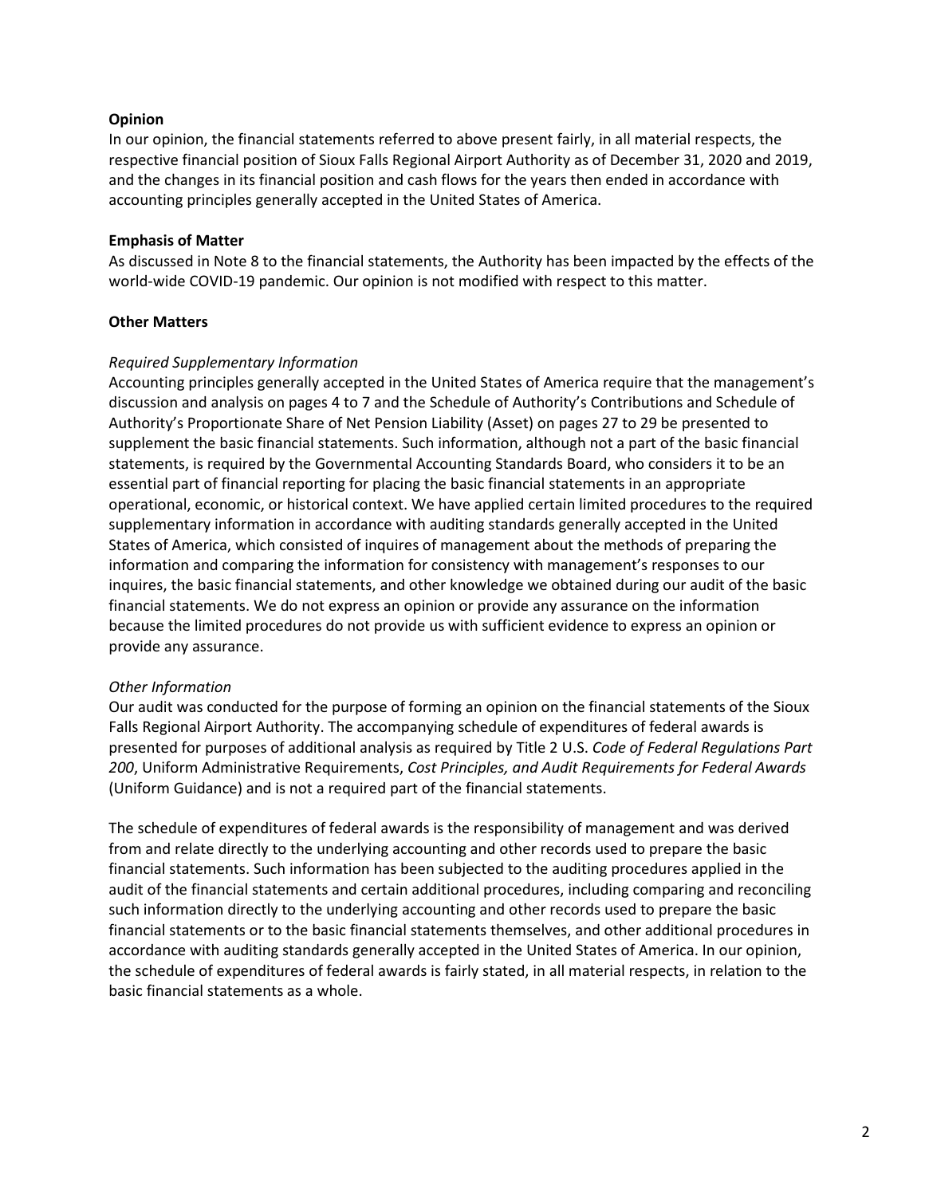**Opinion**

In our opinion, the financial statements referred to above present fairly, in all material respects, the respective financial position of Sioux Falls Regional Airport Authority as of December 31, 2020 and 2019, and the changes in its financial position and cash flows for the years then ended in accordance with accounting principles generally accepted in the United States of America.

**Emphasis of Matter**

As discussed in Note 8 to the financial statements, the Authority has been impacted by the effects of the world-wide COVID-19 pandemic. Our opinion is not modified with respect to this matter.

**Other Matters**

*Required Supplementary Information*

Accounting principles generally accepted in the United States of America require that the management's discussion and analysis on pages 4 to 7 and the Schedule of Authority's Contributions and Schedule of Authority's Proportionate Share of Net Pension Liability (Asset) on pages 27 to 29 be presented to supplement the basic financial statements. Such information, although not a part of the basic financial statements, is required by the Governmental Accounting Standards Board, who considers it to be an essential part of financial reporting for placing the basic financial statements in an appropriate operational, economic, or historical context. We have applied certain limited procedures to the required supplementary information in accordance with auditing standards generally accepted in the United States of America, which consisted of inquires of management about the methods of preparing the information and comparing the information for consistency with management's responses to our inquires, the basic financial statements, and other knowledge we obtained during our audit of the basic financial statements. We do not express an opinion or provide any assurance on the information because the limited procedures do not provide us with sufficient evidence to express an opinion or provide any assurance.

*Other Information*

Our audit was conducted for the purpose of forming an opinion on the financial statements of the Sioux Falls Regional Airport Authority. The accompanying schedule of expenditures of federal awards is presented for purposes of additional analysis as required by Title 2 U.S. *Code of Federal Regulations Part 200*, Uniform Administrative Requirements, *Cost Principles, and Audit Requirements for Federal Awards* (Uniform Guidance) and is not a required part of the financial statements.

The schedule of expenditures of federal awards is the responsibility of management and was derived from and relate directly to the underlying accounting and other records used to prepare the basic financial statements. Such information has been subjected to the auditing procedures applied in the audit of the financial statements and certain additional procedures, including comparing and reconciling such information directly to the underlying accounting and other records used to prepare the basic financial statements or to the basic financial statements themselves, and other additional procedures in accordance with auditing standards generally accepted in the United States of America. In our opinion, the schedule of expenditures of federal awards is fairly stated, in all material respects, in relation to the basic financial statements as a whole.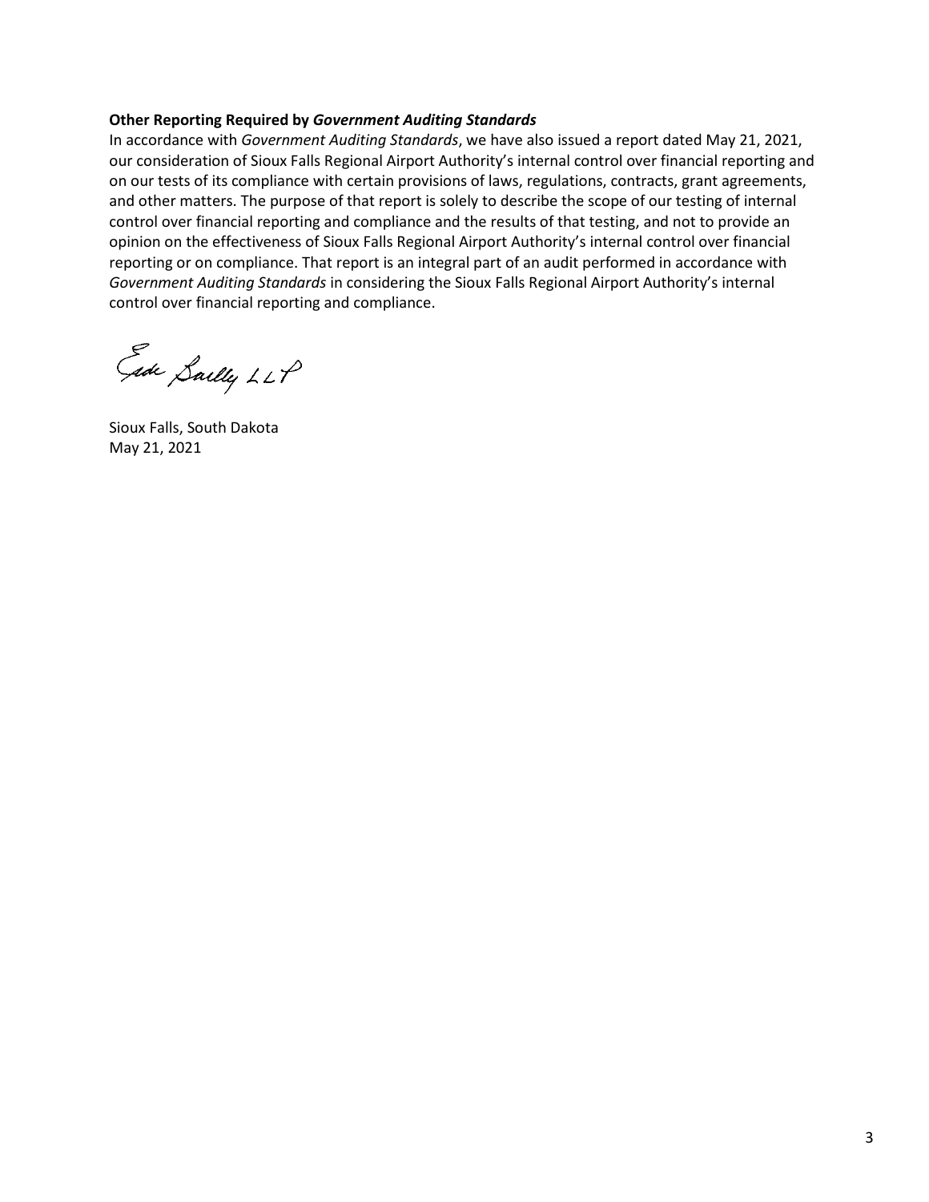**Other Reporting Required by *Government Auditing Standards***

In accordance with *Government Auditing Standards*, we have also issued a report dated May 21, 2021, our consideration of Sioux Falls Regional Airport Authority's internal control over financial reporting and on our tests of its compliance with certain provisions of laws, regulations, contracts, grant agreements, and other matters. The purpose of that report is solely to describe the scope of our testing of internal control over financial reporting and compliance and the results of that testing, and not to provide an opinion on the effectiveness of Sioux Falls Regional Airport Authority's internal control over financial reporting or on compliance. That report is an integral part of an audit performed in accordance with *Government Auditing Standards* in considering the Sioux Falls Regional Airport Authority's internal control over financial reporting and compliance.

Eide Bailly LLP

Sioux Falls, South Dakota
May 21, 2021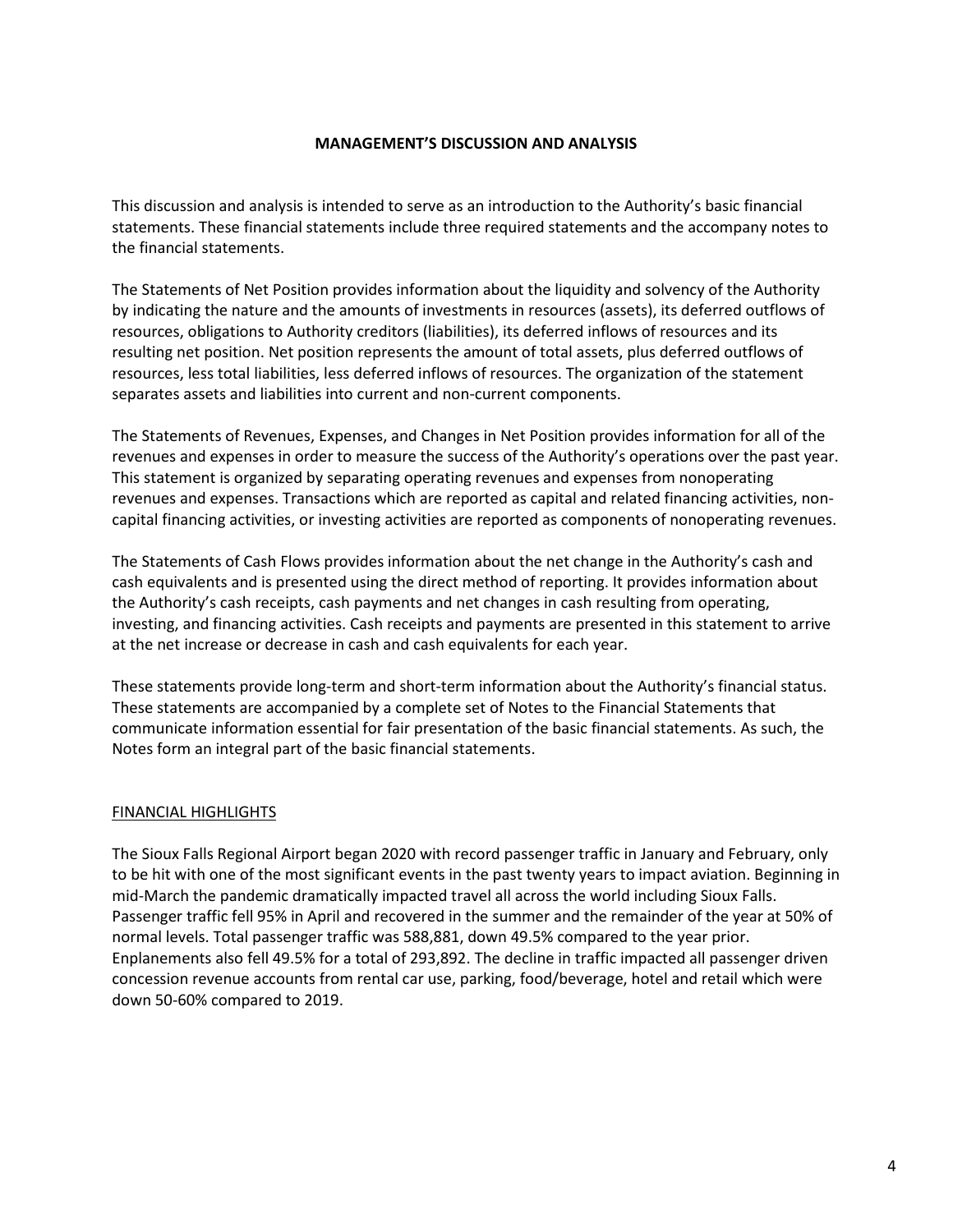# MANAGEMENT'S DISCUSSION AND ANALYSIS

This discussion and analysis is intended to serve as an introduction to the Authority's basic financial statements. These financial statements include three required statements and the accompany notes to the financial statements.

The Statements of Net Position provides information about the liquidity and solvency of the Authority by indicating the nature and the amounts of investments in resources (assets), its deferred outflows of resources, obligations to Authority creditors (liabilities), its deferred inflows of resources and its resulting net position. Net position represents the amount of total assets, plus deferred outflows of resources, less total liabilities, less deferred inflows of resources. The organization of the statement separates assets and liabilities into current and non-current components.

The Statements of Revenues, Expenses, and Changes in Net Position provides information for all of the revenues and expenses in order to measure the success of the Authority's operations over the past year. This statement is organized by separating operating revenues and expenses from nonoperating revenues and expenses. Transactions which are reported as capital and related financing activities, non-capital financing activities, or investing activities are reported as components of nonoperating revenues.

The Statements of Cash Flows provides information about the net change in the Authority's cash and cash equivalents and is presented using the direct method of reporting. It provides information about the Authority's cash receipts, cash payments and net changes in cash resulting from operating, investing, and financing activities. Cash receipts and payments are presented in this statement to arrive at the net increase or decrease in cash and cash equivalents for each year.

These statements provide long-term and short-term information about the Authority's financial status. These statements are accompanied by a complete set of Notes to the Financial Statements that communicate information essential for fair presentation of the basic financial statements. As such, the Notes form an integral part of the basic financial statements.

## FINANCIAL HIGHLIGHTS

The Sioux Falls Regional Airport began 2020 with record passenger traffic in January and February, only to be hit with one of the most significant events in the past twenty years to impact aviation. Beginning in mid-March the pandemic dramatically impacted travel all across the world including Sioux Falls. Passenger traffic fell 95% in April and recovered in the summer and the remainder of the year at 50% of normal levels. Total passenger traffic was 588,881, down 49.5% compared to the year prior. Enplanements also fell 49.5% for a total of 293,892. The decline in traffic impacted all passenger driven concession revenue accounts from rental car use, parking, food/beverage, hotel and retail which were down 50-60% compared to 2019.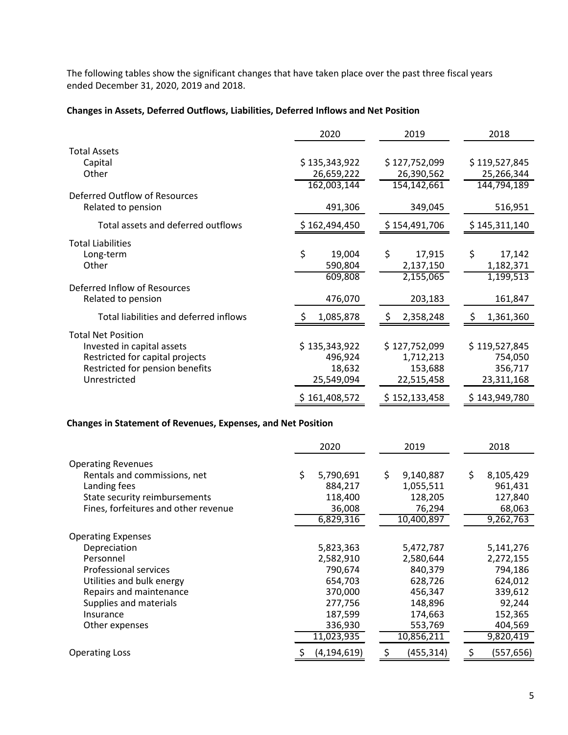The following tables show the significant changes that have taken place over the past three fiscal years ended December 31, 2020, 2019 and 2018.

**Changes in Assets, Deferred Outflows, Liabilities, Deferred Inflows and Net Position**

| | 2020 | 2019 | 2018 |
|---|---|---|---|
| Total Assets | | | |
| Capital | $ 135,343,922 | $ 127,752,099 | $ 119,527,845 |
| Other | 26,659,222 | 26,390,562 | 25,266,344 |
| | 162,003,144 | 154,142,661 | 144,794,189 |
| Deferred Outflow of Resources | | | |
| Related to pension | 491,306 | 349,045 | 516,951 |
| Total assets and deferred outflows | $ 162,494,450 | $ 154,491,706 | $ 145,311,140 |
| Total Liabilities | | | |
| Long-term | $ 19,004 | $ 17,915 | $ 17,142 |
| Other | 590,804 | 2,137,150 | 1,182,371 |
| | 609,808 | 2,155,065 | 1,199,513 |
| Deferred Inflow of Resources | | | |
| Related to pension | 476,070 | 203,183 | 161,847 |
| Total liabilities and deferred inflows | $ 1,085,878 | $ 2,358,248 | $ 1,361,360 |
| Total Net Position | | | |
| Invested in capital assets | $ 135,343,922 | $ 127,752,099 | $ 119,527,845 |
| Restricted for capital projects | 496,924 | 1,712,213 | 754,050 |
| Restricted for pension benefits | 18,632 | 153,688 | 356,717 |
| Unrestricted | 25,549,094 | 22,515,458 | 23,311,168 |
| | $ 161,408,572 | $ 152,133,458 | $ 143,949,780 |

**Changes in Statement of Revenues, Expenses, and Net Position**

| | 2020 | 2019 | 2018 |
|---|---|---|---|
| Operating Revenues | | | |
| Rentals and commissions, net | $ 5,790,691 | $ 9,140,887 | $ 8,105,429 |
| Landing fees | 884,217 | 1,055,511 | 961,431 |
| State security reimbursements | 118,400 | 128,205 | 127,840 |
| Fines, forfeitures and other revenue | 36,008 | 76,294 | 68,063 |
| | 6,829,316 | 10,400,897 | 9,262,763 |
| Operating Expenses | | | |
| Depreciation | 5,823,363 | 5,472,787 | 5,141,276 |
| Personnel | 2,582,910 | 2,580,644 | 2,272,155 |
| Professional services | 790,674 | 840,379 | 794,186 |
| Utilities and bulk energy | 654,703 | 628,726 | 624,012 |
| Repairs and maintenance | 370,000 | 456,347 | 339,612 |
| Supplies and materials | 277,756 | 148,896 | 92,244 |
| Insurance | 187,599 | 174,663 | 152,365 |
| Other expenses | 336,930 | 553,769 | 404,569 |
| | 11,023,935 | 10,856,211 | 9,820,419 |
| Operating Loss | $ (4,194,619) | $ (455,314) | $ (557,656) |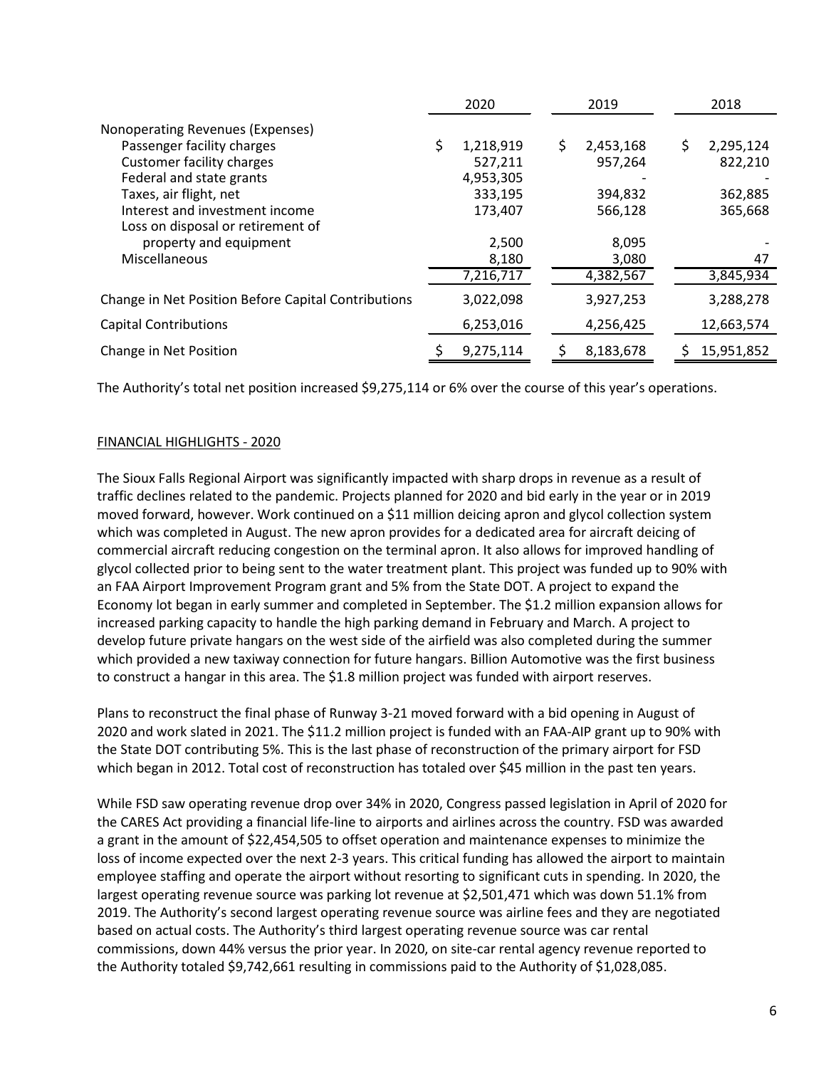| | 2020 | 2019 | 2018 |
|---|---|---|---|
| Nonoperating Revenues (Expenses) | | | |
| Passenger facility charges | $ 1,218,919 | $ 2,453,168 | $ 2,295,124 |
| Customer facility charges | 527,211 | 957,264 | 822,210 |
| Federal and state grants | 4,953,305 | - | - |
| Taxes, air flight, net | 333,195 | 394,832 | 362,885 |
| Interest and investment income | 173,407 | 566,128 | 365,668 |
| Loss on disposal or retirement of property and equipment | 2,500 | 8,095 | - |
| Miscellaneous | 8,180 | 3,080 | 47 |
| | 7,216,717 | 4,382,567 | 3,845,934 |
| Change in Net Position Before Capital Contributions | 3,022,098 | 3,927,253 | 3,288,278 |
| Capital Contributions | 6,253,016 | 4,256,425 | 12,663,574 |
| Change in Net Position | $ 9,275,114 | $ 8,183,678 | $ 15,951,852 |

The Authority's total net position increased $9,275,114 or 6% over the course of this year's operations.

## FINANCIAL HIGHLIGHTS - 2020

The Sioux Falls Regional Airport was significantly impacted with sharp drops in revenue as a result of traffic declines related to the pandemic. Projects planned for 2020 and bid early in the year or in 2019 moved forward, however. Work continued on a $11 million deicing apron and glycol collection system which was completed in August. The new apron provides for a dedicated area for aircraft deicing of commercial aircraft reducing congestion on the terminal apron. It also allows for improved handling of glycol collected prior to being sent to the water treatment plant. This project was funded up to 90% with an FAA Airport Improvement Program grant and 5% from the State DOT. A project to expand the Economy lot began in early summer and completed in September. The $1.2 million expansion allows for increased parking capacity to handle the high parking demand in February and March. A project to develop future private hangars on the west side of the airfield was also completed during the summer which provided a new taxiway connection for future hangars. Billion Automotive was the first business to construct a hangar in this area. The $1.8 million project was funded with airport reserves.

Plans to reconstruct the final phase of Runway 3-21 moved forward with a bid opening in August of 2020 and work slated in 2021. The $11.2 million project is funded with an FAA-AIP grant up to 90% with the State DOT contributing 5%. This is the last phase of reconstruction of the primary airport for FSD which began in 2012. Total cost of reconstruction has totaled over $45 million in the past ten years.

While FSD saw operating revenue drop over 34% in 2020, Congress passed legislation in April of 2020 for the CARES Act providing a financial life-line to airports and airlines across the country. FSD was awarded a grant in the amount of $22,454,505 to offset operation and maintenance expenses to minimize the loss of income expected over the next 2-3 years. This critical funding has allowed the airport to maintain employee staffing and operate the airport without resorting to significant cuts in spending. In 2020, the largest operating revenue source was parking lot revenue at $2,501,471 which was down 51.1% from 2019. The Authority's second largest operating revenue source was airline fees and they are negotiated based on actual costs. The Authority's third largest operating revenue source was car rental commissions, down 44% versus the prior year. In 2020, on site-car rental agency revenue reported to the Authority totaled $9,742,661 resulting in commissions paid to the Authority of $1,028,085.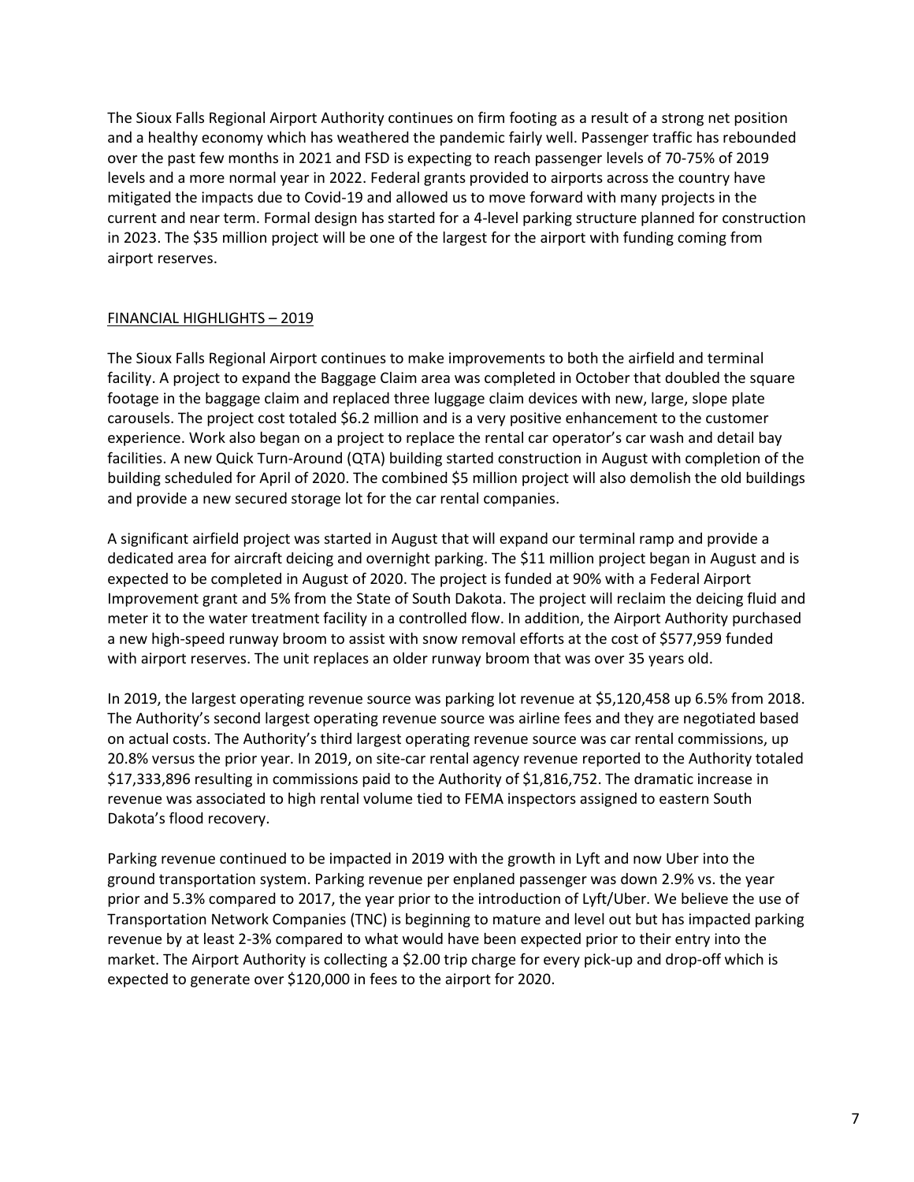The Sioux Falls Regional Airport Authority continues on firm footing as a result of a strong net position and a healthy economy which has weathered the pandemic fairly well. Passenger traffic has rebounded over the past few months in 2021 and FSD is expecting to reach passenger levels of 70-75% of 2019 levels and a more normal year in 2022. Federal grants provided to airports across the country have mitigated the impacts due to Covid-19 and allowed us to move forward with many projects in the current and near term. Formal design has started for a 4-level parking structure planned for construction in 2023. The $35 million project will be one of the largest for the airport with funding coming from airport reserves.

## FINANCIAL HIGHLIGHTS – 2019

The Sioux Falls Regional Airport continues to make improvements to both the airfield and terminal facility. A project to expand the Baggage Claim area was completed in October that doubled the square footage in the baggage claim and replaced three luggage claim devices with new, large, slope plate carousels. The project cost totaled $6.2 million and is a very positive enhancement to the customer experience. Work also began on a project to replace the rental car operator's car wash and detail bay facilities. A new Quick Turn-Around (QTA) building started construction in August with completion of the building scheduled for April of 2020. The combined $5 million project will also demolish the old buildings and provide a new secured storage lot for the car rental companies.

A significant airfield project was started in August that will expand our terminal ramp and provide a dedicated area for aircraft deicing and overnight parking. The $11 million project began in August and is expected to be completed in August of 2020. The project is funded at 90% with a Federal Airport Improvement grant and 5% from the State of South Dakota. The project will reclaim the deicing fluid and meter it to the water treatment facility in a controlled flow. In addition, the Airport Authority purchased a new high-speed runway broom to assist with snow removal efforts at the cost of $577,959 funded with airport reserves. The unit replaces an older runway broom that was over 35 years old.

In 2019, the largest operating revenue source was parking lot revenue at $5,120,458 up 6.5% from 2018. The Authority's second largest operating revenue source was airline fees and they are negotiated based on actual costs. The Authority's third largest operating revenue source was car rental commissions, up 20.8% versus the prior year. In 2019, on site-car rental agency revenue reported to the Authority totaled $17,333,896 resulting in commissions paid to the Authority of $1,816,752. The dramatic increase in revenue was associated to high rental volume tied to FEMA inspectors assigned to eastern South Dakota's flood recovery.

Parking revenue continued to be impacted in 2019 with the growth in Lyft and now Uber into the ground transportation system. Parking revenue per enplaned passenger was down 2.9% vs. the year prior and 5.3% compared to 2017, the year prior to the introduction of Lyft/Uber. We believe the use of Transportation Network Companies (TNC) is beginning to mature and level out but has impacted parking revenue by at least 2-3% compared to what would have been expected prior to their entry into the market. The Airport Authority is collecting a $2.00 trip charge for every pick-up and drop-off which is expected to generate over $120,000 in fees to the airport for 2020.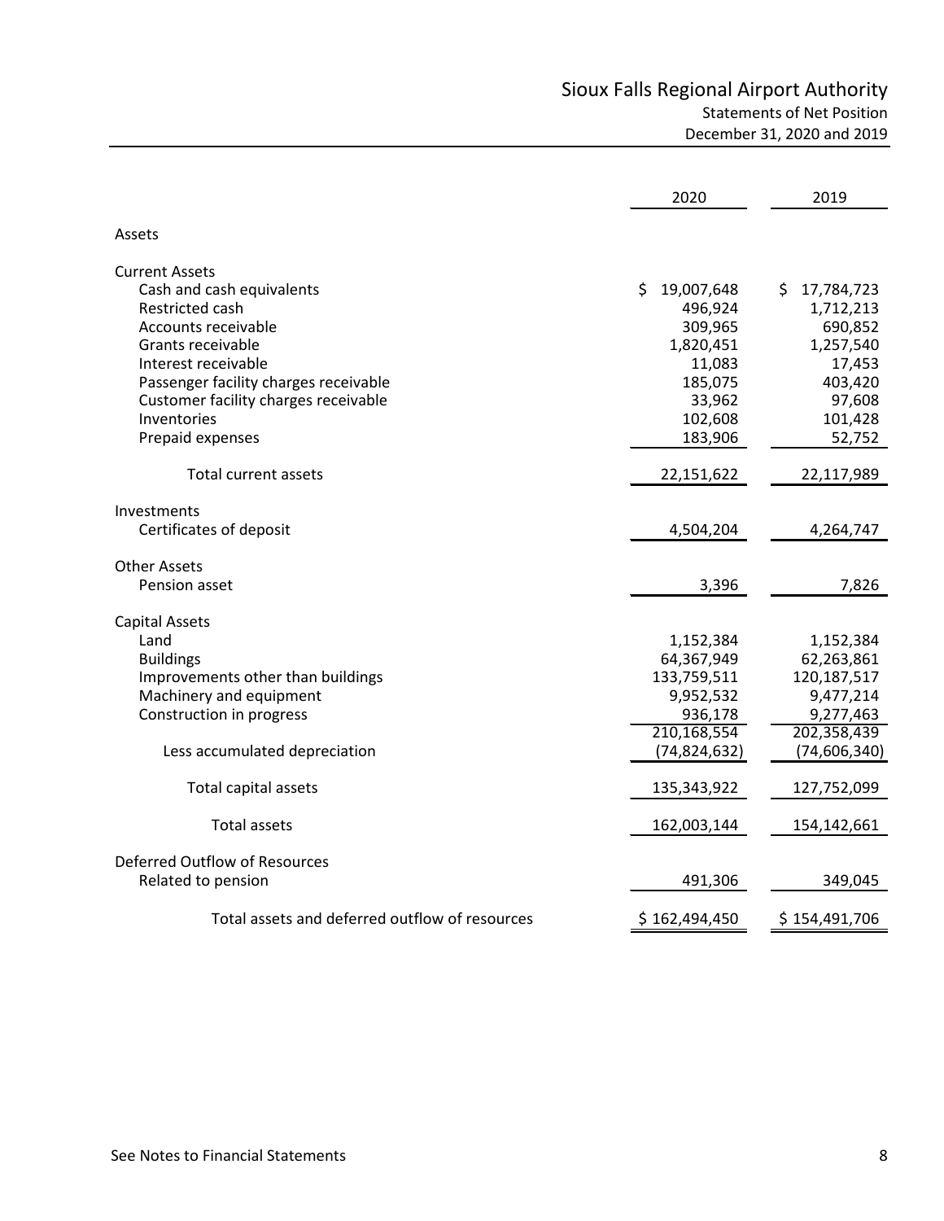# Sioux Falls Regional Airport Authority

## Statements of Net Position

### December 31, 2020 and 2019

| | 2020 | 2019 |
|---|---|---|
| **Assets** | | |
| **Current Assets** | | |
| Cash and cash equivalents | $ 19,007,648 | $ 17,784,723 |
| Restricted cash | 496,924 | 1,712,213 |
| Accounts receivable | 309,965 | 690,852 |
| Grants receivable | 1,820,451 | 1,257,540 |
| Interest receivable | 11,083 | 17,453 |
| Passenger facility charges receivable | 185,075 | 403,420 |
| Customer facility charges receivable | 33,962 | 97,608 |
| Inventories | 102,608 | 101,428 |
| Prepaid expenses | 183,906 | 52,752 |
| Total current assets | 22,151,622 | 22,117,989 |
| **Investments** | | |
| Certificates of deposit | 4,504,204 | 4,264,747 |
| **Other Assets** | | |
| Pension asset | 3,396 | 7,826 |
| **Capital Assets** | | |
| Land | 1,152,384 | 1,152,384 |
| Buildings | 64,367,949 | 62,263,861 |
| Improvements other than buildings | 133,759,511 | 120,187,517 |
| Machinery and equipment | 9,952,532 | 9,477,214 |
| Construction in progress | 936,178 | 9,277,463 |
| | 210,168,554 | 202,358,439 |
| Less accumulated depreciation | (74,824,632) | (74,606,340) |
| Total capital assets | 135,343,922 | 127,752,099 |
| Total assets | 162,003,144 | 154,142,661 |
| **Deferred Outflow of Resources** | | |
| Related to pension | 491,306 | 349,045 |
| Total assets and deferred outflow of resources | $ 162,494,450 | $ 154,491,706 |

See Notes to Financial Statements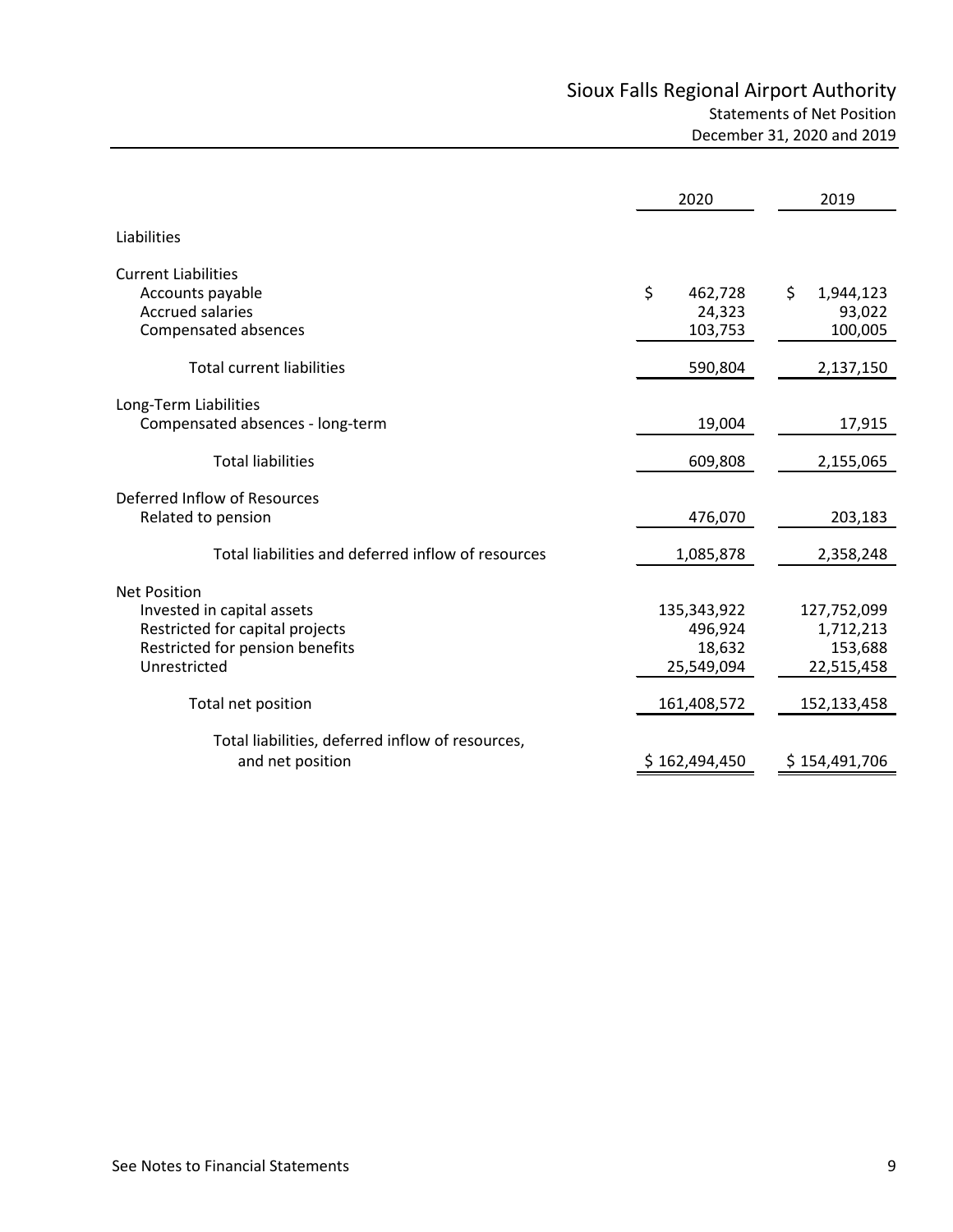# Sioux Falls Regional Airport Authority

## Statements of Net Position

### December 31, 2020 and 2019

| | 2020 | 2019 |
|---|---|---|
| **Liabilities** | | |
| **Current Liabilities** | | |
| Accounts payable | $ 462,728 | $ 1,944,123 |
| Accrued salaries | 24,323 | 93,022 |
| Compensated absences | 103,753 | 100,005 |
| Total current liabilities | 590,804 | 2,137,150 |
| **Long-Term Liabilities** | | |
| Compensated absences - long-term | 19,004 | 17,915 |
| Total liabilities | 609,808 | 2,155,065 |
| **Deferred Inflow of Resources** | | |
| Related to pension | 476,070 | 203,183 |
| Total liabilities and deferred inflow of resources | 1,085,878 | 2,358,248 |
| **Net Position** | | |
| Invested in capital assets | 135,343,922 | 127,752,099 |
| Restricted for capital projects | 496,924 | 1,712,213 |
| Restricted for pension benefits | 18,632 | 153,688 |
| Unrestricted | 25,549,094 | 22,515,458 |
| Total net position | 161,408,572 | 152,133,458 |
| Total liabilities, deferred inflow of resources, and net position | $ 162,494,450 | $ 154,491,706 |

See Notes to Financial Statements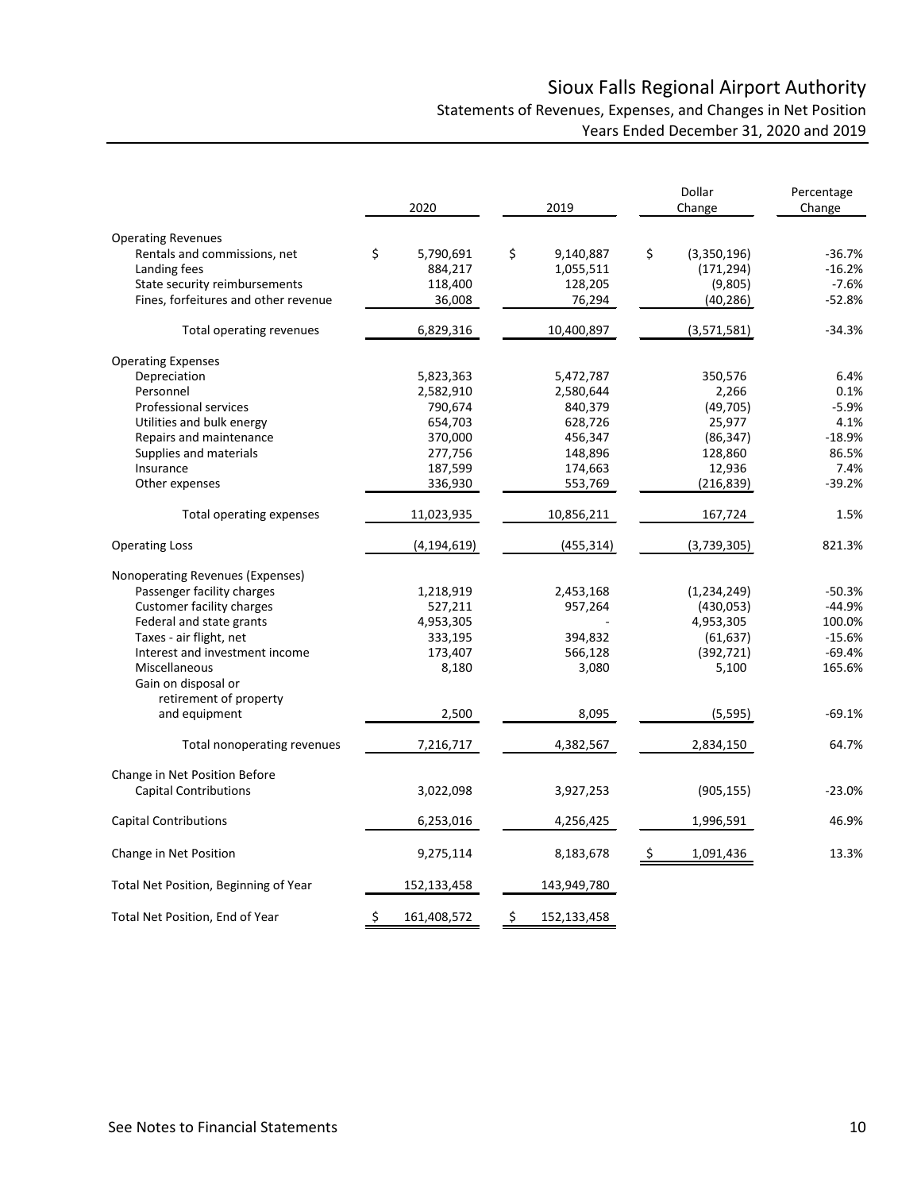# Sioux Falls Regional Airport Authority

## Statements of Revenues, Expenses, and Changes in Net Position

### Years Ended December 31, 2020 and 2019

| | 2020 | 2019 | Dollar Change | Percentage Change |
|---|---|---|---|---|
| **Operating Revenues** | | | | |
| Rentals and commissions, net | $ 5,790,691 | $ 9,140,887 | $ (3,350,196) | -36.7% |
| Landing fees | 884,217 | 1,055,511 | (171,294) | -16.2% |
| State security reimbursements | 118,400 | 128,205 | (9,805) | -7.6% |
| Fines, forfeitures and other revenue | 36,008 | 76,294 | (40,286) | -52.8% |
| Total operating revenues | 6,829,316 | 10,400,897 | (3,571,581) | -34.3% |
| **Operating Expenses** | | | | |
| Depreciation | 5,823,363 | 5,472,787 | 350,576 | 6.4% |
| Personnel | 2,582,910 | 2,580,644 | 2,266 | 0.1% |
| Professional services | 790,674 | 840,379 | (49,705) | -5.9% |
| Utilities and bulk energy | 654,703 | 628,726 | 25,977 | 4.1% |
| Repairs and maintenance | 370,000 | 456,347 | (86,347) | -18.9% |
| Supplies and materials | 277,756 | 148,896 | 128,860 | 86.5% |
| Insurance | 187,599 | 174,663 | 12,936 | 7.4% |
| Other expenses | 336,930 | 553,769 | (216,839) | -39.2% |
| Total operating expenses | 11,023,935 | 10,856,211 | 167,724 | 1.5% |
| Operating Loss | (4,194,619) | (455,314) | (3,739,305) | 821.3% |
| **Nonoperating Revenues (Expenses)** | | | | |
| Passenger facility charges | 1,218,919 | 2,453,168 | (1,234,249) | -50.3% |
| Customer facility charges | 527,211 | 957,264 | (430,053) | -44.9% |
| Federal and state grants | 4,953,305 | - | 4,953,305 | 100.0% |
| Taxes - air flight, net | 333,195 | 394,832 | (61,637) | -15.6% |
| Interest and investment income | 173,407 | 566,128 | (392,721) | -69.4% |
| Miscellaneous | 8,180 | 3,080 | 5,100 | 165.6% |
| Gain on disposal or retirement of property and equipment | 2,500 | 8,095 | (5,595) | -69.1% |
| Total nonoperating revenues | 7,216,717 | 4,382,567 | 2,834,150 | 64.7% |
| Change in Net Position Before Capital Contributions | 3,022,098 | 3,927,253 | (905,155) | -23.0% |
| Capital Contributions | 6,253,016 | 4,256,425 | 1,996,591 | 46.9% |
| Change in Net Position | 9,275,114 | 8,183,678 | $ 1,091,436 | 13.3% |
| Total Net Position, Beginning of Year | 152,133,458 | 143,949,780 | | |
| Total Net Position, End of Year | $ 161,408,572 | $ 152,133,458 | | |

See Notes to Financial Statements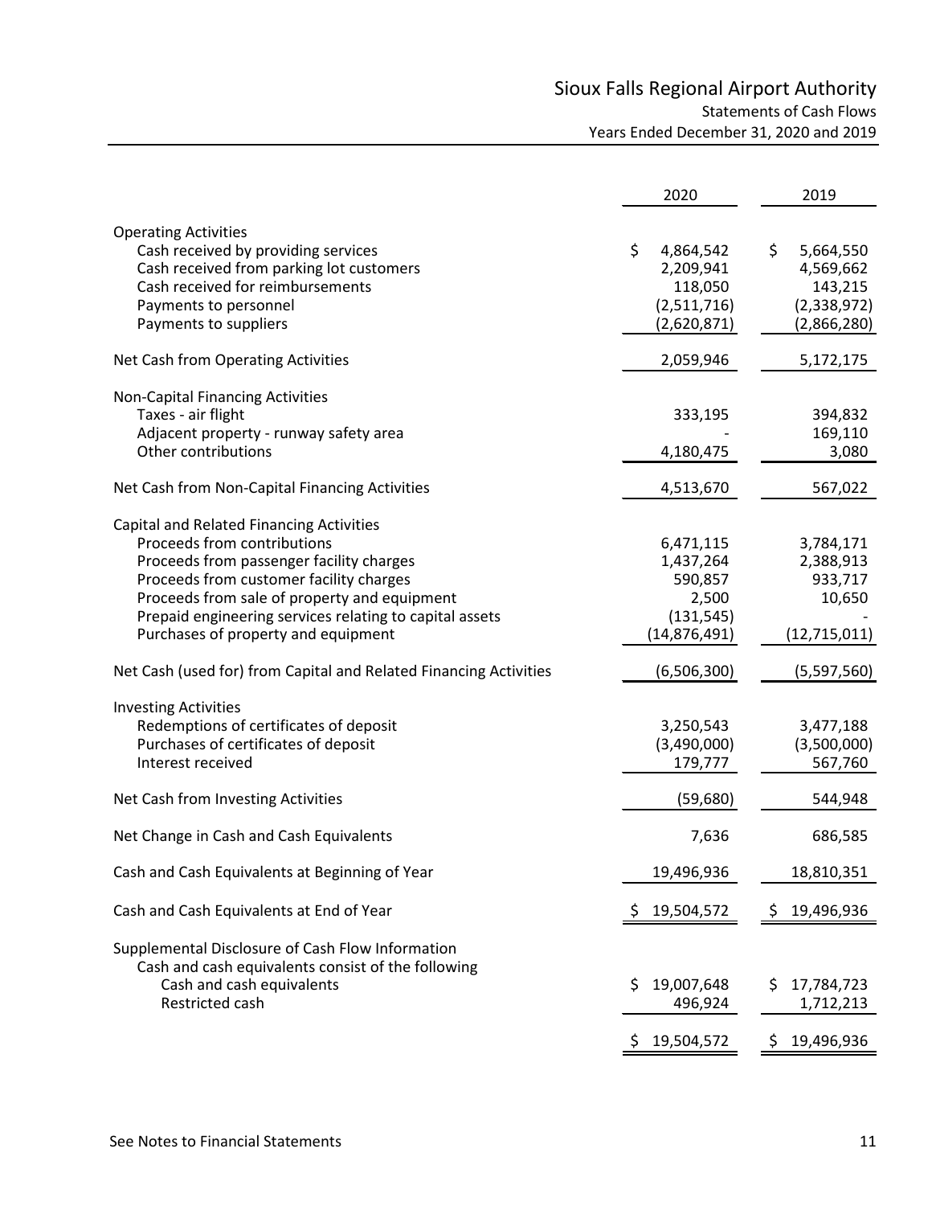# Sioux Falls Regional Airport Authority

## Statements of Cash Flows

### Years Ended December 31, 2020 and 2019

| | 2020 | 2019 |
|---|---|---|
| **Operating Activities** | | |
| Cash received by providing services | $ 4,864,542 | $ 5,664,550 |
| Cash received from parking lot customers | 2,209,941 | 4,569,662 |
| Cash received for reimbursements | 118,050 | 143,215 |
| Payments to personnel | (2,511,716) | (2,338,972) |
| Payments to suppliers | (2,620,871) | (2,866,280) |
| Net Cash from Operating Activities | 2,059,946 | 5,172,175 |
| **Non-Capital Financing Activities** | | |
| Taxes - air flight | 333,195 | 394,832 |
| Adjacent property - runway safety area | - | 169,110 |
| Other contributions | 4,180,475 | 3,080 |
| Net Cash from Non-Capital Financing Activities | 4,513,670 | 567,022 |
| **Capital and Related Financing Activities** | | |
| Proceeds from contributions | 6,471,115 | 3,784,171 |
| Proceeds from passenger facility charges | 1,437,264 | 2,388,913 |
| Proceeds from customer facility charges | 590,857 | 933,717 |
| Proceeds from sale of property and equipment | 2,500 | 10,650 |
| Prepaid engineering services relating to capital assets | (131,545) | - |
| Purchases of property and equipment | (14,876,491) | (12,715,011) |
| Net Cash (used for) from Capital and Related Financing Activities | (6,506,300) | (5,597,560) |
| **Investing Activities** | | |
| Redemptions of certificates of deposit | 3,250,543 | 3,477,188 |
| Purchases of certificates of deposit | (3,490,000) | (3,500,000) |
| Interest received | 179,777 | 567,760 |
| Net Cash from Investing Activities | (59,680) | 544,948 |
| Net Change in Cash and Cash Equivalents | 7,636 | 686,585 |
| Cash and Cash Equivalents at Beginning of Year | 19,496,936 | 18,810,351 |
| Cash and Cash Equivalents at End of Year | $ 19,504,572 | $ 19,496,936 |
| **Supplemental Disclosure of Cash Flow Information** | | |
| Cash and cash equivalents consist of the following | | |
| Cash and cash equivalents | $ 19,007,648 | $ 17,784,723 |
| Restricted cash | 496,924 | 1,712,213 |
| | $ 19,504,572 | $ 19,496,936 |

See Notes to Financial Statements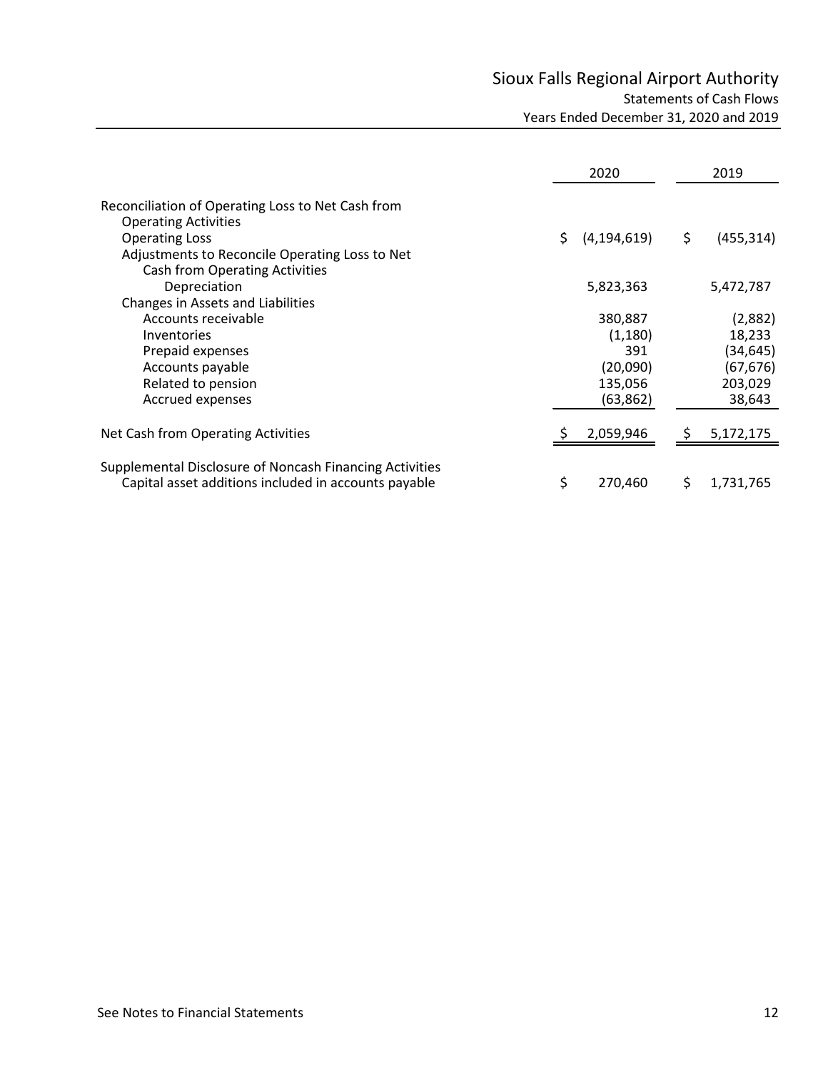# Sioux Falls Regional Airport Authority

## Statements of Cash Flows

### Years Ended December 31, 2020 and 2019

| | 2020 | 2019 |
|---|---|---|
| Reconciliation of Operating Loss to Net Cash from Operating Activities | | |
| Operating Loss | $ (4,194,619) | $ (455,314) |
| Adjustments to Reconcile Operating Loss to Net Cash from Operating Activities | | |
| Depreciation | 5,823,363 | 5,472,787 |
| Changes in Assets and Liabilities | | |
| Accounts receivable | 380,887 | (2,882) |
| Inventories | (1,180) | 18,233 |
| Prepaid expenses | 391 | (34,645) |
| Accounts payable | (20,090) | (67,676) |
| Related to pension | 135,056 | 203,029 |
| Accrued expenses | (63,862) | 38,643 |
| Net Cash from Operating Activities | $ 2,059,946 | $ 5,172,175 |
| Supplemental Disclosure of Noncash Financing Activities | | |
| Capital asset additions included in accounts payable | $ 270,460 | $ 1,731,765 |

See Notes to Financial Statements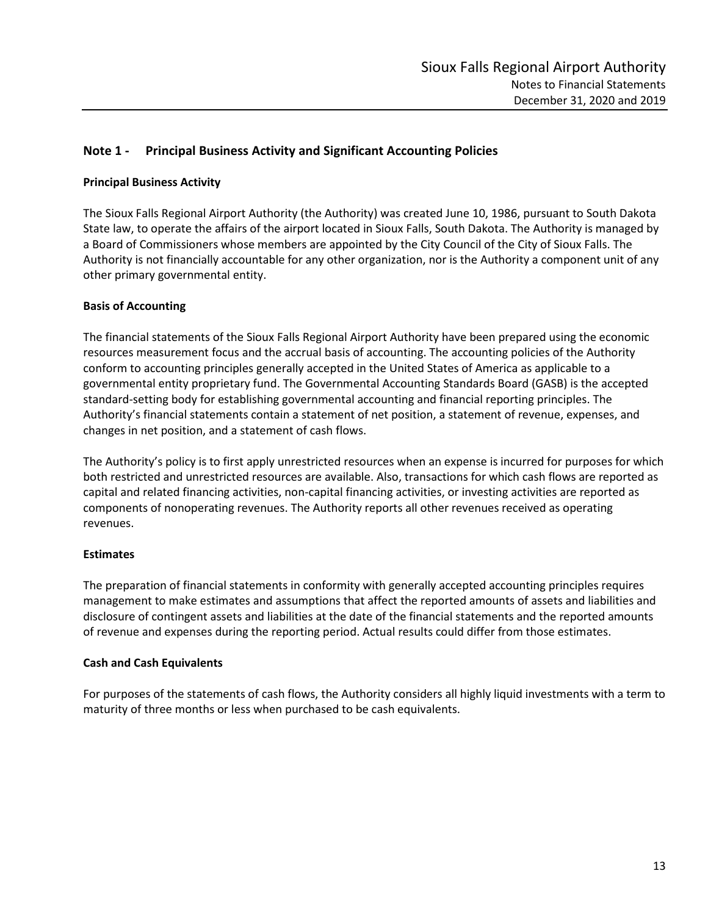## Note 1 - Principal Business Activity and Significant Accounting Policies

### Principal Business Activity

The Sioux Falls Regional Airport Authority (the Authority) was created June 10, 1986, pursuant to South Dakota State law, to operate the affairs of the airport located in Sioux Falls, South Dakota. The Authority is managed by a Board of Commissioners whose members are appointed by the City Council of the City of Sioux Falls. The Authority is not financially accountable for any other organization, nor is the Authority a component unit of any other primary governmental entity.

### Basis of Accounting

The financial statements of the Sioux Falls Regional Airport Authority have been prepared using the economic resources measurement focus and the accrual basis of accounting. The accounting policies of the Authority conform to accounting principles generally accepted in the United States of America as applicable to a governmental entity proprietary fund. The Governmental Accounting Standards Board (GASB) is the accepted standard-setting body for establishing governmental accounting and financial reporting principles. The Authority's financial statements contain a statement of net position, a statement of revenue, expenses, and changes in net position, and a statement of cash flows.

The Authority's policy is to first apply unrestricted resources when an expense is incurred for purposes for which both restricted and unrestricted resources are available. Also, transactions for which cash flows are reported as capital and related financing activities, non-capital financing activities, or investing activities are reported as components of nonoperating revenues. The Authority reports all other revenues received as operating revenues.

### Estimates

The preparation of financial statements in conformity with generally accepted accounting principles requires management to make estimates and assumptions that affect the reported amounts of assets and liabilities and disclosure of contingent assets and liabilities at the date of the financial statements and the reported amounts of revenue and expenses during the reporting period. Actual results could differ from those estimates.

### Cash and Cash Equivalents

For purposes of the statements of cash flows, the Authority considers all highly liquid investments with a term to maturity of three months or less when purchased to be cash equivalents.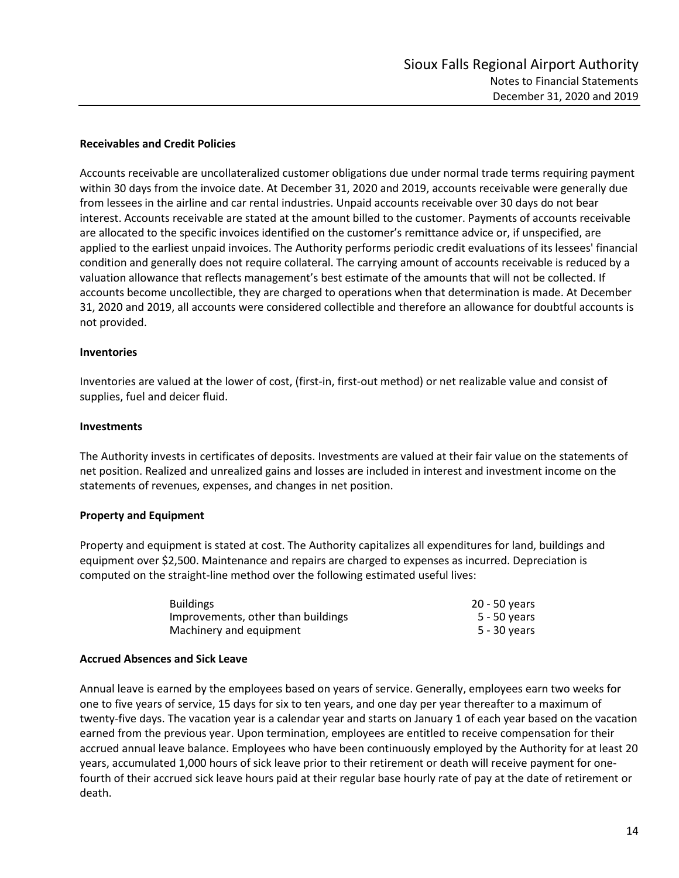### Receivables and Credit Policies

Accounts receivable are uncollateralized customer obligations due under normal trade terms requiring payment within 30 days from the invoice date. At December 31, 2020 and 2019, accounts receivable were generally due from lessees in the airline and car rental industries. Unpaid accounts receivable over 30 days do not bear interest. Accounts receivable are stated at the amount billed to the customer. Payments of accounts receivable are allocated to the specific invoices identified on the customer's remittance advice or, if unspecified, are applied to the earliest unpaid invoices. The Authority performs periodic credit evaluations of its lessees' financial condition and generally does not require collateral. The carrying amount of accounts receivable is reduced by a valuation allowance that reflects management's best estimate of the amounts that will not be collected. If accounts become uncollectible, they are charged to operations when that determination is made. At December 31, 2020 and 2019, all accounts were considered collectible and therefore an allowance for doubtful accounts is not provided.

### Inventories

Inventories are valued at the lower of cost, (first-in, first-out method) or net realizable value and consist of supplies, fuel and deicer fluid.

### Investments

The Authority invests in certificates of deposits. Investments are valued at their fair value on the statements of net position. Realized and unrealized gains and losses are included in interest and investment income on the statements of revenues, expenses, and changes in net position.

### Property and Equipment

Property and equipment is stated at cost. The Authority capitalizes all expenditures for land, buildings and equipment over $2,500. Maintenance and repairs are charged to expenses as incurred. Depreciation is computed on the straight-line method over the following estimated useful lives:

| | |
|---|---|
| Buildings | 20 - 50 years |
| Improvements, other than buildings | 5 - 50 years |
| Machinery and equipment | 5 - 30 years |

### Accrued Absences and Sick Leave

Annual leave is earned by the employees based on years of service. Generally, employees earn two weeks for one to five years of service, 15 days for six to ten years, and one day per year thereafter to a maximum of twenty-five days. The vacation year is a calendar year and starts on January 1 of each year based on the vacation earned from the previous year. Upon termination, employees are entitled to receive compensation for their accrued annual leave balance. Employees who have been continuously employed by the Authority for at least 20 years, accumulated 1,000 hours of sick leave prior to their retirement or death will receive payment for one-fourth of their accrued sick leave hours paid at their regular base hourly rate of pay at the date of retirement or death.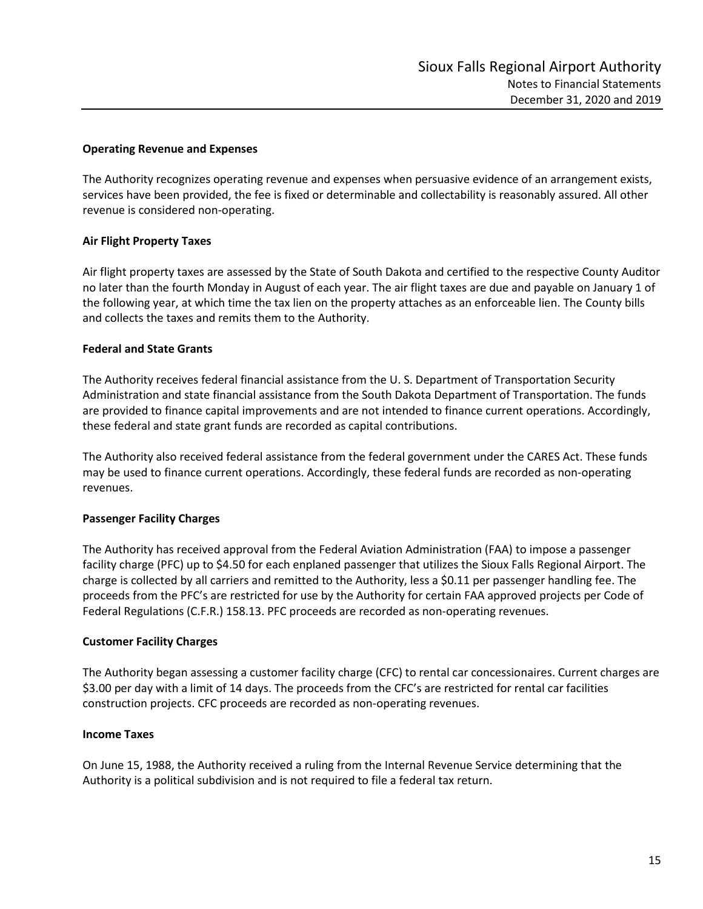### Operating Revenue and Expenses

The Authority recognizes operating revenue and expenses when persuasive evidence of an arrangement exists, services have been provided, the fee is fixed or determinable and collectability is reasonably assured. All other revenue is considered non-operating.

### Air Flight Property Taxes

Air flight property taxes are assessed by the State of South Dakota and certified to the respective County Auditor no later than the fourth Monday in August of each year. The air flight taxes are due and payable on January 1 of the following year, at which time the tax lien on the property attaches as an enforceable lien. The County bills and collects the taxes and remits them to the Authority.

### Federal and State Grants

The Authority receives federal financial assistance from the U. S. Department of Transportation Security Administration and state financial assistance from the South Dakota Department of Transportation. The funds are provided to finance capital improvements and are not intended to finance current operations. Accordingly, these federal and state grant funds are recorded as capital contributions.

The Authority also received federal assistance from the federal government under the CARES Act. These funds may be used to finance current operations. Accordingly, these federal funds are recorded as non-operating revenues.

### Passenger Facility Charges

The Authority has received approval from the Federal Aviation Administration (FAA) to impose a passenger facility charge (PFC) up to $4.50 for each enplaned passenger that utilizes the Sioux Falls Regional Airport. The charge is collected by all carriers and remitted to the Authority, less a $0.11 per passenger handling fee. The proceeds from the PFC's are restricted for use by the Authority for certain FAA approved projects per Code of Federal Regulations (C.F.R.) 158.13. PFC proceeds are recorded as non-operating revenues.

### Customer Facility Charges

The Authority began assessing a customer facility charge (CFC) to rental car concessionaires. Current charges are $3.00 per day with a limit of 14 days. The proceeds from the CFC's are restricted for rental car facilities construction projects. CFC proceeds are recorded as non-operating revenues.

### Income Taxes

On June 15, 1988, the Authority received a ruling from the Internal Revenue Service determining that the Authority is a political subdivision and is not required to file a federal tax return.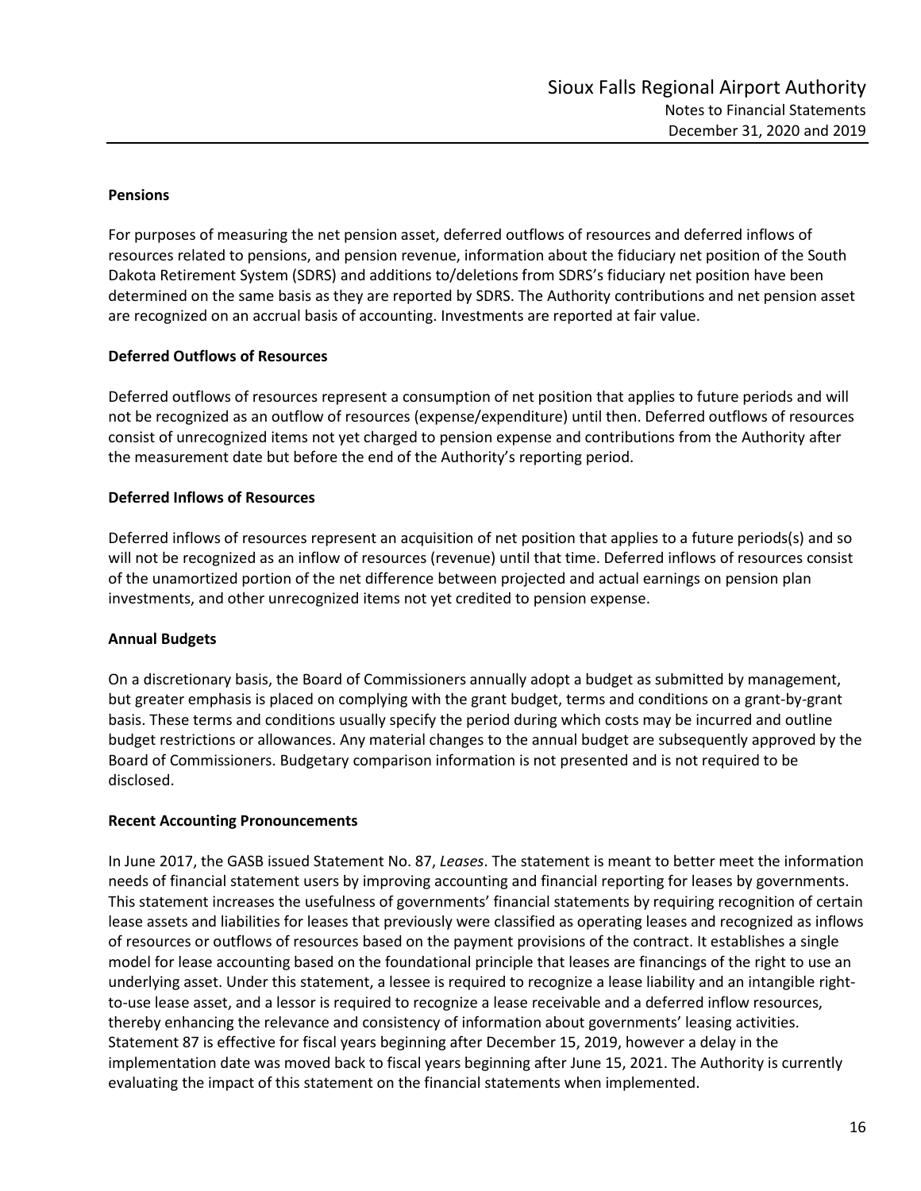### Pensions

For purposes of measuring the net pension asset, deferred outflows of resources and deferred inflows of resources related to pensions, and pension revenue, information about the fiduciary net position of the South Dakota Retirement System (SDRS) and additions to/deletions from SDRS's fiduciary net position have been determined on the same basis as they are reported by SDRS. The Authority contributions and net pension asset are recognized on an accrual basis of accounting. Investments are reported at fair value.

### Deferred Outflows of Resources

Deferred outflows of resources represent a consumption of net position that applies to future periods and will not be recognized as an outflow of resources (expense/expenditure) until then. Deferred outflows of resources consist of unrecognized items not yet charged to pension expense and contributions from the Authority after the measurement date but before the end of the Authority's reporting period.

### Deferred Inflows of Resources

Deferred inflows of resources represent an acquisition of net position that applies to a future periods(s) and so will not be recognized as an inflow of resources (revenue) until that time. Deferred inflows of resources consist of the unamortized portion of the net difference between projected and actual earnings on pension plan investments, and other unrecognized items not yet credited to pension expense.

### Annual Budgets

On a discretionary basis, the Board of Commissioners annually adopt a budget as submitted by management, but greater emphasis is placed on complying with the grant budget, terms and conditions on a grant-by-grant basis. These terms and conditions usually specify the period during which costs may be incurred and outline budget restrictions or allowances. Any material changes to the annual budget are subsequently approved by the Board of Commissioners. Budgetary comparison information is not presented and is not required to be disclosed.

### Recent Accounting Pronouncements

In June 2017, the GASB issued Statement No. 87, *Leases*. The statement is meant to better meet the information needs of financial statement users by improving accounting and financial reporting for leases by governments. This statement increases the usefulness of governments' financial statements by requiring recognition of certain lease assets and liabilities for leases that previously were classified as operating leases and recognized as inflows of resources or outflows of resources based on the payment provisions of the contract. It establishes a single model for lease accounting based on the foundational principle that leases are financings of the right to use an underlying asset. Under this statement, a lessee is required to recognize a lease liability and an intangible right-to-use lease asset, and a lessor is required to recognize a lease receivable and a deferred inflow resources, thereby enhancing the relevance and consistency of information about governments' leasing activities. Statement 87 is effective for fiscal years beginning after December 15, 2019, however a delay in the implementation date was moved back to fiscal years beginning after June 15, 2021. The Authority is currently evaluating the impact of this statement on the financial statements when implemented.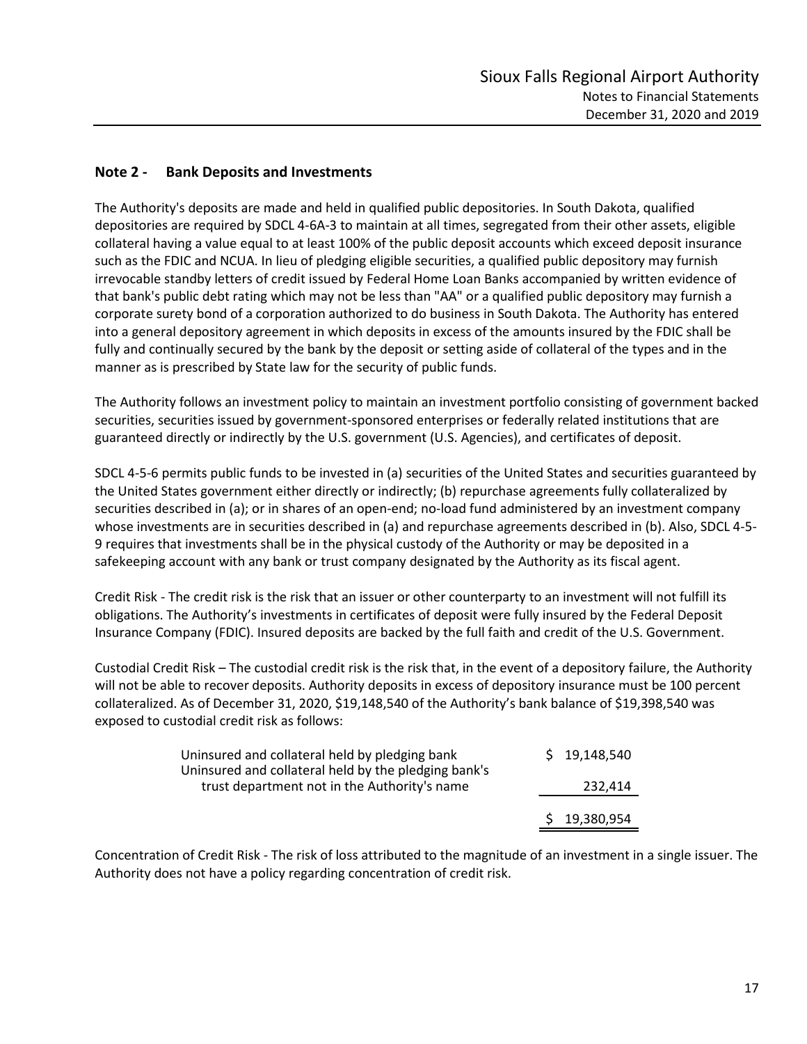## Note 2 - Bank Deposits and Investments

The Authority's deposits are made and held in qualified public depositories. In South Dakota, qualified depositories are required by SDCL 4-6A-3 to maintain at all times, segregated from their other assets, eligible collateral having a value equal to at least 100% of the public deposit accounts which exceed deposit insurance such as the FDIC and NCUA. In lieu of pledging eligible securities, a qualified public depository may furnish irrevocable standby letters of credit issued by Federal Home Loan Banks accompanied by written evidence of that bank's public debt rating which may not be less than "AA" or a qualified public depository may furnish a corporate surety bond of a corporation authorized to do business in South Dakota. The Authority has entered into a general depository agreement in which deposits in excess of the amounts insured by the FDIC shall be fully and continually secured by the bank by the deposit or setting aside of collateral of the types and in the manner as is prescribed by State law for the security of public funds.

The Authority follows an investment policy to maintain an investment portfolio consisting of government backed securities, securities issued by government-sponsored enterprises or federally related institutions that are guaranteed directly or indirectly by the U.S. government (U.S. Agencies), and certificates of deposit.

SDCL 4-5-6 permits public funds to be invested in (a) securities of the United States and securities guaranteed by the United States government either directly or indirectly; (b) repurchase agreements fully collateralized by securities described in (a); or in shares of an open-end; no-load fund administered by an investment company whose investments are in securities described in (a) and repurchase agreements described in (b). Also, SDCL 4-5-9 requires that investments shall be in the physical custody of the Authority or may be deposited in a safekeeping account with any bank or trust company designated by the Authority as its fiscal agent.

Credit Risk - The credit risk is the risk that an issuer or other counterparty to an investment will not fulfill its obligations. The Authority's investments in certificates of deposit were fully insured by the Federal Deposit Insurance Company (FDIC). Insured deposits are backed by the full faith and credit of the U.S. Government.

Custodial Credit Risk – The custodial credit risk is the risk that, in the event of a depository failure, the Authority will not be able to recover deposits. Authority deposits in excess of depository insurance must be 100 percent collateralized. As of December 31, 2020, $19,148,540 of the Authority's bank balance of $19,398,540 was exposed to custodial credit risk as follows:

| | |
|---|---|
| Uninsured and collateral held by pledging bank | $ 19,148,540 |
| Uninsured and collateral held by the pledging bank's trust department not in the Authority's name | 232,414 |
| | $ 19,380,954 |

Concentration of Credit Risk - The risk of loss attributed to the magnitude of an investment in a single issuer. The Authority does not have a policy regarding concentration of credit risk.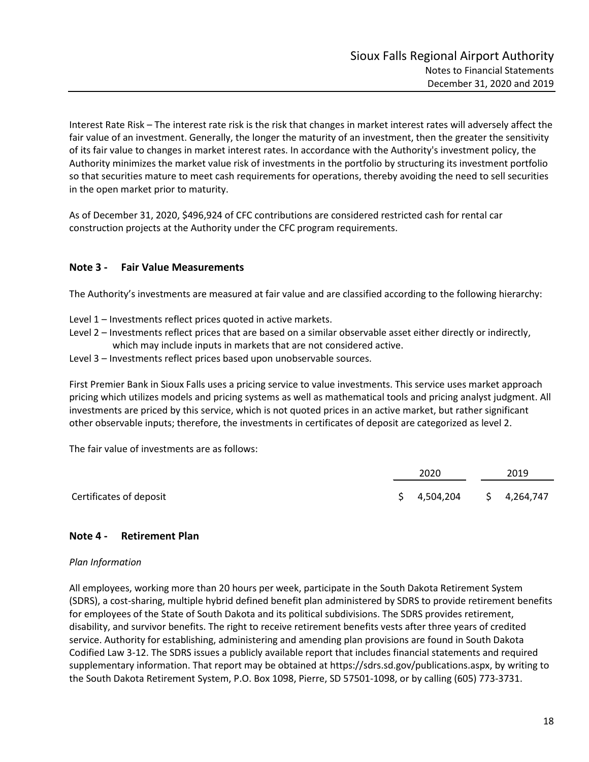Interest Rate Risk – The interest rate risk is the risk that changes in market interest rates will adversely affect the fair value of an investment. Generally, the longer the maturity of an investment, then the greater the sensitivity of its fair value to changes in market interest rates. In accordance with the Authority's investment policy, the Authority minimizes the market value risk of investments in the portfolio by structuring its investment portfolio so that securities mature to meet cash requirements for operations, thereby avoiding the need to sell securities in the open market prior to maturity.

As of December 31, 2020, $496,924 of CFC contributions are considered restricted cash for rental car construction projects at the Authority under the CFC program requirements.

## Note 3 - Fair Value Measurements

The Authority's investments are measured at fair value and are classified according to the following hierarchy:

Level 1 – Investments reflect prices quoted in active markets.
Level 2 – Investments reflect prices that are based on a similar observable asset either directly or indirectly, which may include inputs in markets that are not considered active.
Level 3 – Investments reflect prices based upon unobservable sources.

First Premier Bank in Sioux Falls uses a pricing service to value investments. This service uses market approach pricing which utilizes models and pricing systems as well as mathematical tools and pricing analyst judgment. All investments are priced by this service, which is not quoted prices in an active market, but rather significant other observable inputs; therefore, the investments in certificates of deposit are categorized as level 2.

The fair value of investments are as follows:

| | 2020 | 2019 |
|---|---|---|
| Certificates of deposit | $ 4,504,204 | $ 4,264,747 |

## Note 4 - Retirement Plan

*Plan Information*

All employees, working more than 20 hours per week, participate in the South Dakota Retirement System (SDRS), a cost-sharing, multiple hybrid defined benefit plan administered by SDRS to provide retirement benefits for employees of the State of South Dakota and its political subdivisions. The SDRS provides retirement, disability, and survivor benefits. The right to receive retirement benefits vests after three years of credited service. Authority for establishing, administering and amending plan provisions are found in South Dakota Codified Law 3-12. The SDRS issues a publicly available report that includes financial statements and required supplementary information. That report may be obtained at https://sdrs.sd.gov/publications.aspx, by writing to the South Dakota Retirement System, P.O. Box 1098, Pierre, SD 57501-1098, or by calling (605) 773-3731.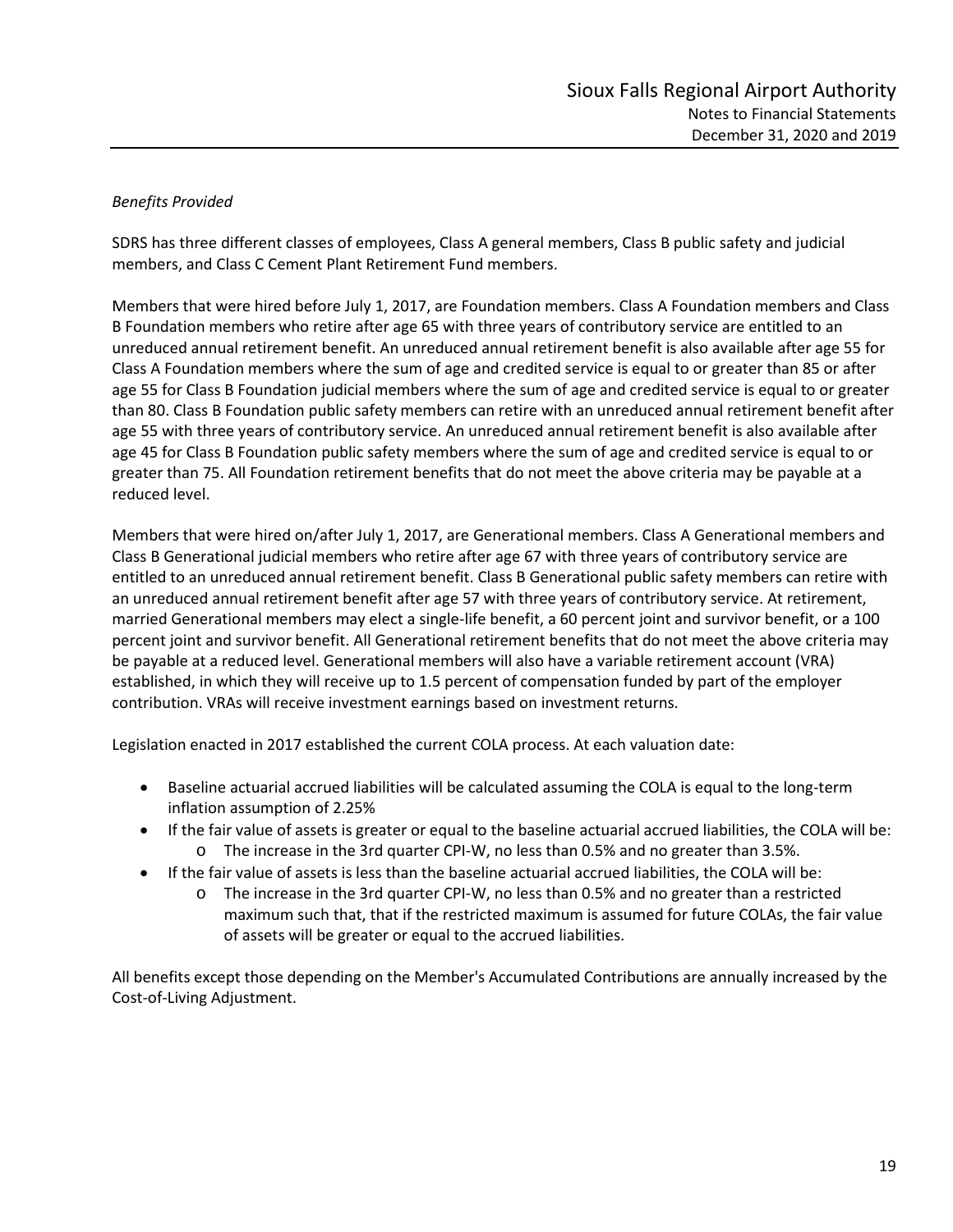*Benefits Provided*

SDRS has three different classes of employees, Class A general members, Class B public safety and judicial members, and Class C Cement Plant Retirement Fund members.

Members that were hired before July 1, 2017, are Foundation members. Class A Foundation members and Class B Foundation members who retire after age 65 with three years of contributory service are entitled to an unreduced annual retirement benefit. An unreduced annual retirement benefit is also available after age 55 for Class A Foundation members where the sum of age and credited service is equal to or greater than 85 or after age 55 for Class B Foundation judicial members where the sum of age and credited service is equal to or greater than 80. Class B Foundation public safety members can retire with an unreduced annual retirement benefit after age 55 with three years of contributory service. An unreduced annual retirement benefit is also available after age 45 for Class B Foundation public safety members where the sum of age and credited service is equal to or greater than 75. All Foundation retirement benefits that do not meet the above criteria may be payable at a reduced level.

Members that were hired on/after July 1, 2017, are Generational members. Class A Generational members and Class B Generational judicial members who retire after age 67 with three years of contributory service are entitled to an unreduced annual retirement benefit. Class B Generational public safety members can retire with an unreduced annual retirement benefit after age 57 with three years of contributory service. At retirement, married Generational members may elect a single-life benefit, a 60 percent joint and survivor benefit, or a 100 percent joint and survivor benefit. All Generational retirement benefits that do not meet the above criteria may be payable at a reduced level. Generational members will also have a variable retirement account (VRA) established, in which they will receive up to 1.5 percent of compensation funded by part of the employer contribution. VRAs will receive investment earnings based on investment returns.

Legislation enacted in 2017 established the current COLA process. At each valuation date:

- Baseline actuarial accrued liabilities will be calculated assuming the COLA is equal to the long-term inflation assumption of 2.25%
- If the fair value of assets is greater or equal to the baseline actuarial accrued liabilities, the COLA will be:
  - The increase in the 3rd quarter CPI-W, no less than 0.5% and no greater than 3.5%.
- If the fair value of assets is less than the baseline actuarial accrued liabilities, the COLA will be:
  - The increase in the 3rd quarter CPI-W, no less than 0.5% and no greater than a restricted maximum such that, that if the restricted maximum is assumed for future COLAs, the fair value of assets will be greater or equal to the accrued liabilities.

All benefits except those depending on the Member's Accumulated Contributions are annually increased by the Cost-of-Living Adjustment.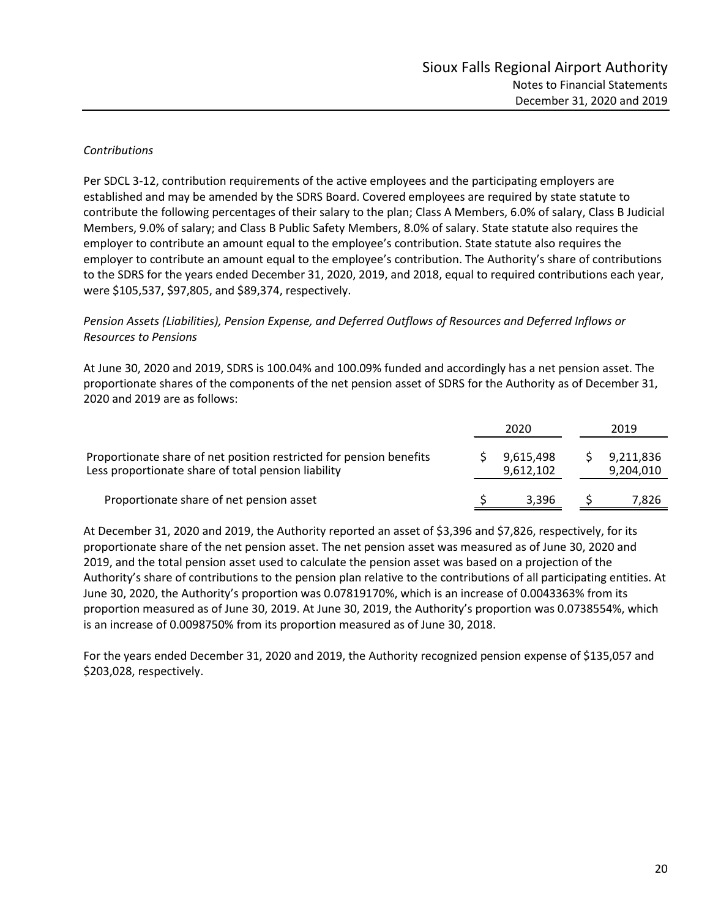*Contributions*

Per SDCL 3-12, contribution requirements of the active employees and the participating employers are established and may be amended by the SDRS Board. Covered employees are required by state statute to contribute the following percentages of their salary to the plan; Class A Members, 6.0% of salary, Class B Judicial Members, 9.0% of salary; and Class B Public Safety Members, 8.0% of salary. State statute also requires the employer to contribute an amount equal to the employee's contribution. State statute also requires the employer to contribute an amount equal to the employee's contribution. The Authority's share of contributions to the SDRS for the years ended December 31, 2020, 2019, and 2018, equal to required contributions each year, were $105,537, $97,805, and $89,374, respectively.

*Pension Assets (Liabilities), Pension Expense, and Deferred Outflows of Resources and Deferred Inflows or Resources to Pensions*

At June 30, 2020 and 2019, SDRS is 100.04% and 100.09% funded and accordingly has a net pension asset. The proportionate shares of the components of the net pension asset of SDRS for the Authority as of December 31, 2020 and 2019 are as follows:

| | 2020 | 2019 |
|---|---|---|
| Proportionate share of net position restricted for pension benefits | $ 9,615,498 | $ 9,211,836 |
| Less proportionate share of total pension liability | 9,612,102 | 9,204,010 |
| Proportionate share of net pension asset | $ 3,396 | $ 7,826 |

At December 31, 2020 and 2019, the Authority reported an asset of $3,396 and $7,826, respectively, for its proportionate share of the net pension asset. The net pension asset was measured as of June 30, 2020 and 2019, and the total pension asset used to calculate the pension asset was based on a projection of the Authority's share of contributions to the pension plan relative to the contributions of all participating entities. At June 30, 2020, the Authority's proportion was 0.07819170%, which is an increase of 0.0043363% from its proportion measured as of June 30, 2019. At June 30, 2019, the Authority's proportion was 0.0738554%, which is an increase of 0.0098750% from its proportion measured as of June 30, 2018.

For the years ended December 31, 2020 and 2019, the Authority recognized pension expense of $135,057 and $203,028, respectively.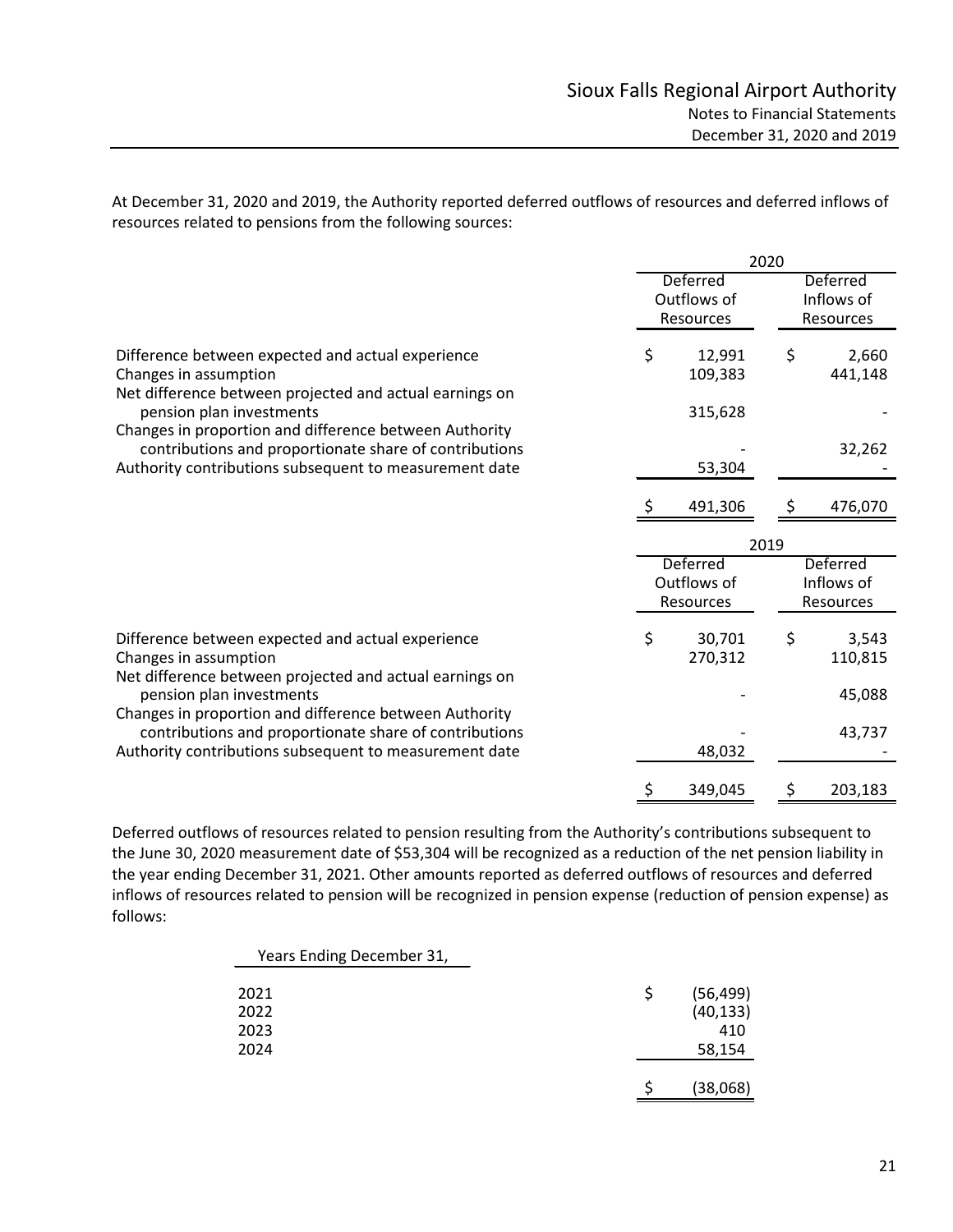At December 31, 2020 and 2019, the Authority reported deferred outflows of resources and deferred inflows of resources related to pensions from the following sources:

| | 2020 | |
|---|---|---|
| | Deferred Outflows of Resources | Deferred Inflows of Resources |
| Difference between expected and actual experience | $ 12,991 | $ 2,660 |
| Changes in assumption | 109,383 | 441,148 |
| Net difference between projected and actual earnings on pension plan investments | 315,628 | - |
| Changes in proportion and difference between Authority contributions and proportionate share of contributions | - | 32,262 |
| Authority contributions subsequent to measurement date | 53,304 | - |
| | $ 491,306 | $ 476,070 |

| | 2019 | |
|---|---|---|
| | Deferred Outflows of Resources | Deferred Inflows of Resources |
| Difference between expected and actual experience | $ 30,701 | $ 3,543 |
| Changes in assumption | 270,312 | 110,815 |
| Net difference between projected and actual earnings on pension plan investments | - | 45,088 |
| Changes in proportion and difference between Authority contributions and proportionate share of contributions | - | 43,737 |
| Authority contributions subsequent to measurement date | 48,032 | - |
| | $ 349,045 | $ 203,183 |

Deferred outflows of resources related to pension resulting from the Authority's contributions subsequent to the June 30, 2020 measurement date of $53,304 will be recognized as a reduction of the net pension liability in the year ending December 31, 2021. Other amounts reported as deferred outflows of resources and deferred inflows of resources related to pension will be recognized in pension expense (reduction of pension expense) as follows:

| Years Ending December 31, | |
|---|---|
| 2021 | $ (56,499) |
| 2022 | (40,133) |
| 2023 | 410 |
| 2024 | 58,154 |
| | $ (38,068) |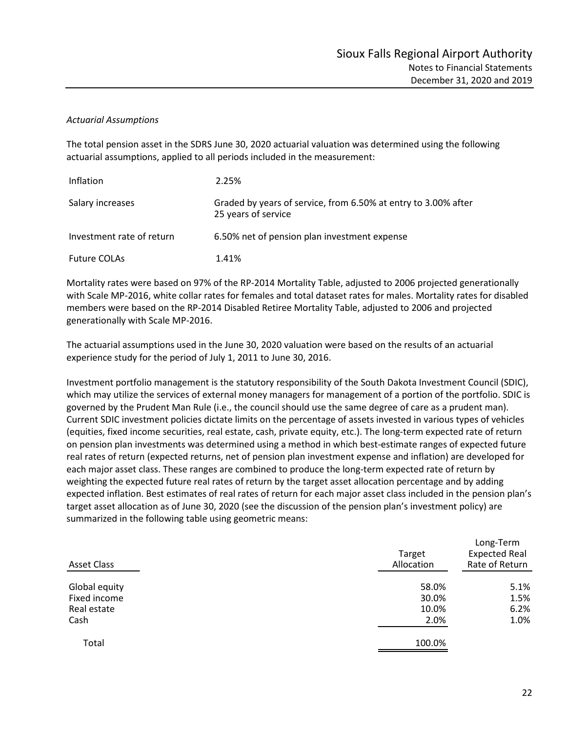*Actuarial Assumptions*

The total pension asset in the SDRS June 30, 2020 actuarial valuation was determined using the following actuarial assumptions, applied to all periods included in the measurement:

| | |
|---|---|
| Inflation | 2.25% |
| Salary increases | Graded by years of service, from 6.50% at entry to 3.00% after 25 years of service |
| Investment rate of return | 6.50% net of pension plan investment expense |
| Future COLAs | 1.41% |

Mortality rates were based on 97% of the RP-2014 Mortality Table, adjusted to 2006 projected generationally with Scale MP-2016, white collar rates for females and total dataset rates for males. Mortality rates for disabled members were based on the RP-2014 Disabled Retiree Mortality Table, adjusted to 2006 and projected generationally with Scale MP-2016.

The actuarial assumptions used in the June 30, 2020 valuation were based on the results of an actuarial experience study for the period of July 1, 2011 to June 30, 2016.

Investment portfolio management is the statutory responsibility of the South Dakota Investment Council (SDIC), which may utilize the services of external money managers for management of a portion of the portfolio. SDIC is governed by the Prudent Man Rule (i.e., the council should use the same degree of care as a prudent man). Current SDIC investment policies dictate limits on the percentage of assets invested in various types of vehicles (equities, fixed income securities, real estate, cash, private equity, etc.). The long-term expected rate of return on pension plan investments was determined using a method in which best-estimate ranges of expected future real rates of return (expected returns, net of pension plan investment expense and inflation) are developed for each major asset class. These ranges are combined to produce the long-term expected rate of return by weighting the expected future real rates of return by the target asset allocation percentage and by adding expected inflation. Best estimates of real rates of return for each major asset class included in the pension plan's target asset allocation as of June 30, 2020 (see the discussion of the pension plan's investment policy) are summarized in the following table using geometric means:

| Asset Class | Target Allocation | Long-Term Expected Real Rate of Return |
|---|---|---|
| Global equity | 58.0% | 5.1% |
| Fixed income | 30.0% | 1.5% |
| Real estate | 10.0% | 6.2% |
| Cash | 2.0% | 1.0% |
| Total | 100.0% | |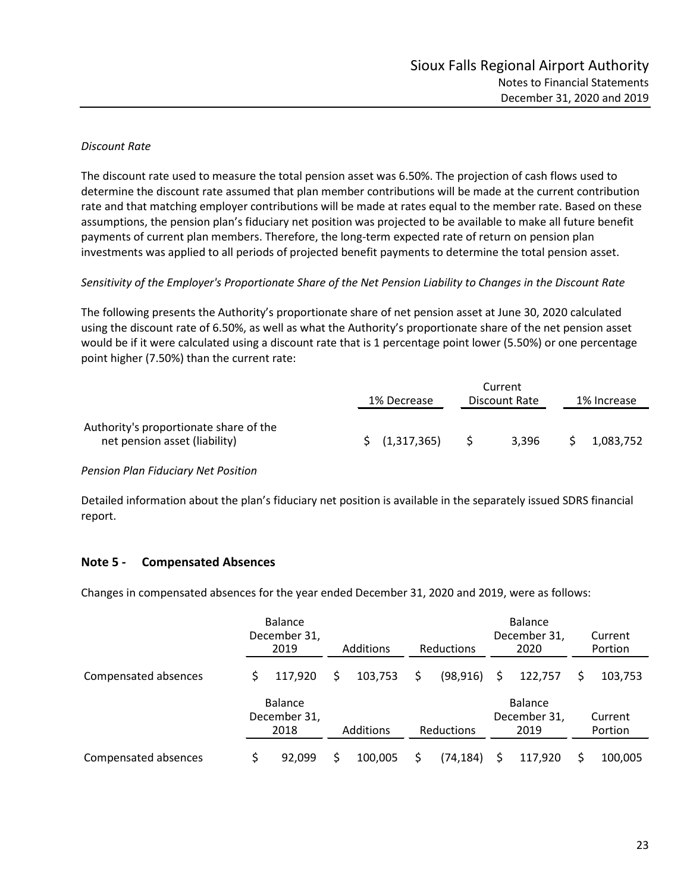*Discount Rate*

The discount rate used to measure the total pension asset was 6.50%. The projection of cash flows used to determine the discount rate assumed that plan member contributions will be made at the current contribution rate and that matching employer contributions will be made at rates equal to the member rate. Based on these assumptions, the pension plan's fiduciary net position was projected to be available to make all future benefit payments of current plan members. Therefore, the long-term expected rate of return on pension plan investments was applied to all periods of projected benefit payments to determine the total pension asset.

*Sensitivity of the Employer's Proportionate Share of the Net Pension Liability to Changes in the Discount Rate*

The following presents the Authority's proportionate share of net pension asset at June 30, 2020 calculated using the discount rate of 6.50%, as well as what the Authority's proportionate share of the net pension asset would be if it were calculated using a discount rate that is 1 percentage point lower (5.50%) or one percentage point higher (7.50%) than the current rate:

| | 1% Decrease | Current Discount Rate | 1% Increase |
|---|---|---|---|
| Authority's proportionate share of the net pension asset (liability) | $ (1,317,365) | $ 3,396 | $ 1,083,752 |

*Pension Plan Fiduciary Net Position*

Detailed information about the plan's fiduciary net position is available in the separately issued SDRS financial report.

## Note 5 - Compensated Absences

Changes in compensated absences for the year ended December 31, 2020 and 2019, were as follows:

| | Balance December 31, 2019 | Additions | Reductions | Balance December 31, 2020 | Current Portion |
|---|---|---|---|---|---|
| Compensated absences | $ 117,920 | $ 103,753 | $ (98,916) | $ 122,757 | $ 103,753 |

| | Balance December 31, 2018 | Additions | Reductions | Balance December 31, 2019 | Current Portion |
|---|---|---|---|---|---|
| Compensated absences | $ 92,099 | $ 100,005 | $ (74,184) | $ 117,920 | $ 100,005 |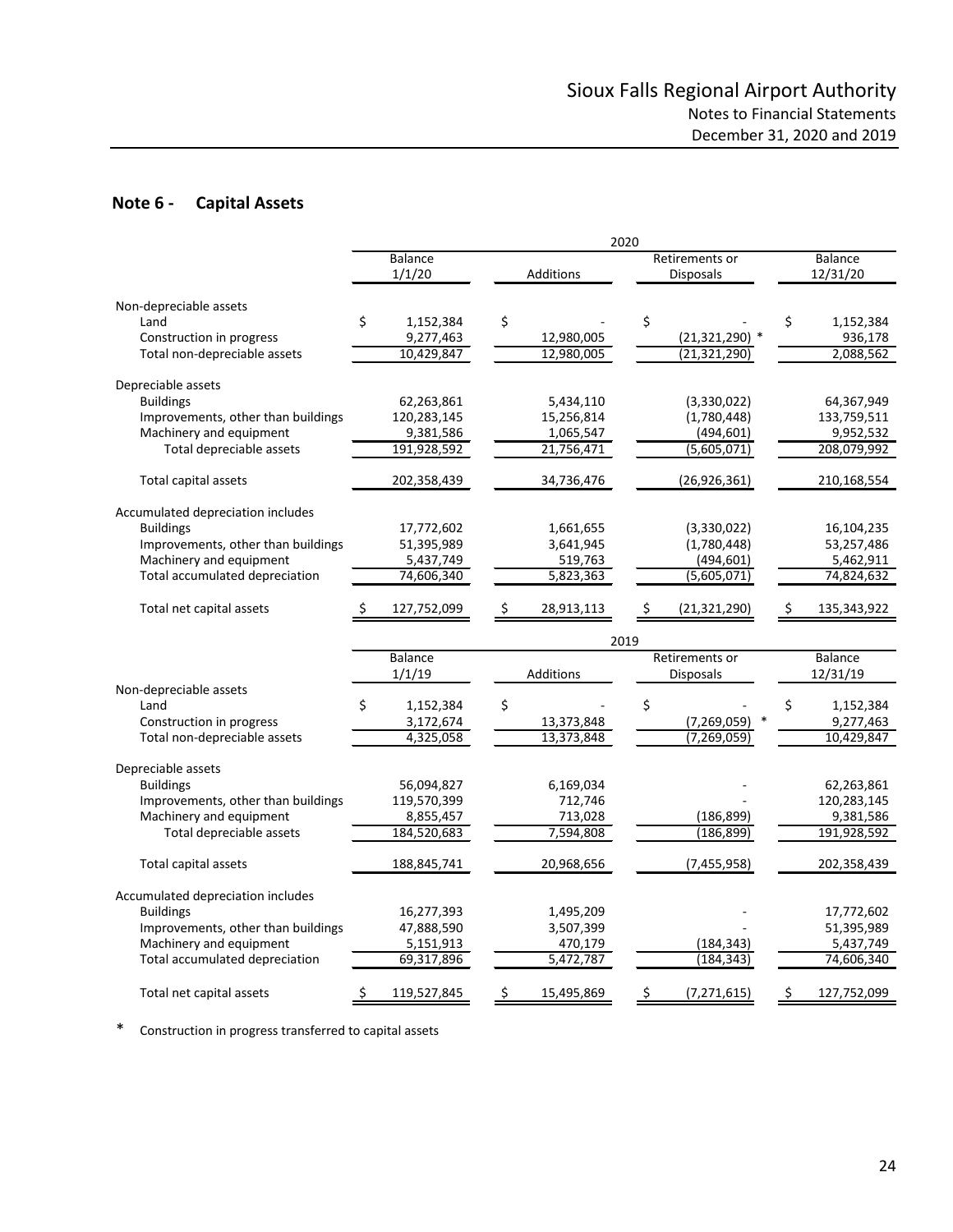## Note 6 - Capital Assets

| | 2020 | | | |
|---|---|---|---|---|
| | Balance 1/1/20 | Additions | Retirements or Disposals | Balance 12/31/20 |
| **Non-depreciable assets** | | | | |
| Land | $ 1,152,384 | $ - | $ - | $ 1,152,384 |
| Construction in progress | 9,277,463 | 12,980,005 | (21,321,290) * | 936,178 |
| Total non-depreciable assets | 10,429,847 | 12,980,005 | (21,321,290) | 2,088,562 |
| **Depreciable assets** | | | | |
| Buildings | 62,263,861 | 5,434,110 | (3,330,022) | 64,367,949 |
| Improvements, other than buildings | 120,283,145 | 15,256,814 | (1,780,448) | 133,759,511 |
| Machinery and equipment | 9,381,586 | 1,065,547 | (494,601) | 9,952,532 |
| Total depreciable assets | 191,928,592 | 21,756,471 | (5,605,071) | 208,079,992 |
| Total capital assets | 202,358,439 | 34,736,476 | (26,926,361) | 210,168,554 |
| **Accumulated depreciation includes** | | | | |
| Buildings | 17,772,602 | 1,661,655 | (3,330,022) | 16,104,235 |
| Improvements, other than buildings | 51,395,989 | 3,641,945 | (1,780,448) | 53,257,486 |
| Machinery and equipment | 5,437,749 | 519,763 | (494,601) | 5,462,911 |
| Total accumulated depreciation | 74,606,340 | 5,823,363 | (5,605,071) | 74,824,632 |
| Total net capital assets | $ 127,752,099 | $ 28,913,113 | $ (21,321,290) | $ 135,343,922 |

| | 2019 | | | |
|---|---|---|---|---|
| | Balance 1/1/19 | Additions | Retirements or Disposals | Balance 12/31/19 |
| **Non-depreciable assets** | | | | |
| Land | $ 1,152,384 | $ - | $ - | $ 1,152,384 |
| Construction in progress | 3,172,674 | 13,373,848 | (7,269,059) * | 9,277,463 |
| Total non-depreciable assets | 4,325,058 | 13,373,848 | (7,269,059) | 10,429,847 |
| **Depreciable assets** | | | | |
| Buildings | 56,094,827 | 6,169,034 | - | 62,263,861 |
| Improvements, other than buildings | 119,570,399 | 712,746 | - | 120,283,145 |
| Machinery and equipment | 8,855,457 | 713,028 | (186,899) | 9,381,586 |
| Total depreciable assets | 184,520,683 | 7,594,808 | (186,899) | 191,928,592 |
| Total capital assets | 188,845,741 | 20,968,656 | (7,455,958) | 202,358,439 |
| **Accumulated depreciation includes** | | | | |
| Buildings | 16,277,393 | 1,495,209 | - | 17,772,602 |
| Improvements, other than buildings | 47,888,590 | 3,507,399 | - | 51,395,989 |
| Machinery and equipment | 5,151,913 | 470,179 | (184,343) | 5,437,749 |
| Total accumulated depreciation | 69,317,896 | 5,472,787 | (184,343) | 74,606,340 |
| Total net capital assets | $ 119,527,845 | $ 15,495,869 | $ (7,271,615) | $ 127,752,099 |

\* Construction in progress transferred to capital assets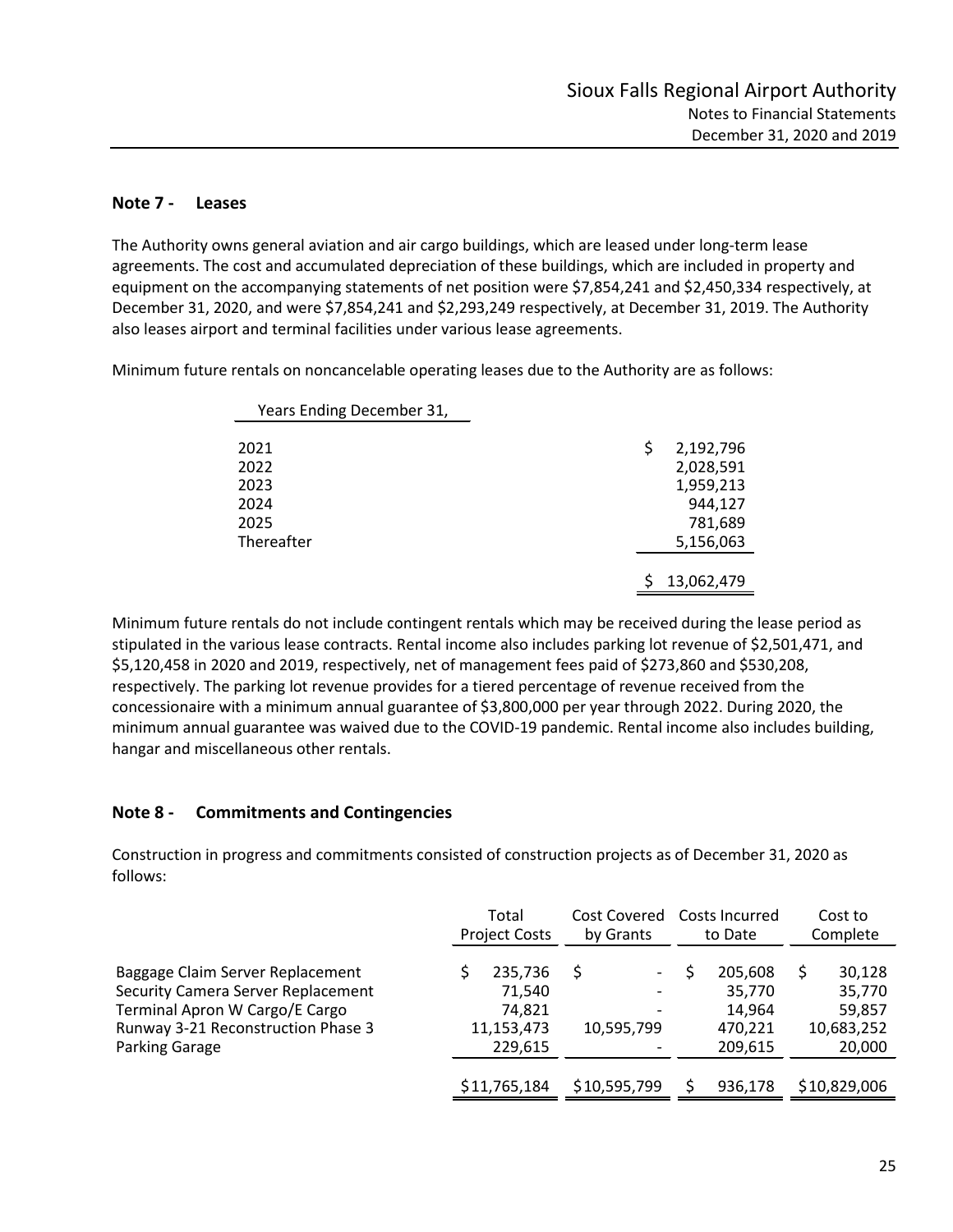## Note 7 - Leases

The Authority owns general aviation and air cargo buildings, which are leased under long-term lease agreements. The cost and accumulated depreciation of these buildings, which are included in property and equipment on the accompanying statements of net position were $7,854,241 and $2,450,334 respectively, at December 31, 2020, and were $7,854,241 and $2,293,249 respectively, at December 31, 2019. The Authority also leases airport and terminal facilities under various lease agreements.

Minimum future rentals on noncancelable operating leases due to the Authority are as follows:

| Years Ending December 31, | |
|---|---|
| 2021 | $ 2,192,796 |
| 2022 | 2,028,591 |
| 2023 | 1,959,213 |
| 2024 | 944,127 |
| 2025 | 781,689 |
| Thereafter | 5,156,063 |
| | $ 13,062,479 |

Minimum future rentals do not include contingent rentals which may be received during the lease period as stipulated in the various lease contracts. Rental income also includes parking lot revenue of $2,501,471, and $5,120,458 in 2020 and 2019, respectively, net of management fees paid of $273,860 and $530,208, respectively. The parking lot revenue provides for a tiered percentage of revenue received from the concessionaire with a minimum annual guarantee of $3,800,000 per year through 2022. During 2020, the minimum annual guarantee was waived due to the COVID-19 pandemic. Rental income also includes building, hangar and miscellaneous other rentals.

## Note 8 - Commitments and Contingencies

Construction in progress and commitments consisted of construction projects as of December 31, 2020 as follows:

| | Total Project Costs | Cost Covered by Grants | Costs Incurred to Date | Cost to Complete |
|---|---|---|---|---|
| Baggage Claim Server Replacement | $ 235,736 | $ - | $ 205,608 | $ 30,128 |
| Security Camera Server Replacement | 71,540 | - | 35,770 | 35,770 |
| Terminal Apron W Cargo/E Cargo | 74,821 | - | 14,964 | 59,857 |
| Runway 3-21 Reconstruction Phase 3 | 11,153,473 | 10,595,799 | 470,221 | 10,683,252 |
| Parking Garage | 229,615 | - | 209,615 | 20,000 |
| | $11,765,184 | $10,595,799 | $ 936,178 | $10,829,006 |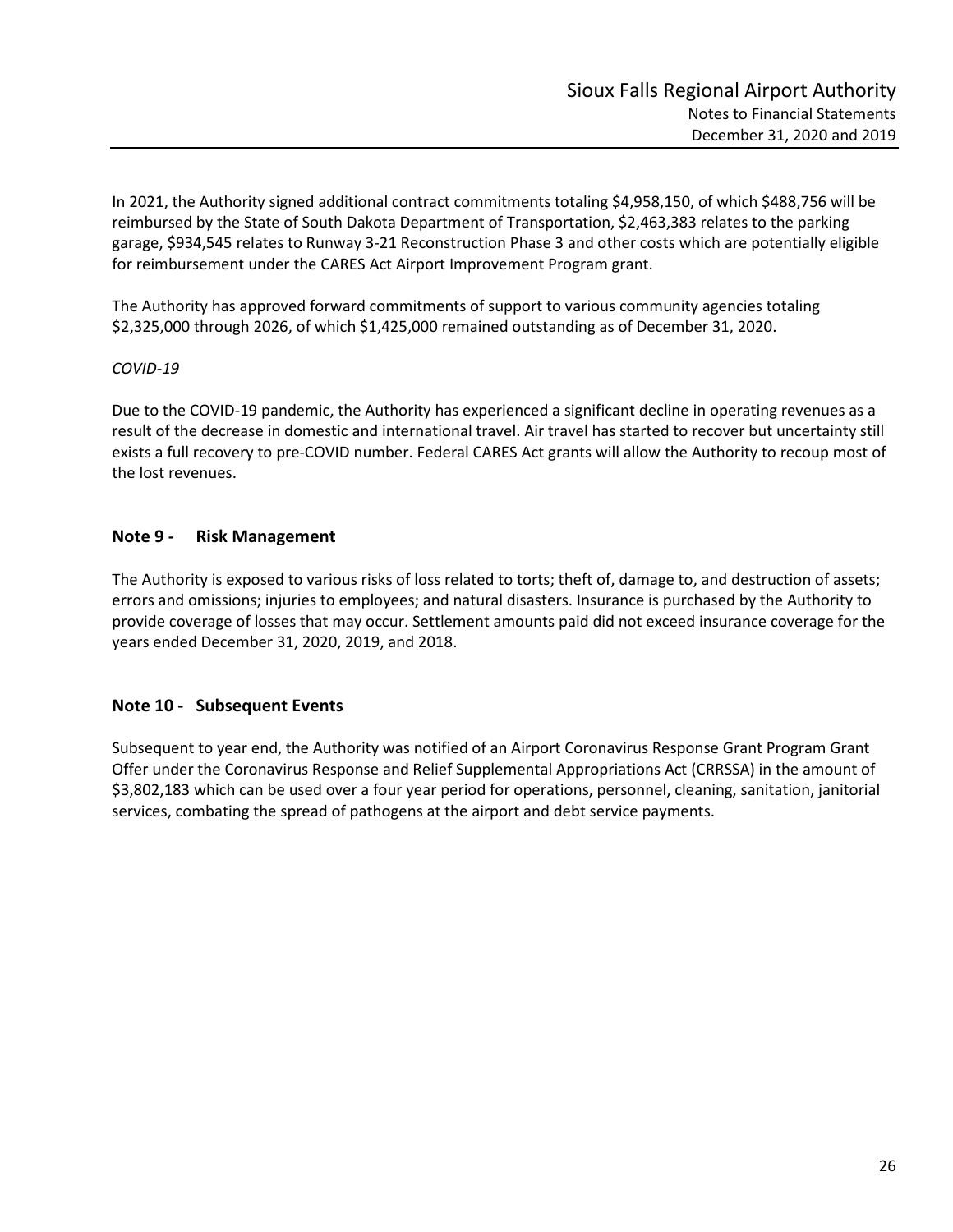In 2021, the Authority signed additional contract commitments totaling $4,958,150, of which $488,756 will be reimbursed by the State of South Dakota Department of Transportation, $2,463,383 relates to the parking garage, $934,545 relates to Runway 3-21 Reconstruction Phase 3 and other costs which are potentially eligible for reimbursement under the CARES Act Airport Improvement Program grant.

The Authority has approved forward commitments of support to various community agencies totaling $2,325,000 through 2026, of which $1,425,000 remained outstanding as of December 31, 2020.

*COVID-19*

Due to the COVID-19 pandemic, the Authority has experienced a significant decline in operating revenues as a result of the decrease in domestic and international travel. Air travel has started to recover but uncertainty still exists a full recovery to pre-COVID number. Federal CARES Act grants will allow the Authority to recoup most of the lost revenues.

## Note 9 - Risk Management

The Authority is exposed to various risks of loss related to torts; theft of, damage to, and destruction of assets; errors and omissions; injuries to employees; and natural disasters. Insurance is purchased by the Authority to provide coverage of losses that may occur. Settlement amounts paid did not exceed insurance coverage for the years ended December 31, 2020, 2019, and 2018.

## Note 10 - Subsequent Events

Subsequent to year end, the Authority was notified of an Airport Coronavirus Response Grant Program Grant Offer under the Coronavirus Response and Relief Supplemental Appropriations Act (CRRSSA) in the amount of $3,802,183 which can be used over a four year period for operations, personnel, cleaning, sanitation, janitorial services, combating the spread of pathogens at the airport and debt service payments.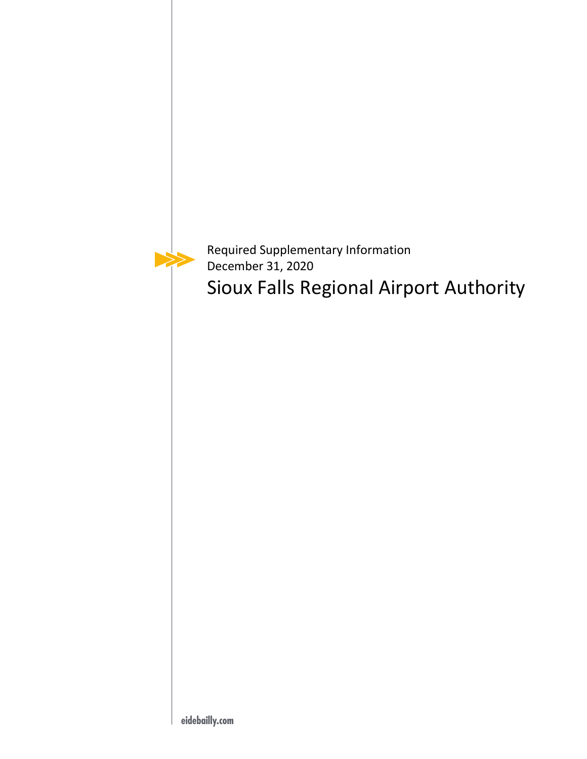Required Supplementary Information
December 31, 2020

# Sioux Falls Regional Airport Authority

eidebailly.com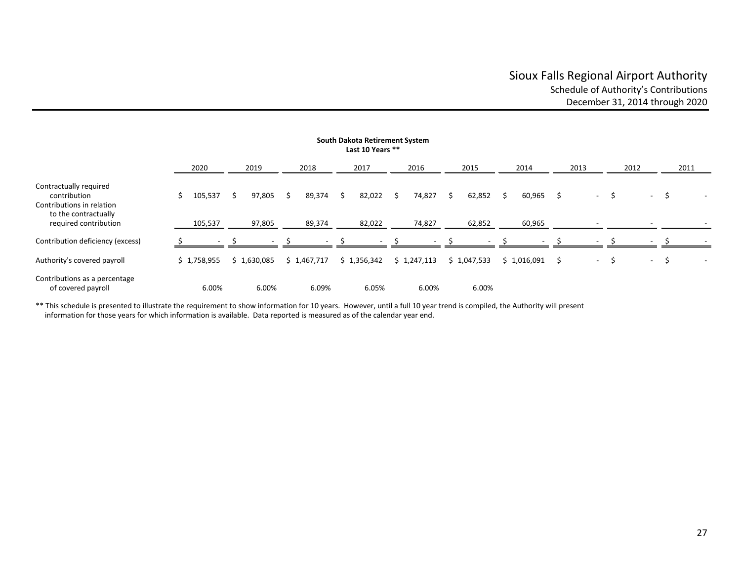# Sioux Falls Regional Airport Authority

## Schedule of Authority's Contributions

### December 31, 2014 through 2020

**South Dakota Retirement System**
**Last 10 Years ****

| | 2020 | 2019 | 2018 | 2017 | 2016 | 2015 | 2014 | 2013 | 2012 | 2011 |
|---|---|---|---|---|---|---|---|---|---|---|
| Contractually required contribution | $ 105,537 | $ 97,805 | $ 89,374 | $ 82,022 | $ 74,827 | $ 62,852 | $ 60,965 | $ - | $ - | $ - |
| Contributions in relation to the contractually required contribution | 105,537 | 97,805 | 89,374 | 82,022 | 74,827 | 62,852 | 60,965 | - | - | - |
| Contribution deficiency (excess) | $ - | $ - | $ - | $ - | $ - | $ - | $ - | $ - | $ - | $ - |
| Authority's covered payroll | $ 1,758,955 | $ 1,630,085 | $ 1,467,717 | $ 1,356,342 | $ 1,247,113 | $ 1,047,533 | $ 1,016,091 | $ - | $ - | $ - |
| Contributions as a percentage of covered payroll | 6.00% | 6.00% | 6.09% | 6.05% | 6.00% | 6.00% | | | | |

** This schedule is presented to illustrate the requirement to show information for 10 years. However, until a full 10 year trend is compiled, the Authority will present information for those years for which information is available. Data reported is measured as of the calendar year end.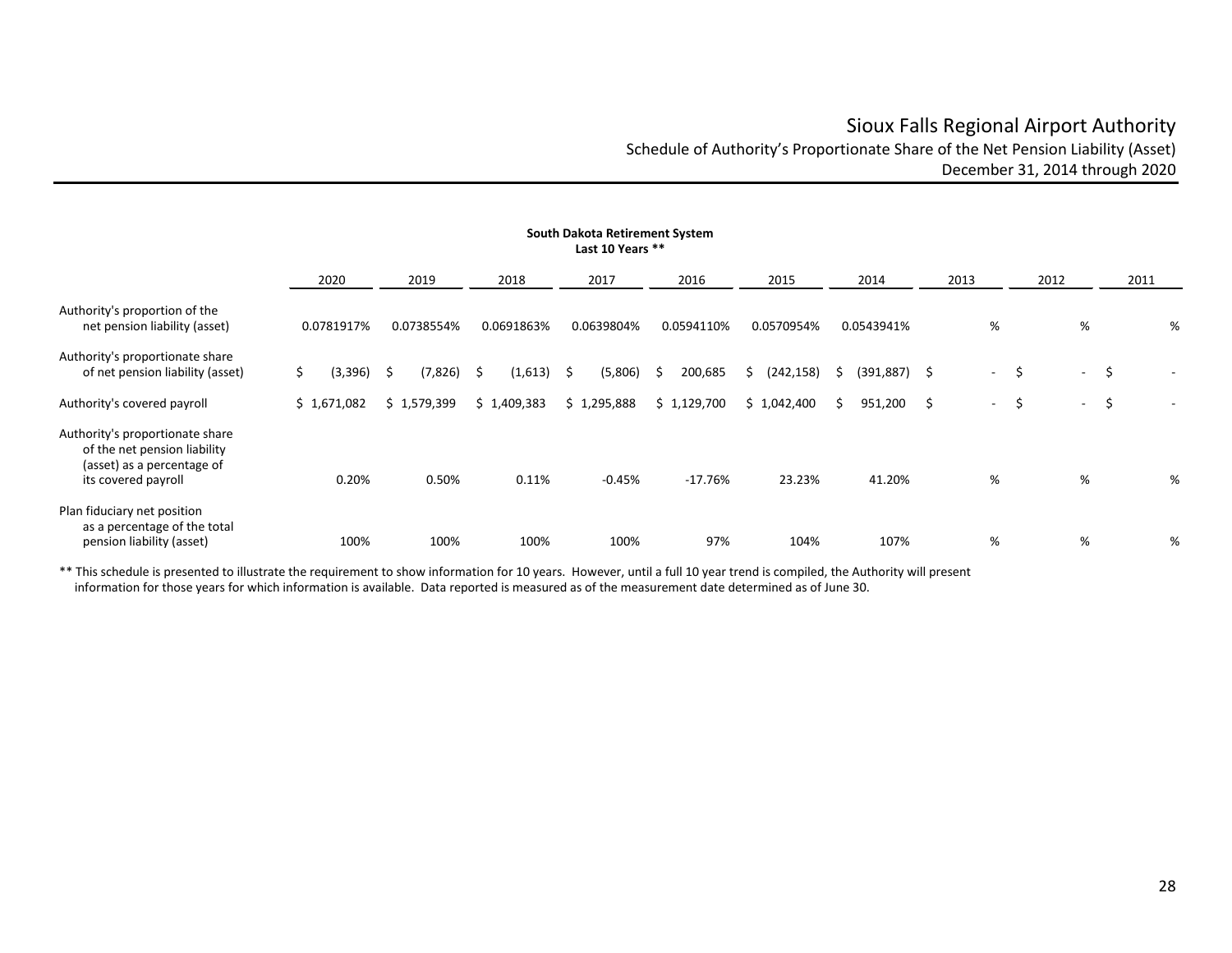# Sioux Falls Regional Airport Authority

## Schedule of Authority's Proportionate Share of the Net Pension Liability (Asset)

### December 31, 2014 through 2020

**South Dakota Retirement System**
**Last 10 Years ****

| | 2020 | 2019 | 2018 | 2017 | 2016 | 2015 | 2014 | 2013 | 2012 | 2011 |
|---|---|---|---|---|---|---|---|---|---|---|
| Authority's proportion of the net pension liability (asset) | 0.0781917% | 0.0738554% | 0.0691863% | 0.0639804% | 0.0594110% | 0.0570954% | 0.0543941% | % | % | % |
| Authority's proportionate share of net pension liability (asset) | $ (3,396) | $ (7,826) | $ (1,613) | $ (5,806) | $ 200,685 | $ (242,158) | $ (391,887) | $ - | $ - | $ - |
| Authority's covered payroll | $ 1,671,082 | $ 1,579,399 | $ 1,409,383 | $ 1,295,888 | $ 1,129,700 | $ 1,042,400 | $ 951,200 | $ - | $ - | $ - |
| Authority's proportionate share of the net pension liability (asset) as a percentage of its covered payroll | 0.20% | 0.50% | 0.11% | -0.45% | -17.76% | 23.23% | 41.20% | % | % | % |
| Plan fiduciary net position as a percentage of the total pension liability (asset) | 100% | 100% | 100% | 100% | 97% | 104% | 107% | % | % | % |

** This schedule is presented to illustrate the requirement to show information for 10 years. However, until a full 10 year trend is compiled, the Authority will present information for those years for which information is available. Data reported is measured as of the measurement date determined as of June 30.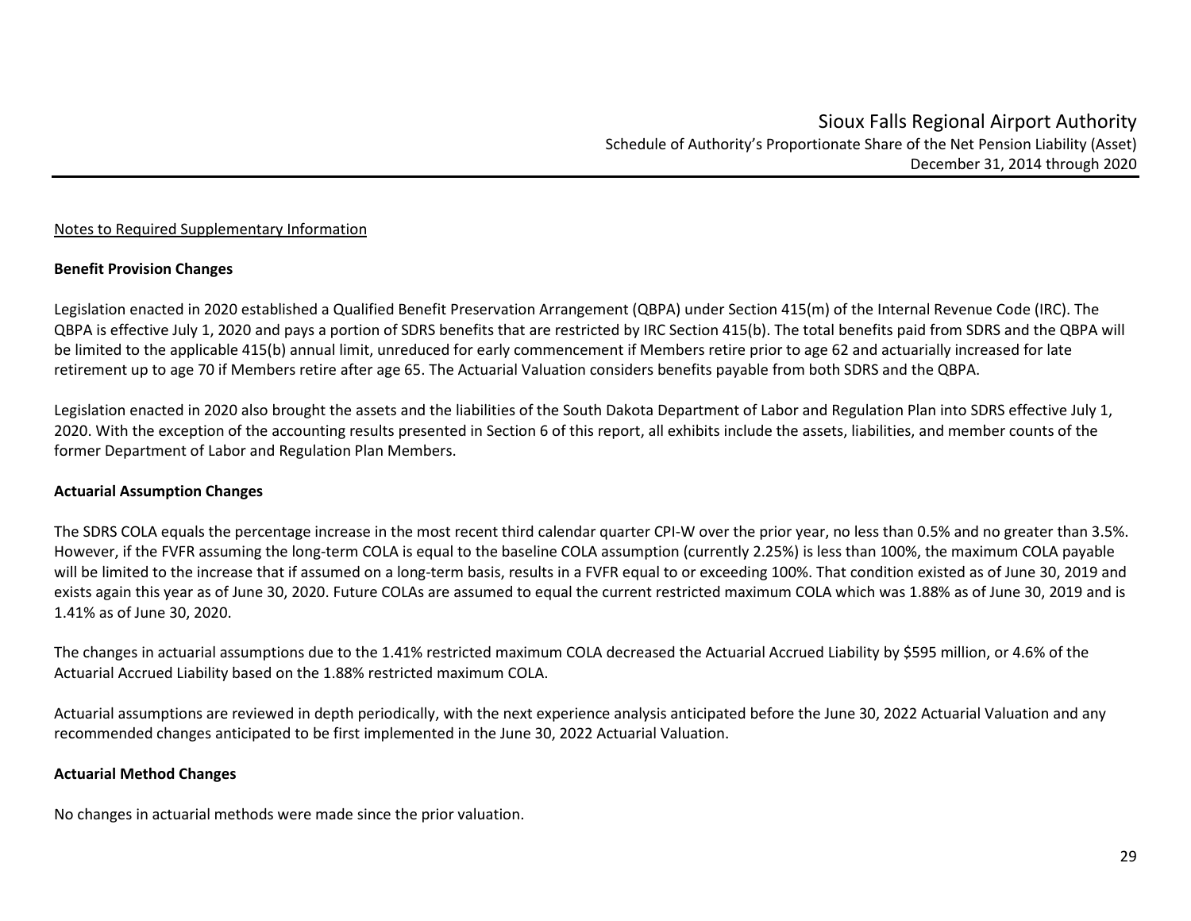Notes to Required Supplementary Information

**Benefit Provision Changes**

Legislation enacted in 2020 established a Qualified Benefit Preservation Arrangement (QBPA) under Section 415(m) of the Internal Revenue Code (IRC). The QBPA is effective July 1, 2020 and pays a portion of SDRS benefits that are restricted by IRC Section 415(b). The total benefits paid from SDRS and the QBPA will be limited to the applicable 415(b) annual limit, unreduced for early commencement if Members retire prior to age 62 and actuarially increased for late retirement up to age 70 if Members retire after age 65. The Actuarial Valuation considers benefits payable from both SDRS and the QBPA.

Legislation enacted in 2020 also brought the assets and the liabilities of the South Dakota Department of Labor and Regulation Plan into SDRS effective July 1, 2020. With the exception of the accounting results presented in Section 6 of this report, all exhibits include the assets, liabilities, and member counts of the former Department of Labor and Regulation Plan Members.

**Actuarial Assumption Changes**

The SDRS COLA equals the percentage increase in the most recent third calendar quarter CPI-W over the prior year, no less than 0.5% and no greater than 3.5%. However, if the FVFR assuming the long-term COLA is equal to the baseline COLA assumption (currently 2.25%) is less than 100%, the maximum COLA payable will be limited to the increase that if assumed on a long-term basis, results in a FVFR equal to or exceeding 100%. That condition existed as of June 30, 2019 and exists again this year as of June 30, 2020. Future COLAs are assumed to equal the current restricted maximum COLA which was 1.88% as of June 30, 2019 and is 1.41% as of June 30, 2020.

The changes in actuarial assumptions due to the 1.41% restricted maximum COLA decreased the Actuarial Accrued Liability by $595 million, or 4.6% of the Actuarial Accrued Liability based on the 1.88% restricted maximum COLA.

Actuarial assumptions are reviewed in depth periodically, with the next experience analysis anticipated before the June 30, 2022 Actuarial Valuation and any recommended changes anticipated to be first implemented in the June 30, 2022 Actuarial Valuation.

**Actuarial Method Changes**

No changes in actuarial methods were made since the prior valuation.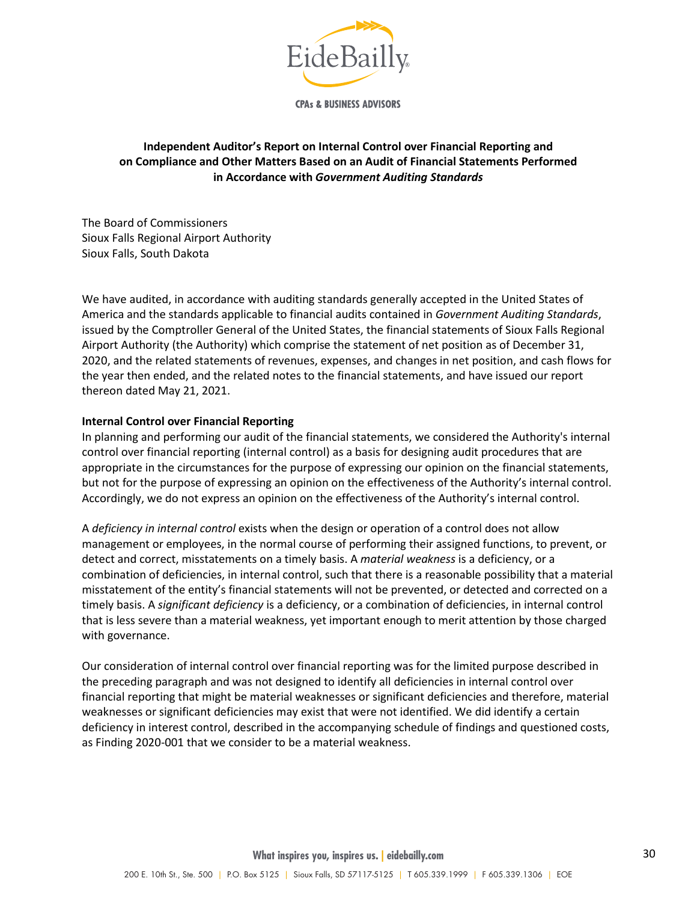**Independent Auditor's Report on Internal Control over Financial Reporting and on Compliance and Other Matters Based on an Audit of Financial Statements Performed in Accordance with *Government Auditing Standards***

The Board of Commissioners
Sioux Falls Regional Airport Authority
Sioux Falls, South Dakota

We have audited, in accordance with auditing standards generally accepted in the United States of America and the standards applicable to financial audits contained in *Government Auditing Standards*, issued by the Comptroller General of the United States, the financial statements of Sioux Falls Regional Airport Authority (the Authority) which comprise the statement of net position as of December 31, 2020, and the related statements of revenues, expenses, and changes in net position, and cash flows for the year then ended, and the related notes to the financial statements, and have issued our report thereon dated May 21, 2021.

**Internal Control over Financial Reporting**

In planning and performing our audit of the financial statements, we considered the Authority's internal control over financial reporting (internal control) as a basis for designing audit procedures that are appropriate in the circumstances for the purpose of expressing our opinion on the financial statements, but not for the purpose of expressing an opinion on the effectiveness of the Authority's internal control. Accordingly, we do not express an opinion on the effectiveness of the Authority's internal control.

A *deficiency in internal control* exists when the design or operation of a control does not allow management or employees, in the normal course of performing their assigned functions, to prevent, or detect and correct, misstatements on a timely basis. A *material weakness* is a deficiency, or a combination of deficiencies, in internal control, such that there is a reasonable possibility that a material misstatement of the entity's financial statements will not be prevented, or detected and corrected on a timely basis. A *significant deficiency* is a deficiency, or a combination of deficiencies, in internal control that is less severe than a material weakness, yet important enough to merit attention by those charged with governance.

Our consideration of internal control over financial reporting was for the limited purpose described in the preceding paragraph and was not designed to identify all deficiencies in internal control over financial reporting that might be material weaknesses or significant deficiencies and therefore, material weaknesses or significant deficiencies may exist that were not identified. We did identify a certain deficiency in interest control, described in the accompanying schedule of findings and questioned costs, as Finding 2020-001 that we consider to be a material weakness.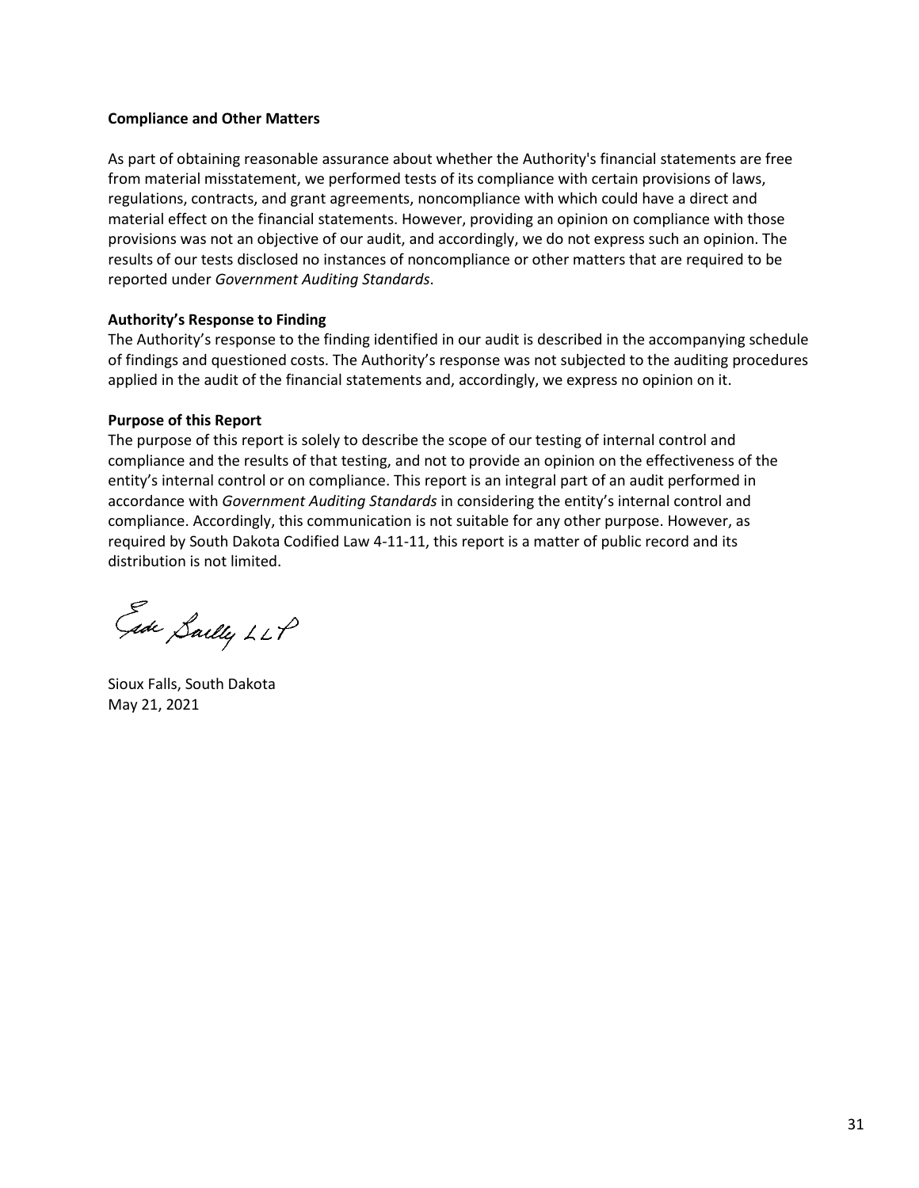**Compliance and Other Matters**

As part of obtaining reasonable assurance about whether the Authority's financial statements are free from material misstatement, we performed tests of its compliance with certain provisions of laws, regulations, contracts, and grant agreements, noncompliance with which could have a direct and material effect on the financial statements. However, providing an opinion on compliance with those provisions was not an objective of our audit, and accordingly, we do not express such an opinion. The results of our tests disclosed no instances of noncompliance or other matters that are required to be reported under *Government Auditing Standards*.

**Authority's Response to Finding**

The Authority's response to the finding identified in our audit is described in the accompanying schedule of findings and questioned costs. The Authority's response was not subjected to the auditing procedures applied in the audit of the financial statements and, accordingly, we express no opinion on it.

**Purpose of this Report**

The purpose of this report is solely to describe the scope of our testing of internal control and compliance and the results of that testing, and not to provide an opinion on the effectiveness of the entity's internal control or on compliance. This report is an integral part of an audit performed in accordance with *Government Auditing Standards* in considering the entity's internal control and compliance. Accordingly, this communication is not suitable for any other purpose. However, as required by South Dakota Codified Law 4-11-11, this report is a matter of public record and its distribution is not limited.

Eide Bailly LLP

Sioux Falls, South Dakota
May 21, 2021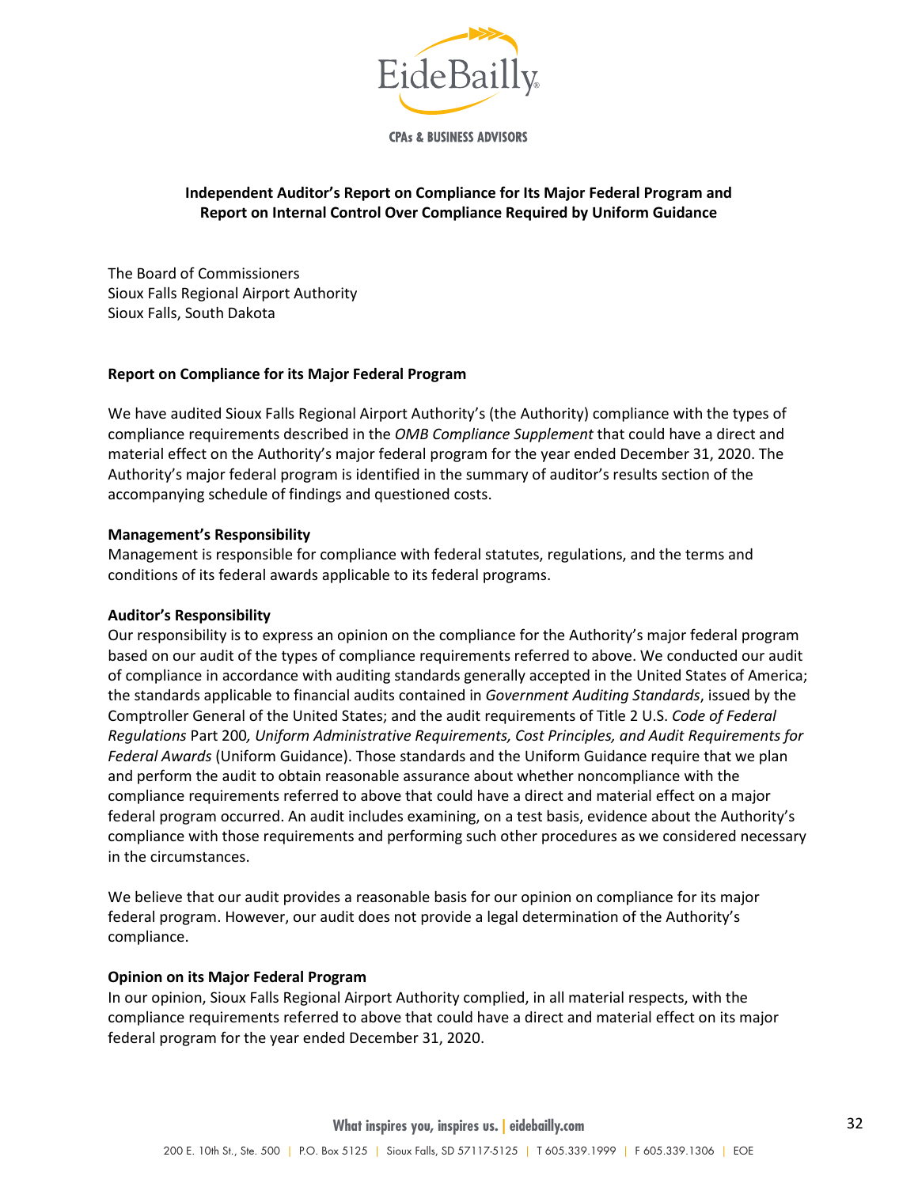# Independent Auditor's Report on Compliance for Its Major Federal Program and Report on Internal Control Over Compliance Required by Uniform Guidance

The Board of Commissioners
Sioux Falls Regional Airport Authority
Sioux Falls, South Dakota

## Report on Compliance for its Major Federal Program

We have audited Sioux Falls Regional Airport Authority's (the Authority) compliance with the types of compliance requirements described in the *OMB Compliance Supplement* that could have a direct and material effect on the Authority's major federal program for the year ended December 31, 2020. The Authority's major federal program is identified in the summary of auditor's results section of the accompanying schedule of findings and questioned costs.

### Management's Responsibility

Management is responsible for compliance with federal statutes, regulations, and the terms and conditions of its federal awards applicable to its federal programs.

### Auditor's Responsibility

Our responsibility is to express an opinion on the compliance for the Authority's major federal program based on our audit of the types of compliance requirements referred to above. We conducted our audit of compliance in accordance with auditing standards generally accepted in the United States of America; the standards applicable to financial audits contained in *Government Auditing Standards*, issued by the Comptroller General of the United States; and the audit requirements of Title 2 U.S. *Code of Federal Regulations* Part 200*, Uniform Administrative Requirements, Cost Principles, and Audit Requirements for Federal Awards* (Uniform Guidance). Those standards and the Uniform Guidance require that we plan and perform the audit to obtain reasonable assurance about whether noncompliance with the compliance requirements referred to above that could have a direct and material effect on a major federal program occurred. An audit includes examining, on a test basis, evidence about the Authority's compliance with those requirements and performing such other procedures as we considered necessary in the circumstances.

We believe that our audit provides a reasonable basis for our opinion on compliance for its major federal program. However, our audit does not provide a legal determination of the Authority's compliance.

### Opinion on its Major Federal Program

In our opinion, Sioux Falls Regional Airport Authority complied, in all material respects, with the compliance requirements referred to above that could have a direct and material effect on its major federal program for the year ended December 31, 2020.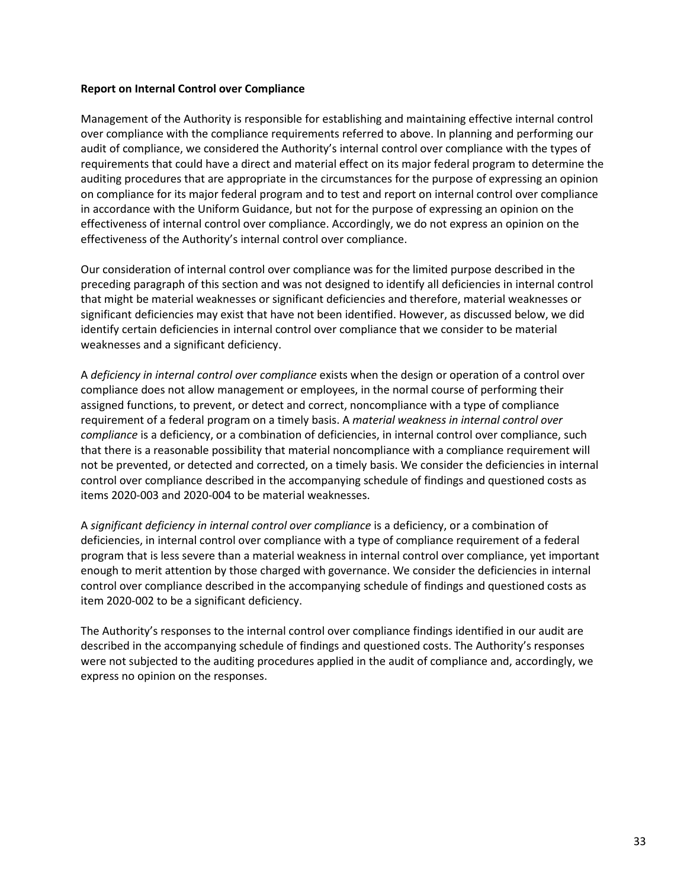**Report on Internal Control over Compliance**

Management of the Authority is responsible for establishing and maintaining effective internal control over compliance with the compliance requirements referred to above. In planning and performing our audit of compliance, we considered the Authority's internal control over compliance with the types of requirements that could have a direct and material effect on its major federal program to determine the auditing procedures that are appropriate in the circumstances for the purpose of expressing an opinion on compliance for its major federal program and to test and report on internal control over compliance in accordance with the Uniform Guidance, but not for the purpose of expressing an opinion on the effectiveness of internal control over compliance. Accordingly, we do not express an opinion on the effectiveness of the Authority's internal control over compliance.

Our consideration of internal control over compliance was for the limited purpose described in the preceding paragraph of this section and was not designed to identify all deficiencies in internal control that might be material weaknesses or significant deficiencies and therefore, material weaknesses or significant deficiencies may exist that have not been identified. However, as discussed below, we did identify certain deficiencies in internal control over compliance that we consider to be material weaknesses and a significant deficiency.

A *deficiency in internal control over compliance* exists when the design or operation of a control over compliance does not allow management or employees, in the normal course of performing their assigned functions, to prevent, or detect and correct, noncompliance with a type of compliance requirement of a federal program on a timely basis. A *material weakness in internal control over compliance* is a deficiency, or a combination of deficiencies, in internal control over compliance, such that there is a reasonable possibility that material noncompliance with a compliance requirement will not be prevented, or detected and corrected, on a timely basis. We consider the deficiencies in internal control over compliance described in the accompanying schedule of findings and questioned costs as items 2020-003 and 2020-004 to be material weaknesses.

A *significant deficiency in internal control over compliance* is a deficiency, or a combination of deficiencies, in internal control over compliance with a type of compliance requirement of a federal program that is less severe than a material weakness in internal control over compliance, yet important enough to merit attention by those charged with governance. We consider the deficiencies in internal control over compliance described in the accompanying schedule of findings and questioned costs as item 2020-002 to be a significant deficiency.

The Authority's responses to the internal control over compliance findings identified in our audit are described in the accompanying schedule of findings and questioned costs. The Authority's responses were not subjected to the auditing procedures applied in the audit of compliance and, accordingly, we express no opinion on the responses.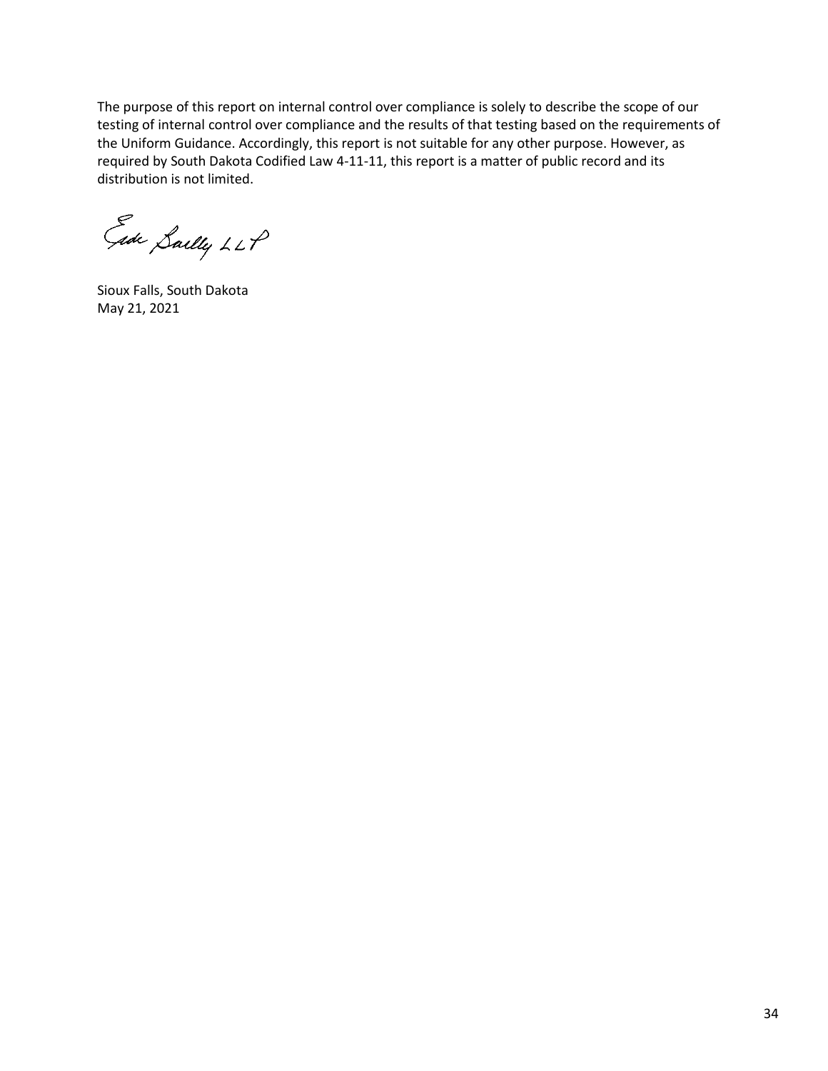The purpose of this report on internal control over compliance is solely to describe the scope of our testing of internal control over compliance and the results of that testing based on the requirements of the Uniform Guidance. Accordingly, this report is not suitable for any other purpose. However, as required by South Dakota Codified Law 4-11-11, this report is a matter of public record and its distribution is not limited.

Eide Bailly LLP

Sioux Falls, South Dakota
May 21, 2021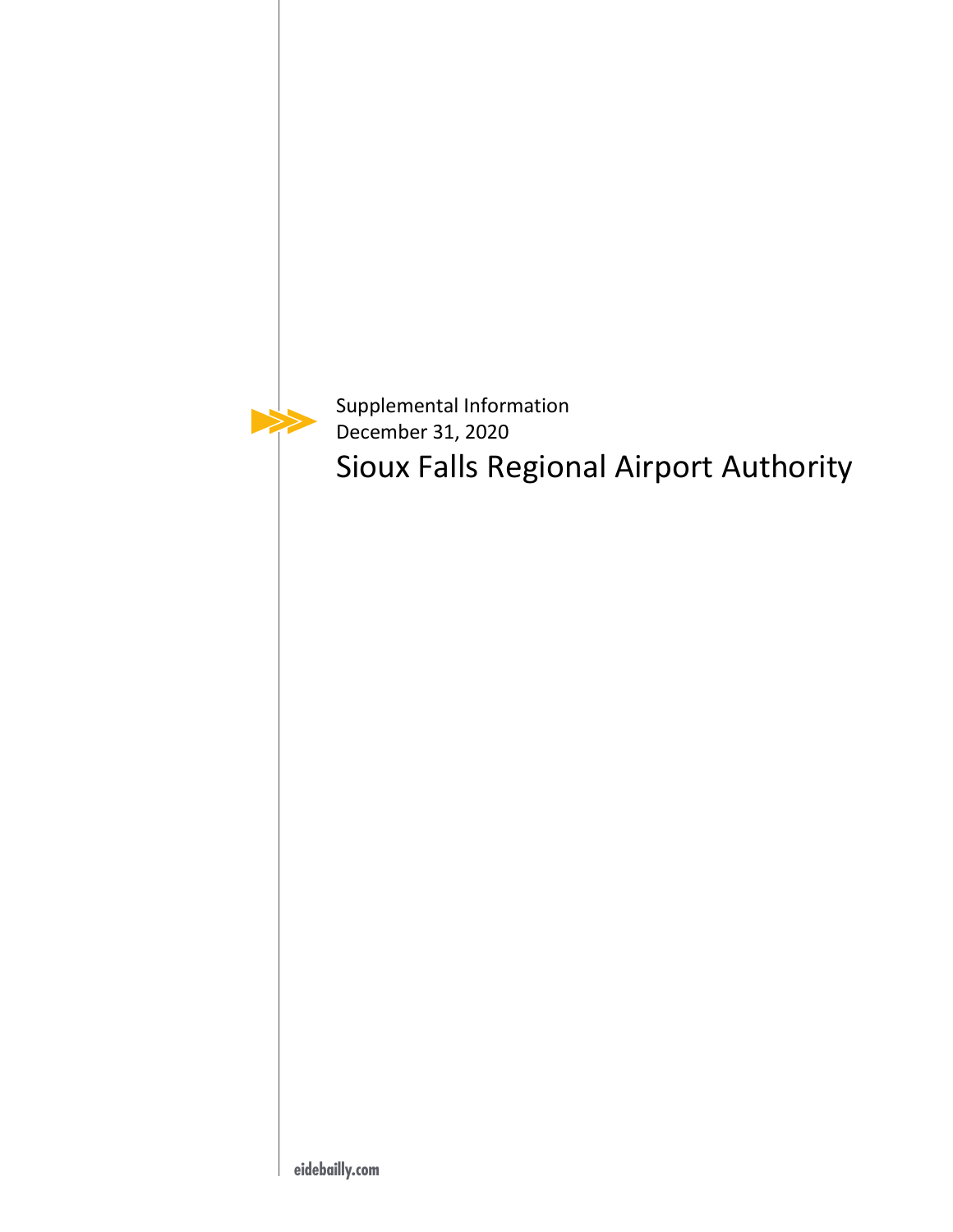Supplemental Information
December 31, 2020

# Sioux Falls Regional Airport Authority

eidebailly.com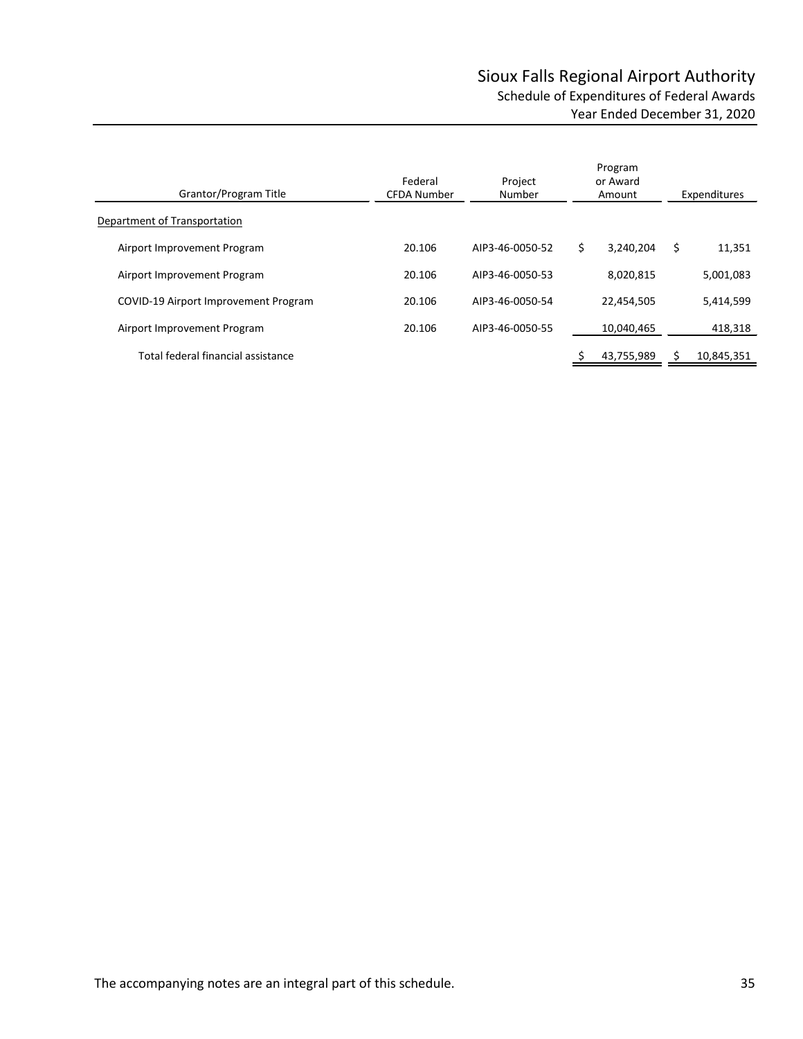# Sioux Falls Regional Airport Authority

## Schedule of Expenditures of Federal Awards

### Year Ended December 31, 2020

| Grantor/Program Title | Federal CFDA Number | Project Number | Program or Award Amount | Expenditures |
|---|---|---|---|---|
| Department of Transportation | | | | |
| Airport Improvement Program | 20.106 | AIP3-46-0050-52 | $ 3,240,204 | $ 11,351 |
| Airport Improvement Program | 20.106 | AIP3-46-0050-53 | 8,020,815 | 5,001,083 |
| COVID-19 Airport Improvement Program | 20.106 | AIP3-46-0050-54 | 22,454,505 | 5,414,599 |
| Airport Improvement Program | 20.106 | AIP3-46-0050-55 | 10,040,465 | 418,318 |
| Total federal financial assistance | | | $ 43,755,989 | $ 10,845,351 |

The accompanying notes are an integral part of this schedule.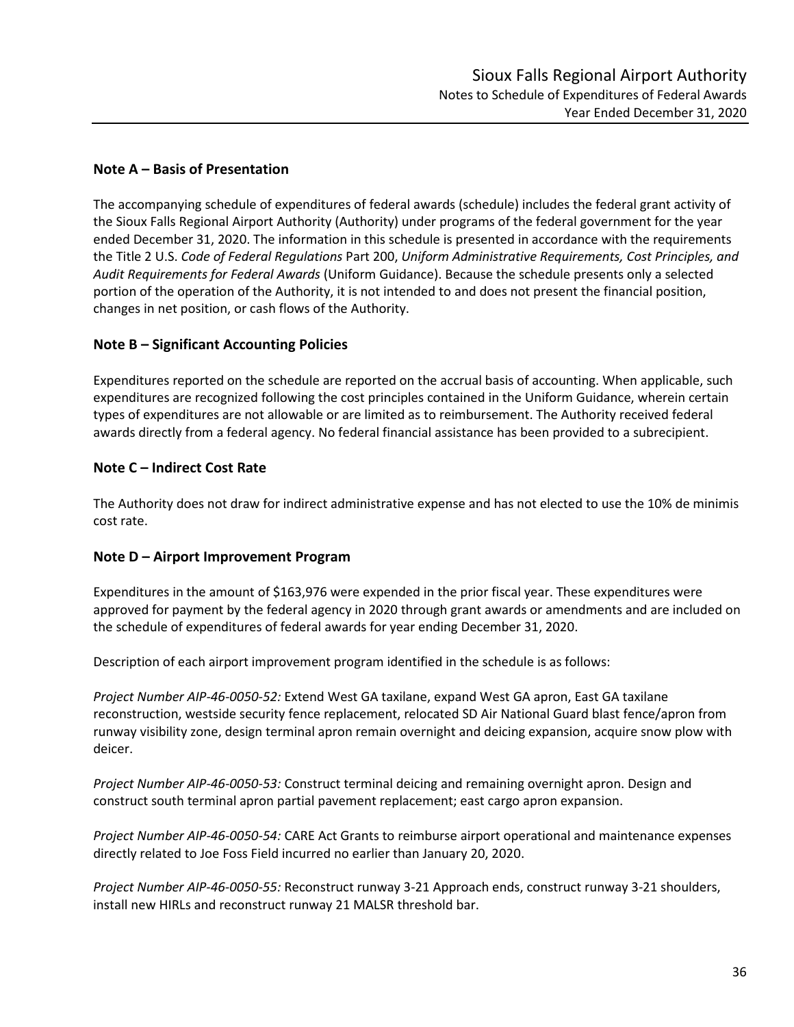## Note A – Basis of Presentation

The accompanying schedule of expenditures of federal awards (schedule) includes the federal grant activity of the Sioux Falls Regional Airport Authority (Authority) under programs of the federal government for the year ended December 31, 2020. The information in this schedule is presented in accordance with the requirements the Title 2 U.S. *Code of Federal Regulations* Part 200, *Uniform Administrative Requirements, Cost Principles, and Audit Requirements for Federal Awards* (Uniform Guidance). Because the schedule presents only a selected portion of the operation of the Authority, it is not intended to and does not present the financial position, changes in net position, or cash flows of the Authority.

## Note B – Significant Accounting Policies

Expenditures reported on the schedule are reported on the accrual basis of accounting. When applicable, such expenditures are recognized following the cost principles contained in the Uniform Guidance, wherein certain types of expenditures are not allowable or are limited as to reimbursement. The Authority received federal awards directly from a federal agency. No federal financial assistance has been provided to a subrecipient.

## Note C – Indirect Cost Rate

The Authority does not draw for indirect administrative expense and has not elected to use the 10% de minimis cost rate.

## Note D – Airport Improvement Program

Expenditures in the amount of $163,976 were expended in the prior fiscal year. These expenditures were approved for payment by the federal agency in 2020 through grant awards or amendments and are included on the schedule of expenditures of federal awards for year ending December 31, 2020.

Description of each airport improvement program identified in the schedule is as follows:

*Project Number AIP-46-0050-52:* Extend West GA taxilane, expand West GA apron, East GA taxilane reconstruction, westside security fence replacement, relocated SD Air National Guard blast fence/apron from runway visibility zone, design terminal apron remain overnight and deicing expansion, acquire snow plow with deicer.

*Project Number AIP-46-0050-53:* Construct terminal deicing and remaining overnight apron. Design and construct south terminal apron partial pavement replacement; east cargo apron expansion.

*Project Number AIP-46-0050-54:* CARE Act Grants to reimburse airport operational and maintenance expenses directly related to Joe Foss Field incurred no earlier than January 20, 2020.

*Project Number AIP-46-0050-55:* Reconstruct runway 3-21 Approach ends, construct runway 3-21 shoulders, install new HIRLs and reconstruct runway 21 MALSR threshold bar.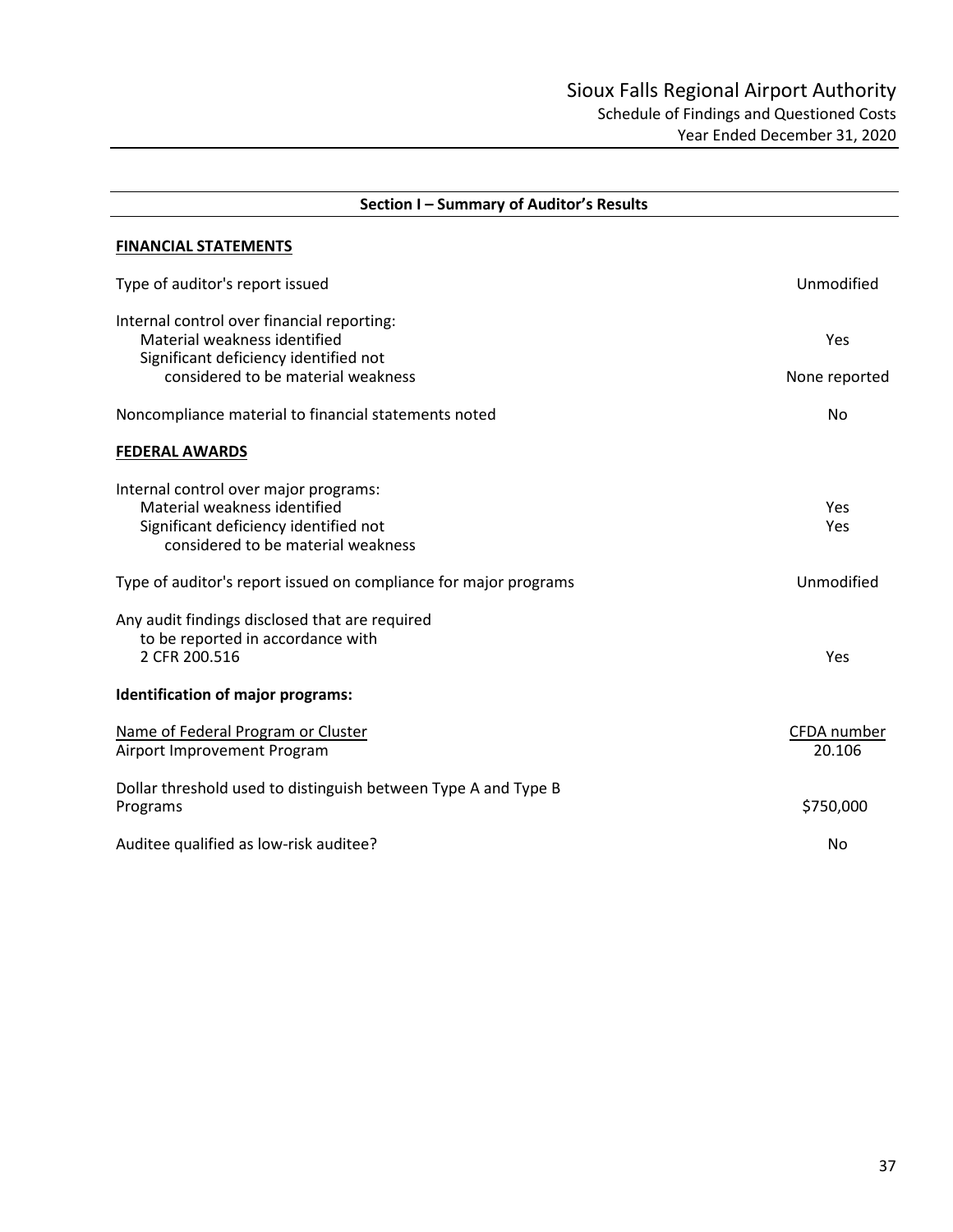# Sioux Falls Regional Airport Authority

## Schedule of Findings and Questioned Costs

### Year Ended December 31, 2020

**Section I – Summary of Auditor's Results**

**FINANCIAL STATEMENTS**

| | |
|---|---|
| Type of auditor's report issued | Unmodified |
| Internal control over financial reporting: | |
| Material weakness identified | Yes |
| Significant deficiency identified not considered to be material weakness | None reported |
| Noncompliance material to financial statements noted | No |

**FEDERAL AWARDS**

| | |
|---|---|
| Internal control over major programs: | |
| Material weakness identified | Yes |
| Significant deficiency identified not considered to be material weakness | Yes |
| Type of auditor's report issued on compliance for major programs | Unmodified |
| Any audit findings disclosed that are required to be reported in accordance with 2 CFR 200.516 | Yes |

**Identification of major programs:**

| Name of Federal Program or Cluster | CFDA number |
|---|---|
| Airport Improvement Program | 20.106 |

| | |
|---|---|
| Dollar threshold used to distinguish between Type A and Type B Programs | $750,000 |
| Auditee qualified as low-risk auditee? | No |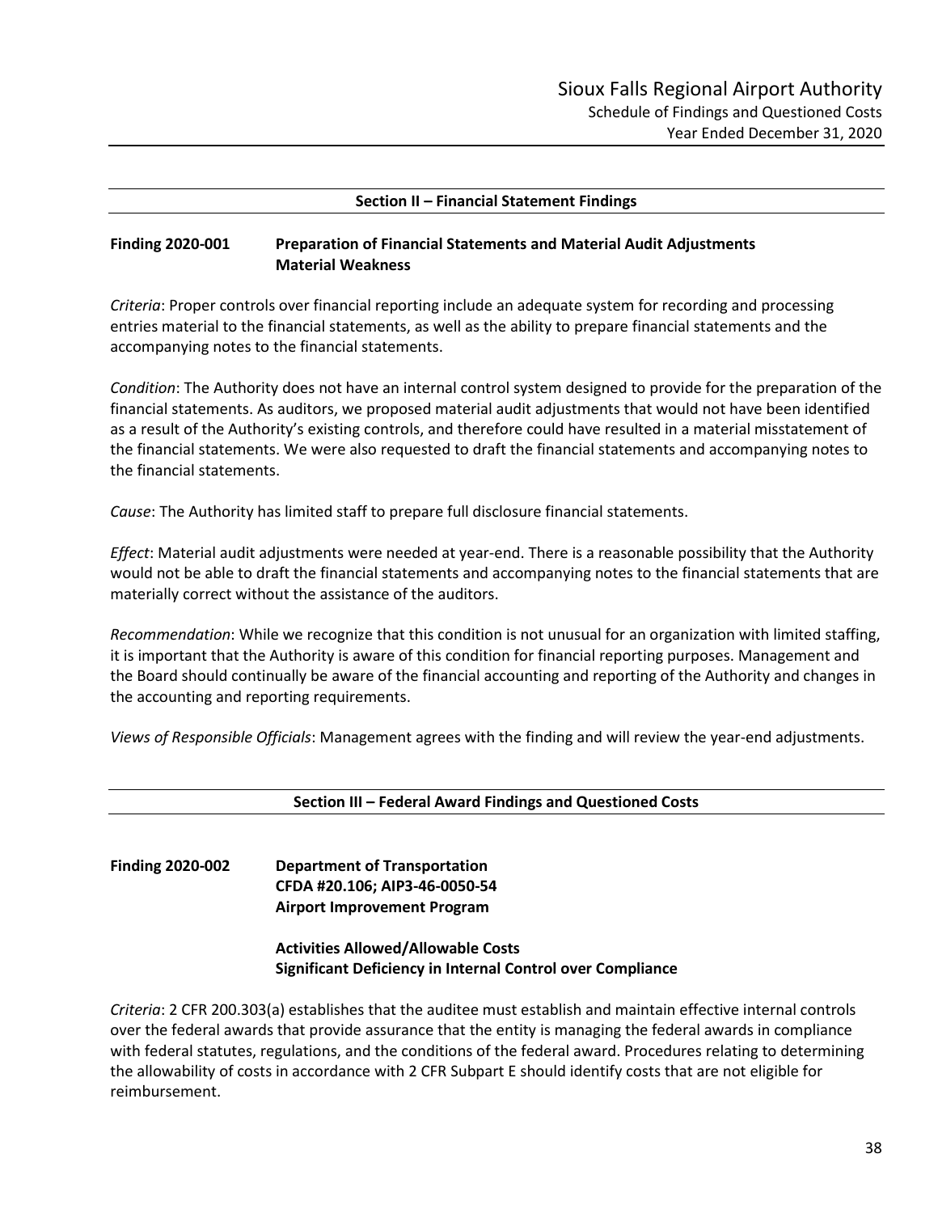## Section II – Financial Statement Findings

**Finding 2020-001 Preparation of Financial Statements and Material Audit Adjustments**
**Material Weakness**

*Criteria*: Proper controls over financial reporting include an adequate system for recording and processing entries material to the financial statements, as well as the ability to prepare financial statements and the accompanying notes to the financial statements.

*Condition*: The Authority does not have an internal control system designed to provide for the preparation of the financial statements. As auditors, we proposed material audit adjustments that would not have been identified as a result of the Authority's existing controls, and therefore could have resulted in a material misstatement of the financial statements. We were also requested to draft the financial statements and accompanying notes to the financial statements.

*Cause*: The Authority has limited staff to prepare full disclosure financial statements.

*Effect*: Material audit adjustments were needed at year-end. There is a reasonable possibility that the Authority would not be able to draft the financial statements and accompanying notes to the financial statements that are materially correct without the assistance of the auditors.

*Recommendation*: While we recognize that this condition is not unusual for an organization with limited staffing, it is important that the Authority is aware of this condition for financial reporting purposes. Management and the Board should continually be aware of the financial accounting and reporting of the Authority and changes in the accounting and reporting requirements.

*Views of Responsible Officials*: Management agrees with the finding and will review the year-end adjustments.

## Section III – Federal Award Findings and Questioned Costs

**Finding 2020-002 Department of Transportation**
**CFDA #20.106; AIP3-46-0050-54**
**Airport Improvement Program**

**Activities Allowed/Allowable Costs**
**Significant Deficiency in Internal Control over Compliance**

*Criteria*: 2 CFR 200.303(a) establishes that the auditee must establish and maintain effective internal controls over the federal awards that provide assurance that the entity is managing the federal awards in compliance with federal statutes, regulations, and the conditions of the federal award. Procedures relating to determining the allowability of costs in accordance with 2 CFR Subpart E should identify costs that are not eligible for reimbursement.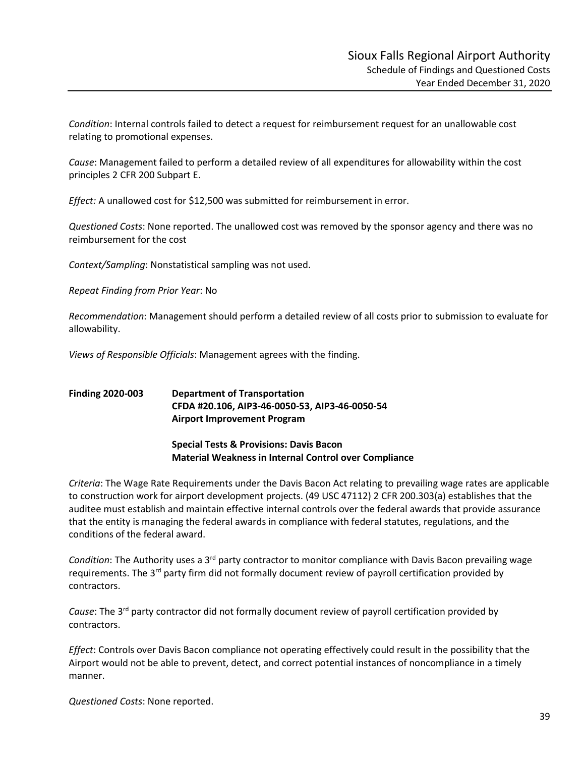*Condition*: Internal controls failed to detect a request for reimbursement request for an unallowable cost relating to promotional expenses.

*Cause*: Management failed to perform a detailed review of all expenditures for allowability within the cost principles 2 CFR 200 Subpart E.

*Effect:* A unallowed cost for $12,500 was submitted for reimbursement in error.

*Questioned Costs*: None reported. The unallowed cost was removed by the sponsor agency and there was no reimbursement for the cost

*Context/Sampling*: Nonstatistical sampling was not used.

*Repeat Finding from Prior Year*: No

*Recommendation*: Management should perform a detailed review of all costs prior to submission to evaluate for allowability.

*Views of Responsible Officials*: Management agrees with the finding.

**Finding 2020-003 Department of Transportation**
**CFDA #20.106, AIP3-46-0050-53, AIP3-46-0050-54**
**Airport Improvement Program**

**Special Tests & Provisions: Davis Bacon**
**Material Weakness in Internal Control over Compliance**

*Criteria*: The Wage Rate Requirements under the Davis Bacon Act relating to prevailing wage rates are applicable to construction work for airport development projects. (49 USC 47112) 2 CFR 200.303(a) establishes that the auditee must establish and maintain effective internal controls over the federal awards that provide assurance that the entity is managing the federal awards in compliance with federal statutes, regulations, and the conditions of the federal award.

*Condition*: The Authority uses a 3rd party contractor to monitor compliance with Davis Bacon prevailing wage requirements. The 3rd party firm did not formally document review of payroll certification provided by contractors.

*Cause*: The 3rd party contractor did not formally document review of payroll certification provided by contractors.

*Effect*: Controls over Davis Bacon compliance not operating effectively could result in the possibility that the Airport would not be able to prevent, detect, and correct potential instances of noncompliance in a timely manner.

*Questioned Costs*: None reported.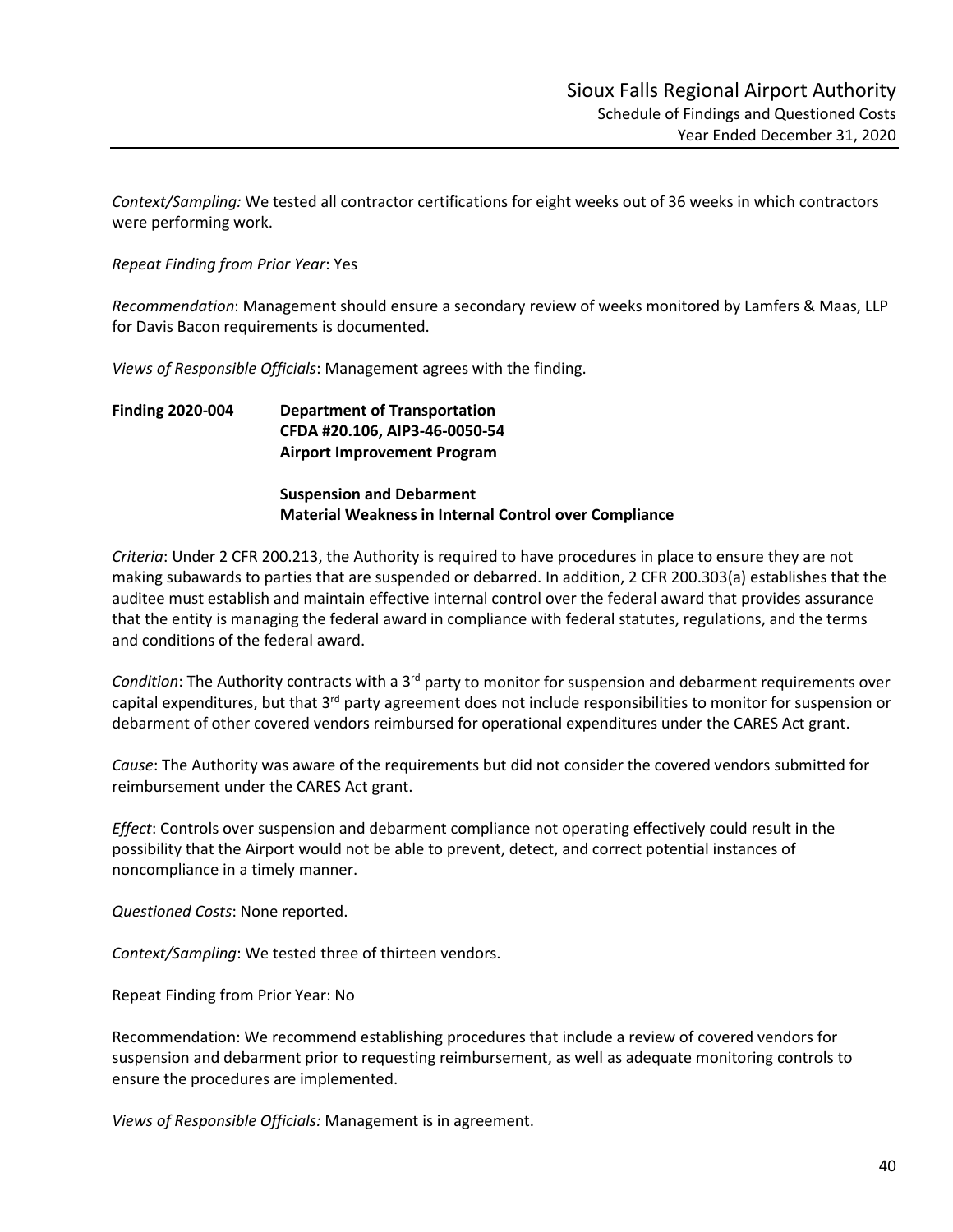*Context/Sampling:* We tested all contractor certifications for eight weeks out of 36 weeks in which contractors were performing work.

*Repeat Finding from Prior Year*: Yes

*Recommendation*: Management should ensure a secondary review of weeks monitored by Lamfers & Maas, LLP for Davis Bacon requirements is documented.

*Views of Responsible Officials*: Management agrees with the finding.

**Finding 2020-004 Department of Transportation**
**CFDA #20.106, AIP3-46-0050-54**
**Airport Improvement Program**

**Suspension and Debarment**
**Material Weakness in Internal Control over Compliance**

*Criteria*: Under 2 CFR 200.213, the Authority is required to have procedures in place to ensure they are not making subawards to parties that are suspended or debarred. In addition, 2 CFR 200.303(a) establishes that the auditee must establish and maintain effective internal control over the federal award that provides assurance that the entity is managing the federal award in compliance with federal statutes, regulations, and the terms and conditions of the federal award.

*Condition*: The Authority contracts with a 3rd party to monitor for suspension and debarment requirements over capital expenditures, but that 3rd party agreement does not include responsibilities to monitor for suspension or debarment of other covered vendors reimbursed for operational expenditures under the CARES Act grant.

*Cause*: The Authority was aware of the requirements but did not consider the covered vendors submitted for reimbursement under the CARES Act grant.

*Effect*: Controls over suspension and debarment compliance not operating effectively could result in the possibility that the Airport would not be able to prevent, detect, and correct potential instances of noncompliance in a timely manner.

*Questioned Costs*: None reported.

*Context/Sampling*: We tested three of thirteen vendors.

Repeat Finding from Prior Year: No

Recommendation: We recommend establishing procedures that include a review of covered vendors for suspension and debarment prior to requesting reimbursement, as well as adequate monitoring controls to ensure the procedures are implemented.

*Views of Responsible Officials:* Management is in agreement.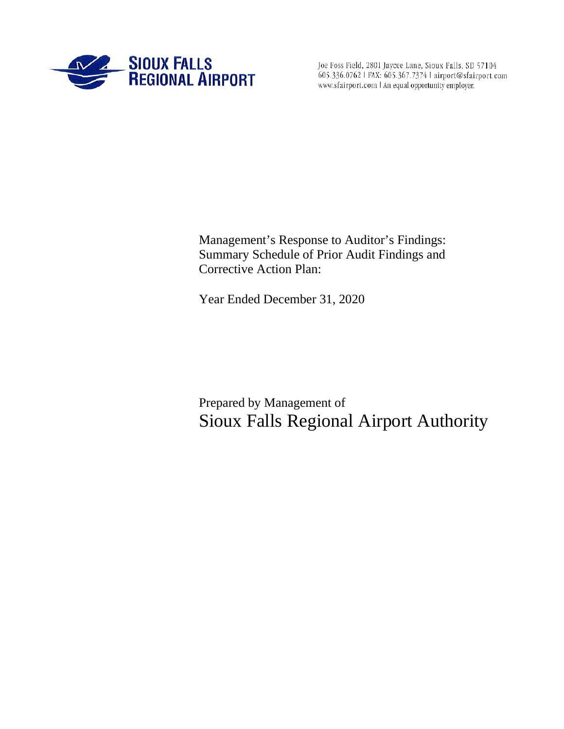**SIOUX FALLS REGIONAL AIRPORT**

Joe Foss Field, 2801 Jaycee Lane, Sioux Falls, SD 57104
605.336.0762 | FAX: 605.367.7374 | airport@sfairport.com
www.sfairport.com | An equal opportunity employer.

# Management's Response to Auditor's Findings: Summary Schedule of Prior Audit Findings and Corrective Action Plan:

Year Ended December 31, 2020

Prepared by Management of

## Sioux Falls Regional Airport Authority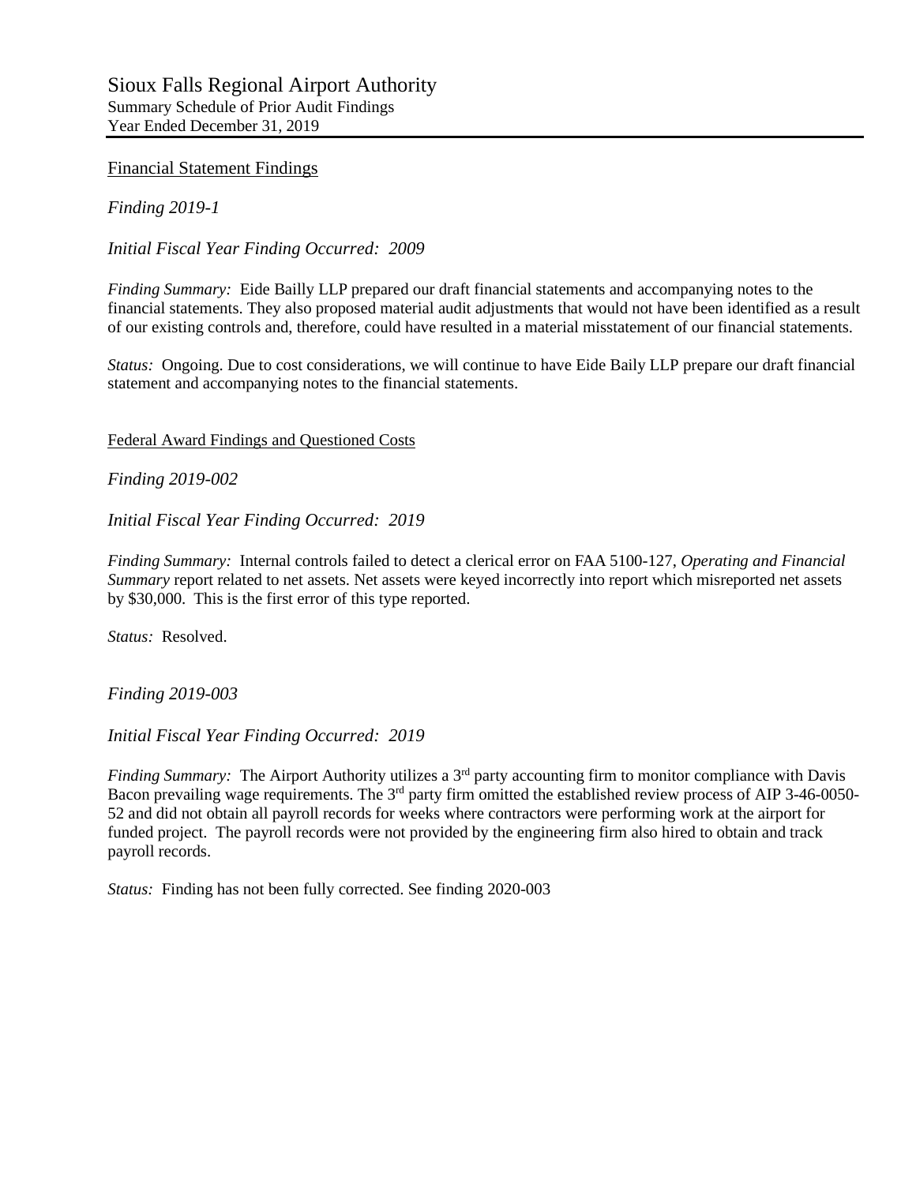# Sioux Falls Regional Airport Authority

Summary Schedule of Prior Audit Findings
Year Ended December 31, 2019

## Financial Statement Findings

*Finding 2019-1*

*Initial Fiscal Year Finding Occurred: 2009*

*Finding Summary:* Eide Bailly LLP prepared our draft financial statements and accompanying notes to the financial statements. They also proposed material audit adjustments that would not have been identified as a result of our existing controls and, therefore, could have resulted in a material misstatement of our financial statements.

*Status:* Ongoing. Due to cost considerations, we will continue to have Eide Baily LLP prepare our draft financial statement and accompanying notes to the financial statements.

## Federal Award Findings and Questioned Costs

*Finding 2019-002*

*Initial Fiscal Year Finding Occurred: 2019*

*Finding Summary:* Internal controls failed to detect a clerical error on FAA 5100-127, *Operating and Financial Summary* report related to net assets. Net assets were keyed incorrectly into report which misreported net assets by $30,000. This is the first error of this type reported.

*Status:* Resolved.

*Finding 2019-003*

*Initial Fiscal Year Finding Occurred: 2019*

*Finding Summary:* The Airport Authority utilizes a 3rd party accounting firm to monitor compliance with Davis Bacon prevailing wage requirements. The 3rd party firm omitted the established review process of AIP 3-46-0050-52 and did not obtain all payroll records for weeks where contractors were performing work at the airport for funded project. The payroll records were not provided by the engineering firm also hired to obtain and track payroll records.

*Status:* Finding has not been fully corrected. See finding 2020-003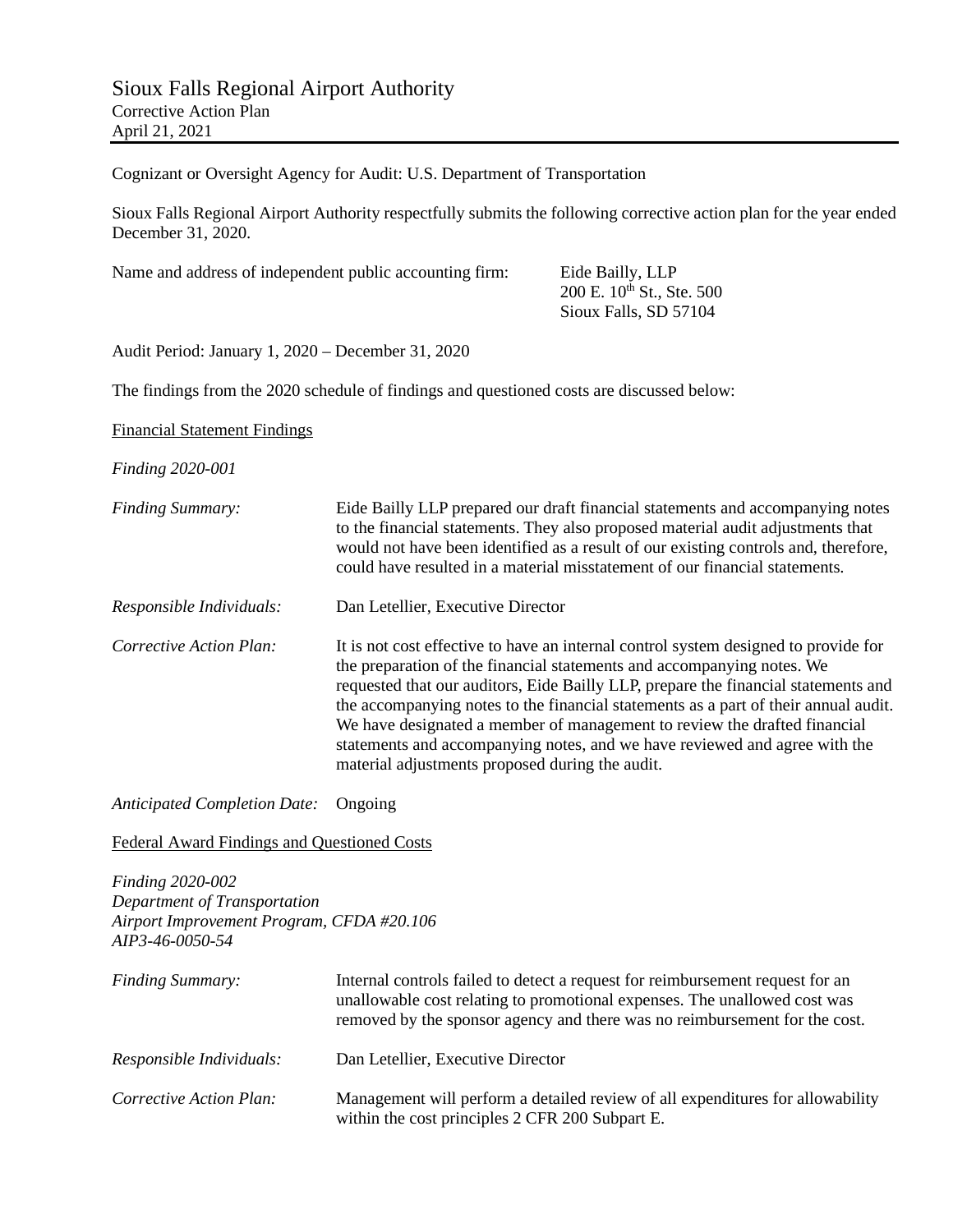# Sioux Falls Regional Airport Authority

Corrective Action Plan
April 21, 2021

Cognizant or Oversight Agency for Audit: U.S. Department of Transportation

Sioux Falls Regional Airport Authority respectfully submits the following corrective action plan for the year ended December 31, 2020.

Name and address of independent public accounting firm:

Eide Bailly, LLP
200 E. 10th St., Ste. 500
Sioux Falls, SD 57104

Audit Period: January 1, 2020 – December 31, 2020

The findings from the 2020 schedule of findings and questioned costs are discussed below:

Financial Statement Findings

*Finding 2020-001*

*Finding Summary:* Eide Bailly LLP prepared our draft financial statements and accompanying notes to the financial statements. They also proposed material audit adjustments that would not have been identified as a result of our existing controls and, therefore, could have resulted in a material misstatement of our financial statements.

*Responsible Individuals:* Dan Letellier, Executive Director

*Corrective Action Plan:* It is not cost effective to have an internal control system designed to provide for the preparation of the financial statements and accompanying notes. We requested that our auditors, Eide Bailly LLP, prepare the financial statements and the accompanying notes to the financial statements as a part of their annual audit. We have designated a member of management to review the drafted financial statements and accompanying notes, and we have reviewed and agree with the material adjustments proposed during the audit.

*Anticipated Completion Date:* Ongoing

Federal Award Findings and Questioned Costs

*Finding 2020-002*
*Department of Transportation*
*Airport Improvement Program, CFDA #20.106*
*AIP3-46-0050-54*

*Finding Summary:* Internal controls failed to detect a request for reimbursement request for an unallowable cost relating to promotional expenses. The unallowed cost was removed by the sponsor agency and there was no reimbursement for the cost.

*Responsible Individuals:* Dan Letellier, Executive Director

*Corrective Action Plan:* Management will perform a detailed review of all expenditures for allowability within the cost principles 2 CFR 200 Subpart E.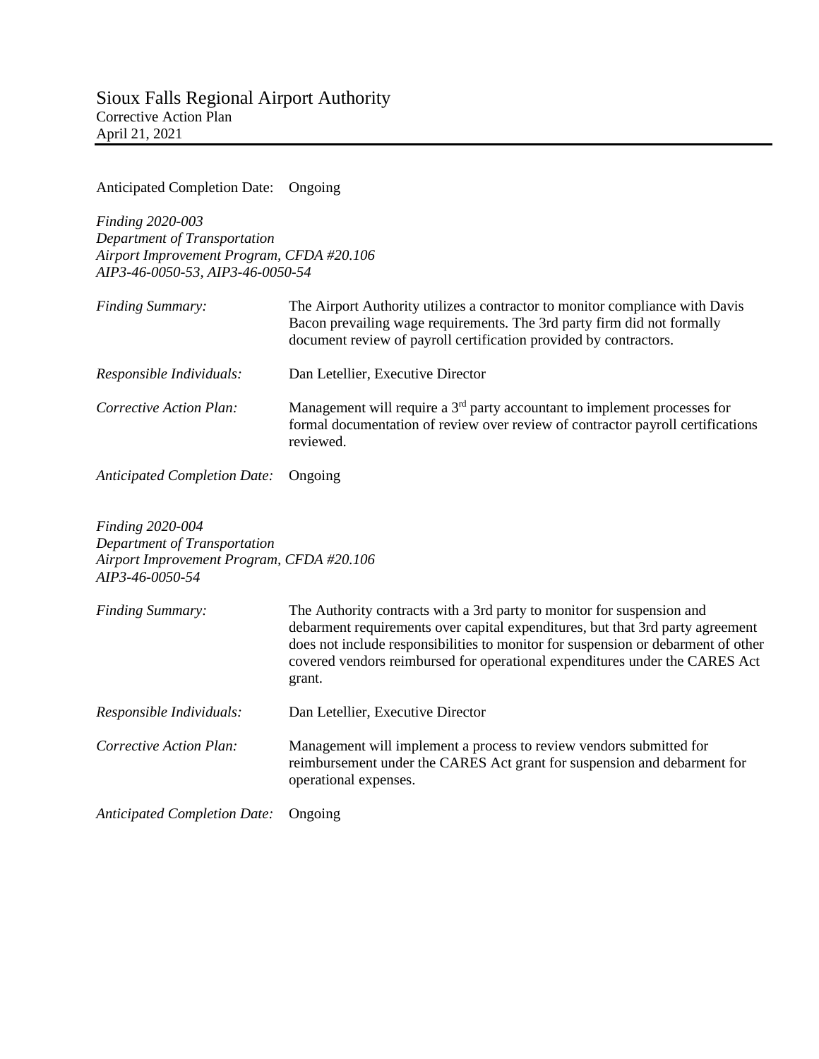Anticipated Completion Date: Ongoing

*Finding 2020-003*
*Department of Transportation*
*Airport Improvement Program, CFDA #20.106*
*AIP3-46-0050-53, AIP3-46-0050-54*

| | |
|---|---|
| *Finding Summary:* | The Airport Authority utilizes a contractor to monitor compliance with Davis Bacon prevailing wage requirements. The 3rd party firm did not formally document review of payroll certification provided by contractors. |
| *Responsible Individuals:* | Dan Letellier, Executive Director |
| *Corrective Action Plan:* | Management will require a 3rd party accountant to implement processes for formal documentation of review over review of contractor payroll certifications reviewed. |
| *Anticipated Completion Date:* | Ongoing |

*Finding 2020-004*
*Department of Transportation*
*Airport Improvement Program, CFDA #20.106*
*AIP3-46-0050-54*

| | |
|---|---|
| *Finding Summary:* | The Authority contracts with a 3rd party to monitor for suspension and debarment requirements over capital expenditures, but that 3rd party agreement does not include responsibilities to monitor for suspension or debarment of other covered vendors reimbursed for operational expenditures under the CARES Act grant. |
| *Responsible Individuals:* | Dan Letellier, Executive Director |
| *Corrective Action Plan:* | Management will implement a process to review vendors submitted for reimbursement under the CARES Act grant for suspension and debarment for operational expenses. |
| *Anticipated Completion Date:* | Ongoing |